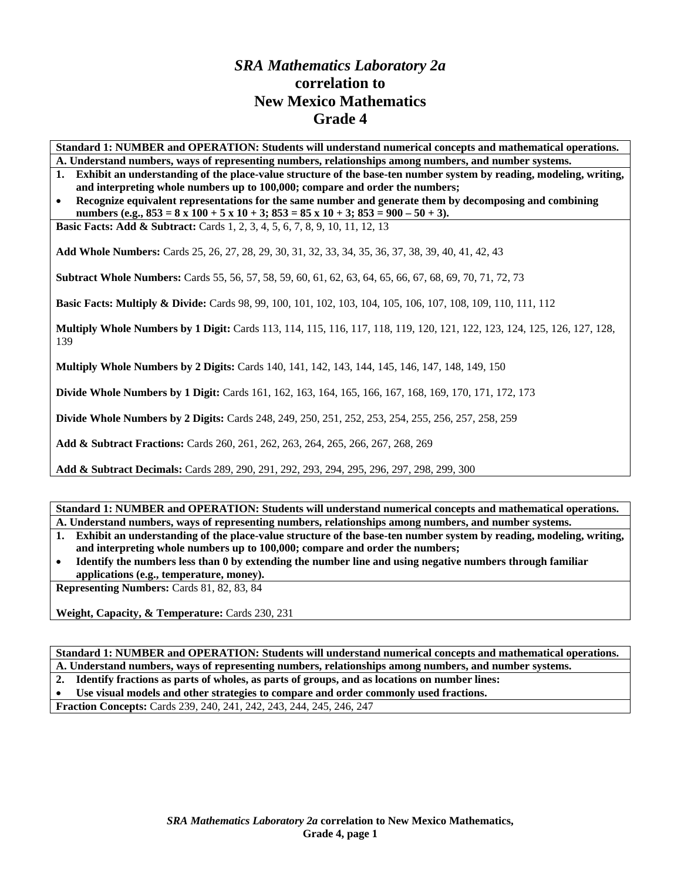# *SRA Mathematics Laboratory 2a* correlation to New Mexico Mathematics Grade 4

**Standard 1: NUMBER and OPERATION: Students will understand numerical concepts and mathematical operations.**

**A. Understand numbers, ways of representing numbers, relationships among numbers, and number systems.**

1. **Exhibit an understanding of the place-value structure of the base-ten number system by reading, modeling, writing, and interpreting whole numbers up to 100,000; compare and order the numbers;**

- **Recognize equivalent representations for the same number and generate them by decomposing and combining numbers (e.g., 853 = 8 x 100 + 5 x 10 + 3; 853 = 85 x 10 + 3; 853 = 900 – 50 + 3).**

**Basic Facts: Add & Subtract:** Cards 1, 2, 3, 4, 5, 6, 7, 8, 9, 10, 11, 12, 13

**Add Whole Numbers:** Cards 25, 26, 27, 28, 29, 30, 31, 32, 33, 34, 35, 36, 37, 38, 39, 40, 41, 42, 43

**Subtract Whole Numbers:** Cards 55, 56, 57, 58, 59, 60, 61, 62, 63, 64, 65, 66, 67, 68, 69, 70, 71, 72, 73

**Basic Facts: Multiply & Divide:** Cards 98, 99, 100, 101, 102, 103, 104, 105, 106, 107, 108, 109, 110, 111, 112

**Multiply Whole Numbers by 1 Digit:** Cards 113, 114, 115, 116, 117, 118, 119, 120, 121, 122, 123, 124, 125, 126, 127, 128, 139

**Multiply Whole Numbers by 2 Digits:** Cards 140, 141, 142, 143, 144, 145, 146, 147, 148, 149, 150

**Divide Whole Numbers by 1 Digit:** Cards 161, 162, 163, 164, 165, 166, 167, 168, 169, 170, 171, 172, 173

**Divide Whole Numbers by 2 Digits:** Cards 248, 249, 250, 251, 252, 253, 254, 255, 256, 257, 258, 259

**Add & Subtract Fractions:** Cards 260, 261, 262, 263, 264, 265, 266, 267, 268, 269

**Add & Subtract Decimals:** Cards 289, 290, 291, 292, 293, 294, 295, 296, 297, 298, 299, 300

---

**Standard 1: NUMBER and OPERATION: Students will understand numerical concepts and mathematical operations.**

**A. Understand numbers, ways of representing numbers, relationships among numbers, and number systems.**

1. **Exhibit an understanding of the place-value structure of the base-ten number system by reading, modeling, writing, and interpreting whole numbers up to 100,000; compare and order the numbers;**

- **Identify the numbers less than 0 by extending the number line and using negative numbers through familiar applications (e.g., temperature, money).**

**Representing Numbers:** Cards 81, 82, 83, 84

**Weight, Capacity, & Temperature:** Cards 230, 231

---

**Standard 1: NUMBER and OPERATION: Students will understand numerical concepts and mathematical operations.**

**A. Understand numbers, ways of representing numbers, relationships among numbers, and number systems.**

2. **Identify fractions as parts of wholes, as parts of groups, and as locations on number lines:**

- **Use visual models and other strategies to compare and order commonly used fractions.**

**Fraction Concepts:** Cards 239, 240, 241, 242, 243, 244, 245, 246, 247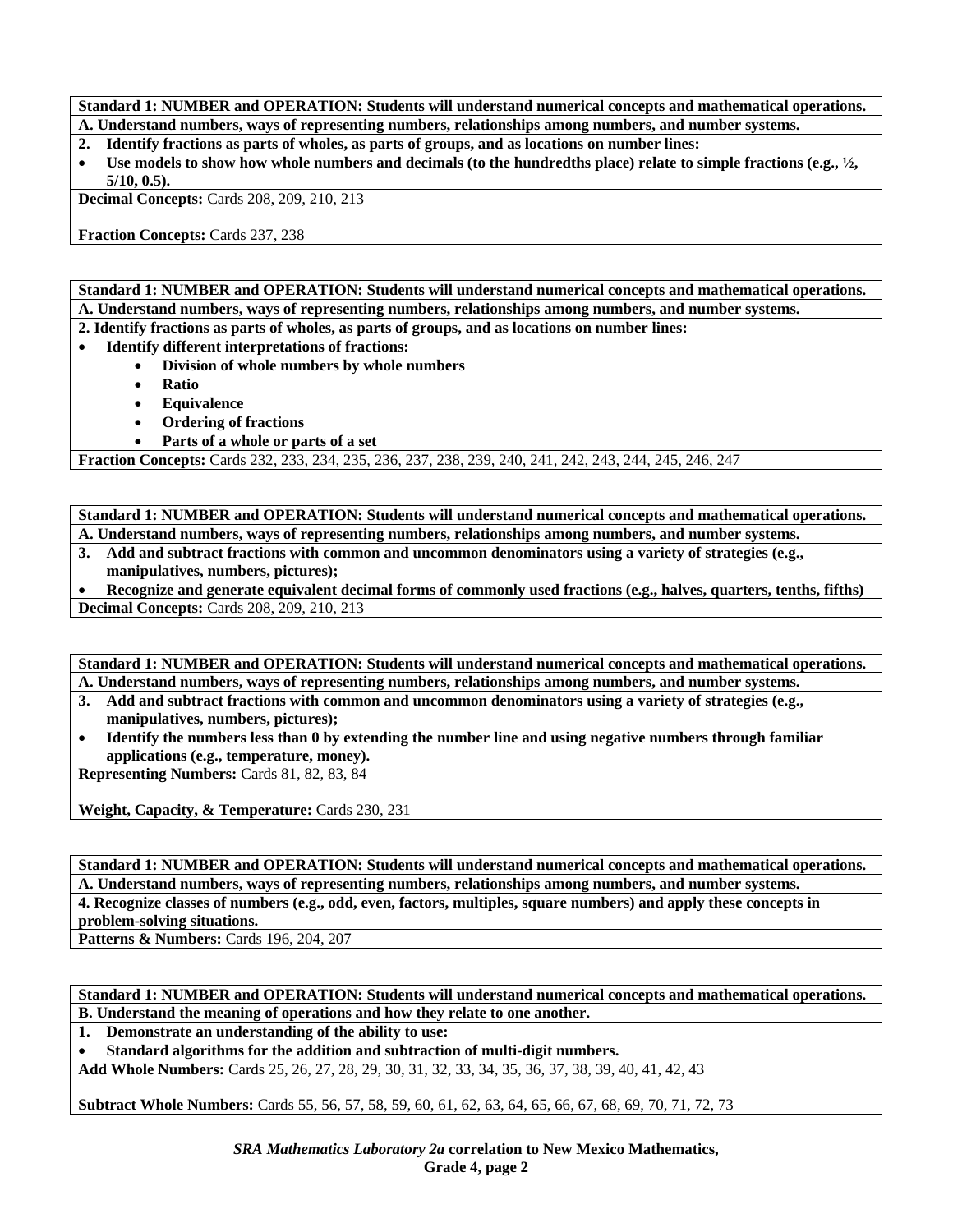**Standard 1: NUMBER and OPERATION: Students will understand numerical concepts and mathematical operations.**

**A. Understand numbers, ways of representing numbers, relationships among numbers, and number systems.**

**2. Identify fractions as parts of wholes, as parts of groups, and as locations on number lines:**

- **Use models to show how whole numbers and decimals (to the hundredths place) relate to simple fractions (e.g., ½, 5/10, 0.5).**

**Decimal Concepts:** Cards 208, 209, 210, 213

**Fraction Concepts:** Cards 237, 238

---

**Standard 1: NUMBER and OPERATION: Students will understand numerical concepts and mathematical operations.**

**A. Understand numbers, ways of representing numbers, relationships among numbers, and number systems.**

**2. Identify fractions as parts of wholes, as parts of groups, and as locations on number lines:**

- **Identify different interpretations of fractions:**
  - **Division of whole numbers by whole numbers**
  - **Ratio**
  - **Equivalence**
  - **Ordering of fractions**
  - **Parts of a whole or parts of a set**

**Fraction Concepts:** Cards 232, 233, 234, 235, 236, 237, 238, 239, 240, 241, 242, 243, 244, 245, 246, 247

---

**Standard 1: NUMBER and OPERATION: Students will understand numerical concepts and mathematical operations.**

**A. Understand numbers, ways of representing numbers, relationships among numbers, and number systems.**

**3. Add and subtract fractions with common and uncommon denominators using a variety of strategies (e.g., manipulatives, numbers, pictures);**

- **Recognize and generate equivalent decimal forms of commonly used fractions (e.g., halves, quarters, tenths, fifths)**

**Decimal Concepts:** Cards 208, 209, 210, 213

---

**Standard 1: NUMBER and OPERATION: Students will understand numerical concepts and mathematical operations.**

**A. Understand numbers, ways of representing numbers, relationships among numbers, and number systems.**

**3. Add and subtract fractions with common and uncommon denominators using a variety of strategies (e.g., manipulatives, numbers, pictures);**

- **Identify the numbers less than 0 by extending the number line and using negative numbers through familiar applications (e.g., temperature, money).**

**Representing Numbers:** Cards 81, 82, 83, 84

**Weight, Capacity, & Temperature:** Cards 230, 231

---

**Standard 1: NUMBER and OPERATION: Students will understand numerical concepts and mathematical operations.**

**A. Understand numbers, ways of representing numbers, relationships among numbers, and number systems.**

**4. Recognize classes of numbers (e.g., odd, even, factors, multiples, square numbers) and apply these concepts in problem-solving situations.**

**Patterns & Numbers:** Cards 196, 204, 207

---

**Standard 1: NUMBER and OPERATION: Students will understand numerical concepts and mathematical operations.**

**B. Understand the meaning of operations and how they relate to one another.**

**1. Demonstrate an understanding of the ability to use:**

- **Standard algorithms for the addition and subtraction of multi-digit numbers.**

**Add Whole Numbers:** Cards 25, 26, 27, 28, 29, 30, 31, 32, 33, 34, 35, 36, 37, 38, 39, 40, 41, 42, 43

**Subtract Whole Numbers:** Cards 55, 56, 57, 58, 59, 60, 61, 62, 63, 64, 65, 66, 67, 68, 69, 70, 71, 72, 73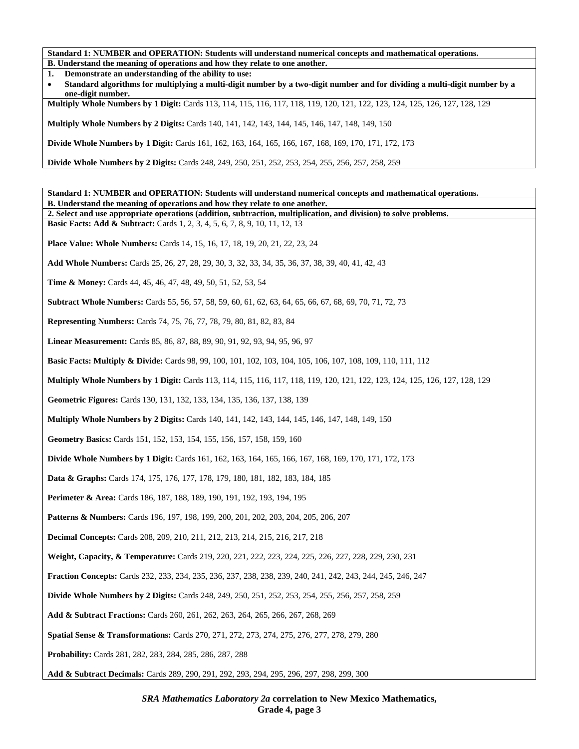**Standard 1: NUMBER and OPERATION: Students will understand numerical concepts and mathematical operations.**

**B. Understand the meaning of operations and how they relate to one another.**

1. **Demonstrate an understanding of the ability to use:**
   - **Standard algorithms for multiplying a multi-digit number by a two-digit number and for dividing a multi-digit number by a one-digit number.**

**Multiply Whole Numbers by 1 Digit:** Cards 113, 114, 115, 116, 117, 118, 119, 120, 121, 122, 123, 124, 125, 126, 127, 128, 129

**Multiply Whole Numbers by 2 Digits:** Cards 140, 141, 142, 143, 144, 145, 146, 147, 148, 149, 150

**Divide Whole Numbers by 1 Digit:** Cards 161, 162, 163, 164, 165, 166, 167, 168, 169, 170, 171, 172, 173

**Divide Whole Numbers by 2 Digits:** Cards 248, 249, 250, 251, 252, 253, 254, 255, 256, 257, 258, 259

**Standard 1: NUMBER and OPERATION: Students will understand numerical concepts and mathematical operations.**

**B. Understand the meaning of operations and how they relate to one another.**

**2. Select and use appropriate operations (addition, subtraction, multiplication, and division) to solve problems.**

**Basic Facts: Add & Subtract:** Cards 1, 2, 3, 4, 5, 6, 7, 8, 9, 10, 11, 12, 13

**Place Value: Whole Numbers:** Cards 14, 15, 16, 17, 18, 19, 20, 21, 22, 23, 24

**Add Whole Numbers:** Cards 25, 26, 27, 28, 29, 30, 3, 32, 33, 34, 35, 36, 37, 38, 39, 40, 41, 42, 43

**Time & Money:** Cards 44, 45, 46, 47, 48, 49, 50, 51, 52, 53, 54

**Subtract Whole Numbers:** Cards 55, 56, 57, 58, 59, 60, 61, 62, 63, 64, 65, 66, 67, 68, 69, 70, 71, 72, 73

**Representing Numbers:** Cards 74, 75, 76, 77, 78, 79, 80, 81, 82, 83, 84

**Linear Measurement:** Cards 85, 86, 87, 88, 89, 90, 91, 92, 93, 94, 95, 96, 97

**Basic Facts: Multiply & Divide:** Cards 98, 99, 100, 101, 102, 103, 104, 105, 106, 107, 108, 109, 110, 111, 112

**Multiply Whole Numbers by 1 Digit:** Cards 113, 114, 115, 116, 117, 118, 119, 120, 121, 122, 123, 124, 125, 126, 127, 128, 129

**Geometric Figures:** Cards 130, 131, 132, 133, 134, 135, 136, 137, 138, 139

**Multiply Whole Numbers by 2 Digits:** Cards 140, 141, 142, 143, 144, 145, 146, 147, 148, 149, 150

**Geometry Basics:** Cards 151, 152, 153, 154, 155, 156, 157, 158, 159, 160

**Divide Whole Numbers by 1 Digit:** Cards 161, 162, 163, 164, 165, 166, 167, 168, 169, 170, 171, 172, 173

**Data & Graphs:** Cards 174, 175, 176, 177, 178, 179, 180, 181, 182, 183, 184, 185

**Perimeter & Area:** Cards 186, 187, 188, 189, 190, 191, 192, 193, 194, 195

**Patterns & Numbers:** Cards 196, 197, 198, 199, 200, 201, 202, 203, 204, 205, 206, 207

**Decimal Concepts:** Cards 208, 209, 210, 211, 212, 213, 214, 215, 216, 217, 218

**Weight, Capacity, & Temperature:** Cards 219, 220, 221, 222, 223, 224, 225, 226, 227, 228, 229, 230, 231

**Fraction Concepts:** Cards 232, 233, 234, 235, 236, 237, 238, 238, 239, 240, 241, 242, 243, 244, 245, 246, 247

**Divide Whole Numbers by 2 Digits:** Cards 248, 249, 250, 251, 252, 253, 254, 255, 256, 257, 258, 259

**Add & Subtract Fractions:** Cards 260, 261, 262, 263, 264, 265, 266, 267, 268, 269

**Spatial Sense & Transformations:** Cards 270, 271, 272, 273, 274, 275, 276, 277, 278, 279, 280

**Probability:** Cards 281, 282, 283, 284, 285, 286, 287, 288

**Add & Subtract Decimals:** Cards 289, 290, 291, 292, 293, 294, 295, 296, 297, 298, 299, 300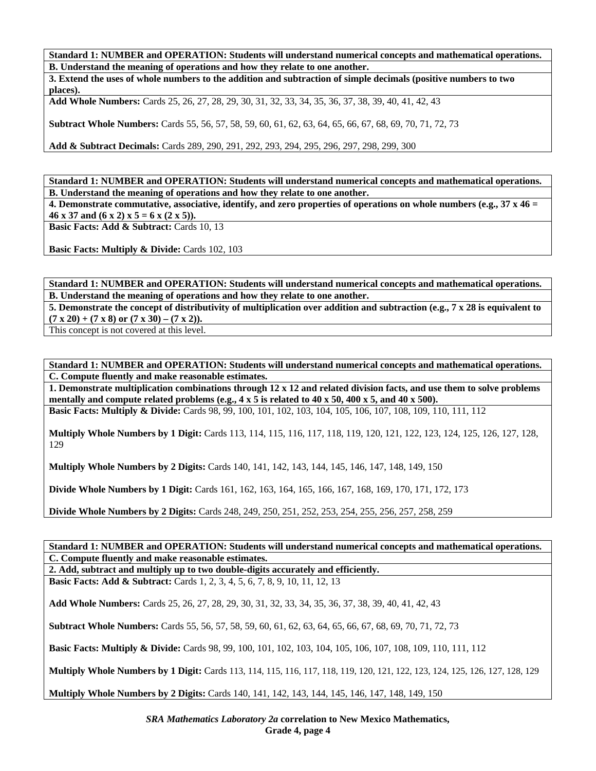**Standard 1: NUMBER and OPERATION: Students will understand numerical concepts and mathematical operations.**

**B. Understand the meaning of operations and how they relate to one another.**

**3. Extend the uses of whole numbers to the addition and subtraction of simple decimals (positive numbers to two places).**

**Add Whole Numbers:** Cards 25, 26, 27, 28, 29, 30, 31, 32, 33, 34, 35, 36, 37, 38, 39, 40, 41, 42, 43

**Subtract Whole Numbers:** Cards 55, 56, 57, 58, 59, 60, 61, 62, 63, 64, 65, 66, 67, 68, 69, 70, 71, 72, 73

**Add & Subtract Decimals:** Cards 289, 290, 291, 292, 293, 294, 295, 296, 297, 298, 299, 300

**Standard 1: NUMBER and OPERATION: Students will understand numerical concepts and mathematical operations.**

**B. Understand the meaning of operations and how they relate to one another.**

**4. Demonstrate commutative, associative, identify, and zero properties of operations on whole numbers (e.g., 37 x 46 = 46 x 37 and (6 x 2) x 5 = 6 x (2 x 5)).**

**Basic Facts: Add & Subtract:** Cards 10, 13

**Basic Facts: Multiply & Divide:** Cards 102, 103

**Standard 1: NUMBER and OPERATION: Students will understand numerical concepts and mathematical operations.**

**B. Understand the meaning of operations and how they relate to one another.**

**5. Demonstrate the concept of distributivity of multiplication over addition and subtraction (e.g., 7 x 28 is equivalent to (7 x 20) + (7 x 8) or (7 x 30) – (7 x 2)).**

This concept is not covered at this level.

**Standard 1: NUMBER and OPERATION: Students will understand numerical concepts and mathematical operations.**

**C. Compute fluently and make reasonable estimates.**

**1. Demonstrate multiplication combinations through 12 x 12 and related division facts, and use them to solve problems mentally and compute related problems (e.g., 4 x 5 is related to 40 x 50, 400 x 5, and 40 x 500).**

**Basic Facts: Multiply & Divide:** Cards 98, 99, 100, 101, 102, 103, 104, 105, 106, 107, 108, 109, 110, 111, 112

**Multiply Whole Numbers by 1 Digit:** Cards 113, 114, 115, 116, 117, 118, 119, 120, 121, 122, 123, 124, 125, 126, 127, 128, 129

**Multiply Whole Numbers by 2 Digits:** Cards 140, 141, 142, 143, 144, 145, 146, 147, 148, 149, 150

**Divide Whole Numbers by 1 Digit:** Cards 161, 162, 163, 164, 165, 166, 167, 168, 169, 170, 171, 172, 173

**Divide Whole Numbers by 2 Digits:** Cards 248, 249, 250, 251, 252, 253, 254, 255, 256, 257, 258, 259

**Standard 1: NUMBER and OPERATION: Students will understand numerical concepts and mathematical operations.**

**C. Compute fluently and make reasonable estimates.**

**2. Add, subtract and multiply up to two double-digits accurately and efficiently.**

**Basic Facts: Add & Subtract:** Cards 1, 2, 3, 4, 5, 6, 7, 8, 9, 10, 11, 12, 13

**Add Whole Numbers:** Cards 25, 26, 27, 28, 29, 30, 31, 32, 33, 34, 35, 36, 37, 38, 39, 40, 41, 42, 43

**Subtract Whole Numbers:** Cards 55, 56, 57, 58, 59, 60, 61, 62, 63, 64, 65, 66, 67, 68, 69, 70, 71, 72, 73

**Basic Facts: Multiply & Divide:** Cards 98, 99, 100, 101, 102, 103, 104, 105, 106, 107, 108, 109, 110, 111, 112

**Multiply Whole Numbers by 1 Digit:** Cards 113, 114, 115, 116, 117, 118, 119, 120, 121, 122, 123, 124, 125, 126, 127, 128, 129

**Multiply Whole Numbers by 2 Digits:** Cards 140, 141, 142, 143, 144, 145, 146, 147, 148, 149, 150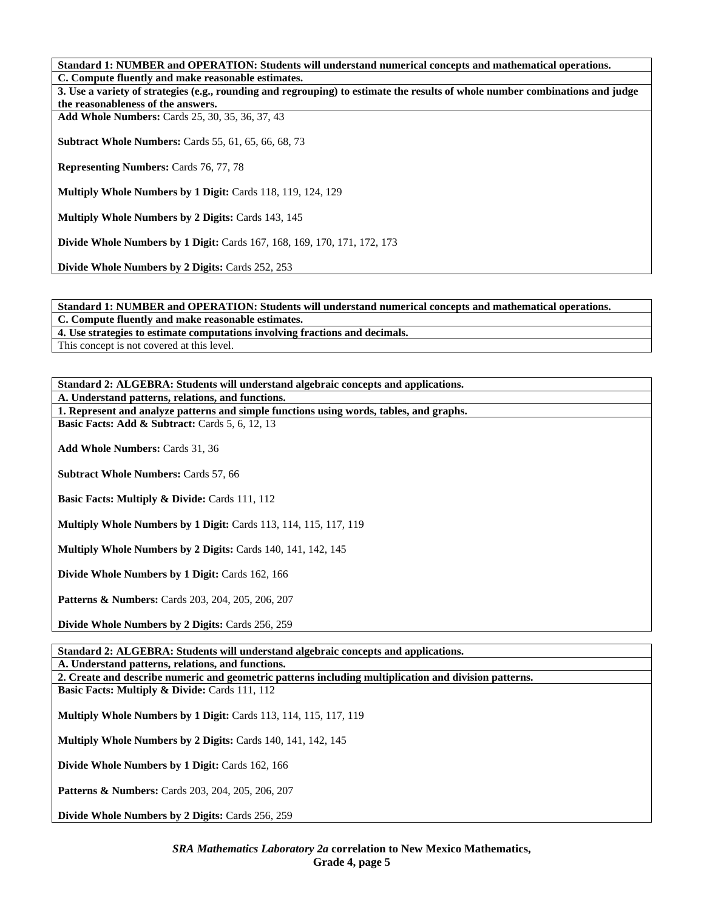**Standard 1: NUMBER and OPERATION: Students will understand numerical concepts and mathematical operations.**

**C. Compute fluently and make reasonable estimates.**

**3. Use a variety of strategies (e.g., rounding and regrouping) to estimate the results of whole number combinations and judge the reasonableness of the answers.**

**Add Whole Numbers:** Cards 25, 30, 35, 36, 37, 43

**Subtract Whole Numbers:** Cards 55, 61, 65, 66, 68, 73

**Representing Numbers:** Cards 76, 77, 78

**Multiply Whole Numbers by 1 Digit:** Cards 118, 119, 124, 129

**Multiply Whole Numbers by 2 Digits:** Cards 143, 145

**Divide Whole Numbers by 1 Digit:** Cards 167, 168, 169, 170, 171, 172, 173

**Divide Whole Numbers by 2 Digits:** Cards 252, 253

**Standard 1: NUMBER and OPERATION: Students will understand numerical concepts and mathematical operations.**

**C. Compute fluently and make reasonable estimates.**

**4. Use strategies to estimate computations involving fractions and decimals.**

This concept is not covered at this level.

**Standard 2: ALGEBRA: Students will understand algebraic concepts and applications.**

**A. Understand patterns, relations, and functions.**

**1. Represent and analyze patterns and simple functions using words, tables, and graphs.**

**Basic Facts: Add & Subtract:** Cards 5, 6, 12, 13

**Add Whole Numbers:** Cards 31, 36

**Subtract Whole Numbers:** Cards 57, 66

**Basic Facts: Multiply & Divide:** Cards 111, 112

**Multiply Whole Numbers by 1 Digit:** Cards 113, 114, 115, 117, 119

**Multiply Whole Numbers by 2 Digits:** Cards 140, 141, 142, 145

**Divide Whole Numbers by 1 Digit:** Cards 162, 166

**Patterns & Numbers:** Cards 203, 204, 205, 206, 207

**Divide Whole Numbers by 2 Digits:** Cards 256, 259

**Standard 2: ALGEBRA: Students will understand algebraic concepts and applications.**

**A. Understand patterns, relations, and functions.**

**2. Create and describe numeric and geometric patterns including multiplication and division patterns.**

**Basic Facts: Multiply & Divide:** Cards 111, 112

**Multiply Whole Numbers by 1 Digit:** Cards 113, 114, 115, 117, 119

**Multiply Whole Numbers by 2 Digits:** Cards 140, 141, 142, 145

**Divide Whole Numbers by 1 Digit:** Cards 162, 166

**Patterns & Numbers:** Cards 203, 204, 205, 206, 207

**Divide Whole Numbers by 2 Digits:** Cards 256, 259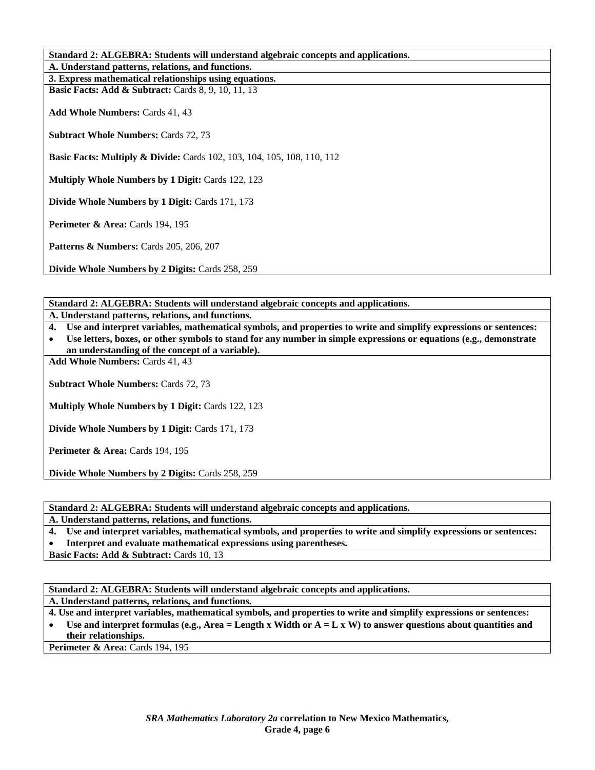**Standard 2: ALGEBRA: Students will understand algebraic concepts and applications.**

**A. Understand patterns, relations, and functions.**

**3. Express mathematical relationships using equations.**

**Basic Facts: Add & Subtract:** Cards 8, 9, 10, 11, 13

**Add Whole Numbers:** Cards 41, 43

**Subtract Whole Numbers:** Cards 72, 73

**Basic Facts: Multiply & Divide:** Cards 102, 103, 104, 105, 108, 110, 112

**Multiply Whole Numbers by 1 Digit:** Cards 122, 123

**Divide Whole Numbers by 1 Digit:** Cards 171, 173

**Perimeter & Area:** Cards 194, 195

**Patterns & Numbers:** Cards 205, 206, 207

**Divide Whole Numbers by 2 Digits:** Cards 258, 259

---

**Standard 2: ALGEBRA: Students will understand algebraic concepts and applications.**

**A. Understand patterns, relations, and functions.**

**4. Use and interpret variables, mathematical symbols, and properties to write and simplify expressions or sentences:**

- **Use letters, boxes, or other symbols to stand for any number in simple expressions or equations (e.g., demonstrate an understanding of the concept of a variable).**

**Add Whole Numbers:** Cards 41, 43

**Subtract Whole Numbers:** Cards 72, 73

**Multiply Whole Numbers by 1 Digit:** Cards 122, 123

**Divide Whole Numbers by 1 Digit:** Cards 171, 173

**Perimeter & Area:** Cards 194, 195

**Divide Whole Numbers by 2 Digits:** Cards 258, 259

---

**Standard 2: ALGEBRA: Students will understand algebraic concepts and applications.**

**A. Understand patterns, relations, and functions.**

**4. Use and interpret variables, mathematical symbols, and properties to write and simplify expressions or sentences:**

- **Interpret and evaluate mathematical expressions using parentheses.**

**Basic Facts: Add & Subtract:** Cards 10, 13

---

**Standard 2: ALGEBRA: Students will understand algebraic concepts and applications.**

**A. Understand patterns, relations, and functions.**

**4. Use and interpret variables, mathematical symbols, and properties to write and simplify expressions or sentences:**

- **Use and interpret formulas (e.g., Area = Length x Width or A = L x W) to answer questions about quantities and their relationships.**

**Perimeter & Area:** Cards 194, 195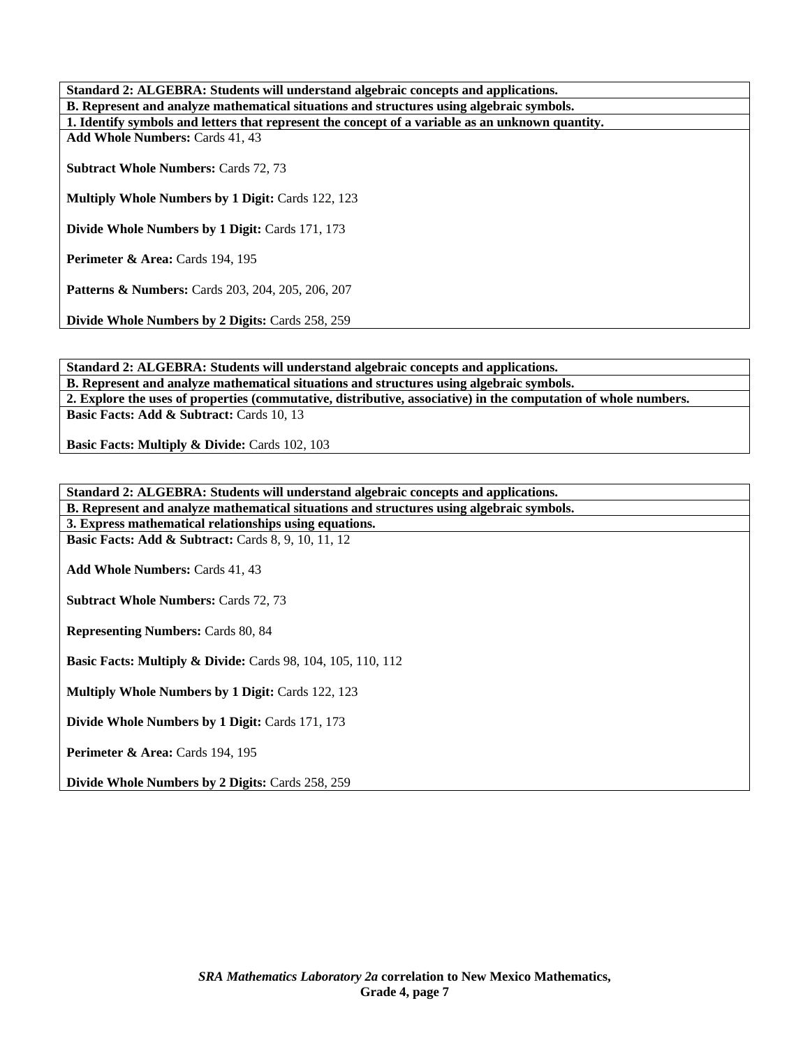**Standard 2: ALGEBRA: Students will understand algebraic concepts and applications.**

**B. Represent and analyze mathematical situations and structures using algebraic symbols.**

**1. Identify symbols and letters that represent the concept of a variable as an unknown quantity.**

**Add Whole Numbers:** Cards 41, 43

**Subtract Whole Numbers:** Cards 72, 73

**Multiply Whole Numbers by 1 Digit:** Cards 122, 123

**Divide Whole Numbers by 1 Digit:** Cards 171, 173

**Perimeter & Area:** Cards 194, 195

**Patterns & Numbers:** Cards 203, 204, 205, 206, 207

**Divide Whole Numbers by 2 Digits:** Cards 258, 259

**Standard 2: ALGEBRA: Students will understand algebraic concepts and applications.**

**B. Represent and analyze mathematical situations and structures using algebraic symbols.**

**2. Explore the uses of properties (commutative, distributive, associative) in the computation of whole numbers.**

**Basic Facts: Add & Subtract:** Cards 10, 13

**Basic Facts: Multiply & Divide:** Cards 102, 103

**Standard 2: ALGEBRA: Students will understand algebraic concepts and applications.**

**B. Represent and analyze mathematical situations and structures using algebraic symbols.**

**3. Express mathematical relationships using equations.**

**Basic Facts: Add & Subtract:** Cards 8, 9, 10, 11, 12

**Add Whole Numbers:** Cards 41, 43

**Subtract Whole Numbers:** Cards 72, 73

**Representing Numbers:** Cards 80, 84

**Basic Facts: Multiply & Divide:** Cards 98, 104, 105, 110, 112

**Multiply Whole Numbers by 1 Digit:** Cards 122, 123

**Divide Whole Numbers by 1 Digit:** Cards 171, 173

**Perimeter & Area:** Cards 194, 195

**Divide Whole Numbers by 2 Digits:** Cards 258, 259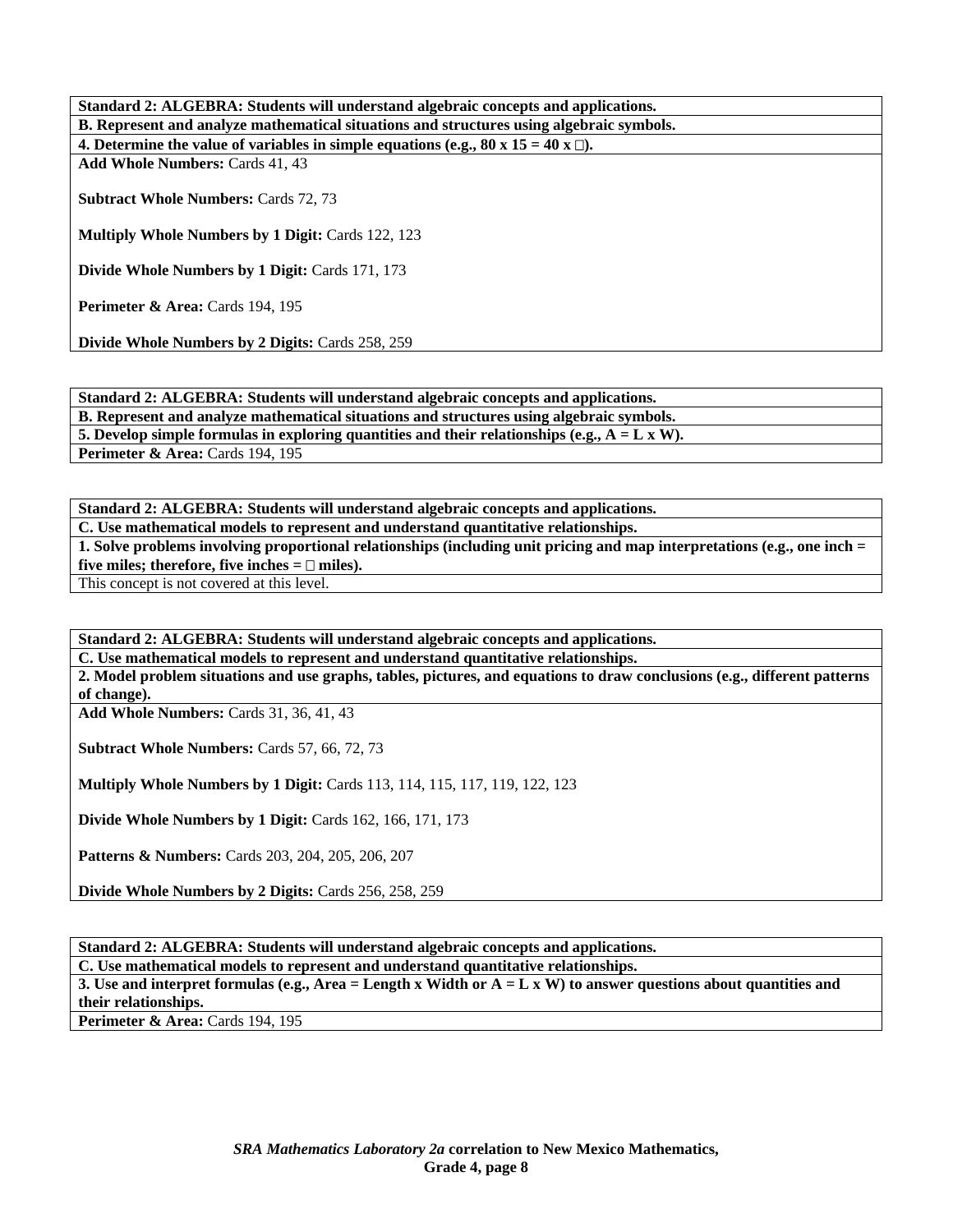**Standard 2: ALGEBRA: Students will understand algebraic concepts and applications.**

**B. Represent and analyze mathematical situations and structures using algebraic symbols.**

**4. Determine the value of variables in simple equations (e.g., 80 x 15 = 40 x □).**

**Add Whole Numbers:** Cards 41, 43

**Subtract Whole Numbers:** Cards 72, 73

**Multiply Whole Numbers by 1 Digit:** Cards 122, 123

**Divide Whole Numbers by 1 Digit:** Cards 171, 173

**Perimeter & Area:** Cards 194, 195

**Divide Whole Numbers by 2 Digits:** Cards 258, 259

---

**Standard 2: ALGEBRA: Students will understand algebraic concepts and applications.**

**B. Represent and analyze mathematical situations and structures using algebraic symbols.**

**5. Develop simple formulas in exploring quantities and their relationships (e.g., A = L x W).**

**Perimeter & Area:** Cards 194, 195

---

**Standard 2: ALGEBRA: Students will understand algebraic concepts and applications.**

**C. Use mathematical models to represent and understand quantitative relationships.**

**1. Solve problems involving proportional relationships (including unit pricing and map interpretations (e.g., one inch = five miles; therefore, five inches = □ miles).**

This concept is not covered at this level.

---

**Standard 2: ALGEBRA: Students will understand algebraic concepts and applications.**

**C. Use mathematical models to represent and understand quantitative relationships.**

**2. Model problem situations and use graphs, tables, pictures, and equations to draw conclusions (e.g., different patterns of change).**

**Add Whole Numbers:** Cards 31, 36, 41, 43

**Subtract Whole Numbers:** Cards 57, 66, 72, 73

**Multiply Whole Numbers by 1 Digit:** Cards 113, 114, 115, 117, 119, 122, 123

**Divide Whole Numbers by 1 Digit:** Cards 162, 166, 171, 173

**Patterns & Numbers:** Cards 203, 204, 205, 206, 207

**Divide Whole Numbers by 2 Digits:** Cards 256, 258, 259

---

**Standard 2: ALGEBRA: Students will understand algebraic concepts and applications.**

**C. Use mathematical models to represent and understand quantitative relationships.**

**3. Use and interpret formulas (e.g., Area = Length x Width or A = L x W) to answer questions about quantities and their relationships.**

**Perimeter & Area:** Cards 194, 195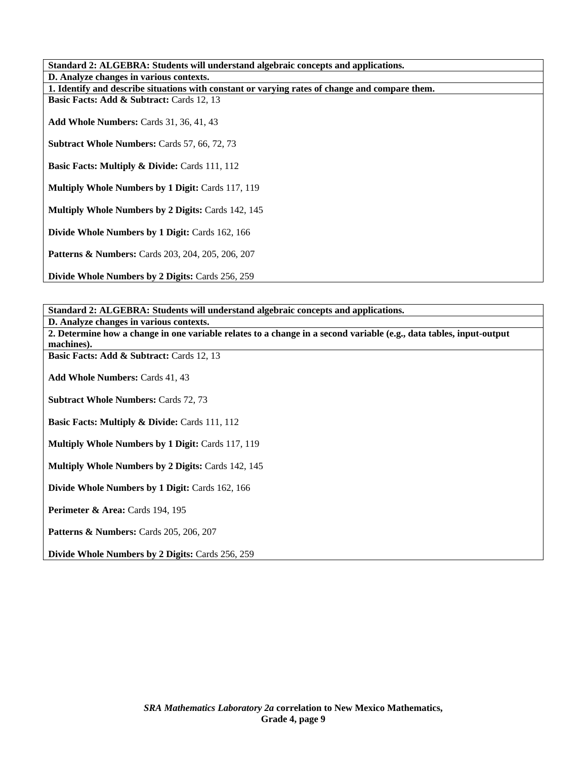**Standard 2: ALGEBRA: Students will understand algebraic concepts and applications.**

**D. Analyze changes in various contexts.**

**1. Identify and describe situations with constant or varying rates of change and compare them.**

**Basic Facts: Add & Subtract:** Cards 12, 13

**Add Whole Numbers:** Cards 31, 36, 41, 43

**Subtract Whole Numbers:** Cards 57, 66, 72, 73

**Basic Facts: Multiply & Divide:** Cards 111, 112

**Multiply Whole Numbers by 1 Digit:** Cards 117, 119

**Multiply Whole Numbers by 2 Digits:** Cards 142, 145

**Divide Whole Numbers by 1 Digit:** Cards 162, 166

**Patterns & Numbers:** Cards 203, 204, 205, 206, 207

**Divide Whole Numbers by 2 Digits:** Cards 256, 259

**Standard 2: ALGEBRA: Students will understand algebraic concepts and applications.**

**D. Analyze changes in various contexts.**

**2. Determine how a change in one variable relates to a change in a second variable (e.g., data tables, input-output machines).**

**Basic Facts: Add & Subtract:** Cards 12, 13

**Add Whole Numbers:** Cards 41, 43

**Subtract Whole Numbers:** Cards 72, 73

**Basic Facts: Multiply & Divide:** Cards 111, 112

**Multiply Whole Numbers by 1 Digit:** Cards 117, 119

**Multiply Whole Numbers by 2 Digits:** Cards 142, 145

**Divide Whole Numbers by 1 Digit:** Cards 162, 166

**Perimeter & Area:** Cards 194, 195

**Patterns & Numbers:** Cards 205, 206, 207

**Divide Whole Numbers by 2 Digits:** Cards 256, 259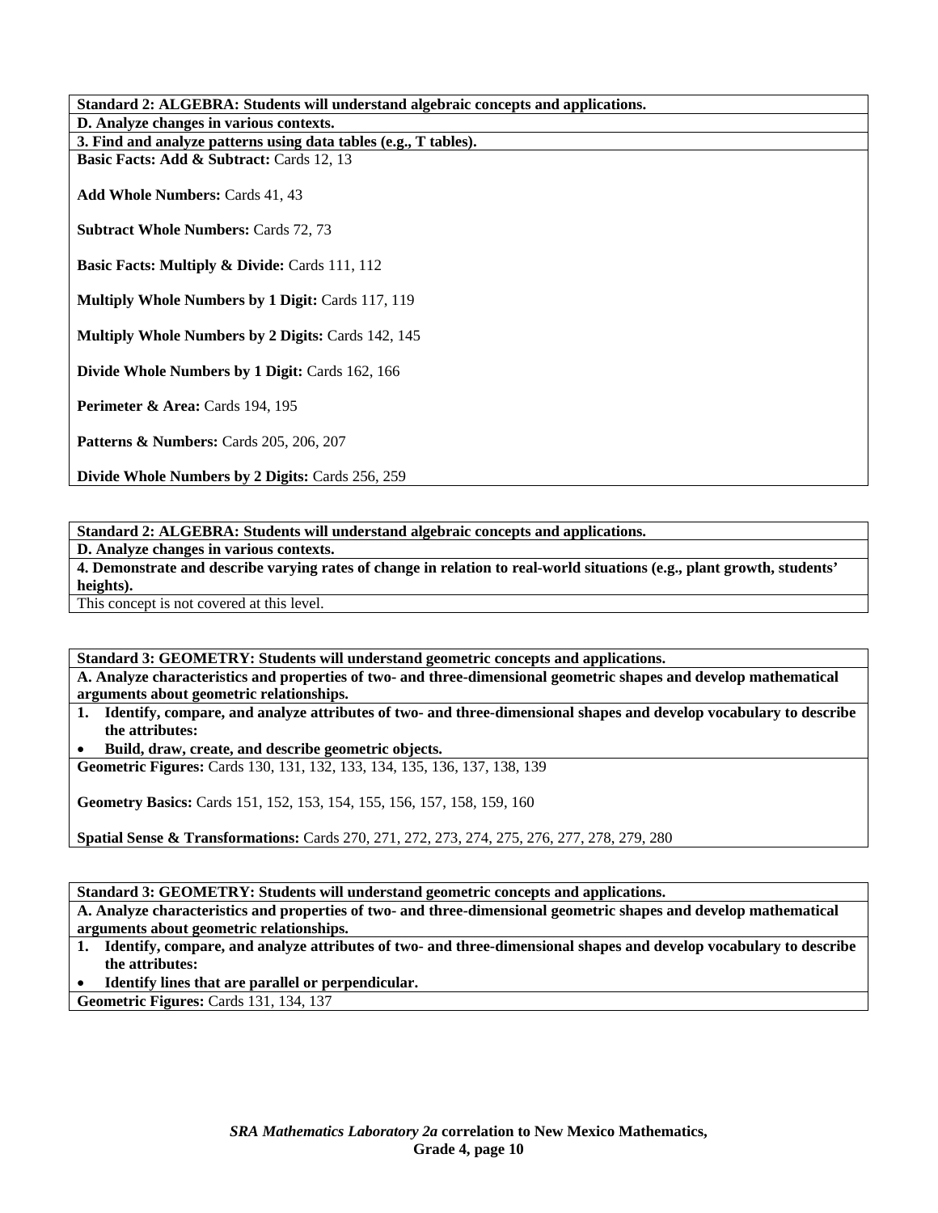**Standard 2: ALGEBRA: Students will understand algebraic concepts and applications.**

**D. Analyze changes in various contexts.**

**3. Find and analyze patterns using data tables (e.g., T tables).**

**Basic Facts: Add & Subtract:** Cards 12, 13

**Add Whole Numbers:** Cards 41, 43

**Subtract Whole Numbers:** Cards 72, 73

**Basic Facts: Multiply & Divide:** Cards 111, 112

**Multiply Whole Numbers by 1 Digit:** Cards 117, 119

**Multiply Whole Numbers by 2 Digits:** Cards 142, 145

**Divide Whole Numbers by 1 Digit:** Cards 162, 166

**Perimeter & Area:** Cards 194, 195

**Patterns & Numbers:** Cards 205, 206, 207

**Divide Whole Numbers by 2 Digits:** Cards 256, 259

---

**Standard 2: ALGEBRA: Students will understand algebraic concepts and applications.**

**D. Analyze changes in various contexts.**

**4. Demonstrate and describe varying rates of change in relation to real-world situations (e.g., plant growth, students' heights).**

This concept is not covered at this level.

---

**Standard 3: GEOMETRY: Students will understand geometric concepts and applications.**

**A. Analyze characteristics and properties of two- and three-dimensional geometric shapes and develop mathematical arguments about geometric relationships.**

1. **Identify, compare, and analyze attributes of two- and three-dimensional shapes and develop vocabulary to describe the attributes:**
   - **Build, draw, create, and describe geometric objects.**

**Geometric Figures:** Cards 130, 131, 132, 133, 134, 135, 136, 137, 138, 139

**Geometry Basics:** Cards 151, 152, 153, 154, 155, 156, 157, 158, 159, 160

**Spatial Sense & Transformations:** Cards 270, 271, 272, 273, 274, 275, 276, 277, 278, 279, 280

---

**Standard 3: GEOMETRY: Students will understand geometric concepts and applications.**

**A. Analyze characteristics and properties of two- and three-dimensional geometric shapes and develop mathematical arguments about geometric relationships.**

1. **Identify, compare, and analyze attributes of two- and three-dimensional shapes and develop vocabulary to describe the attributes:**
   - **Identify lines that are parallel or perpendicular.**

**Geometric Figures:** Cards 131, 134, 137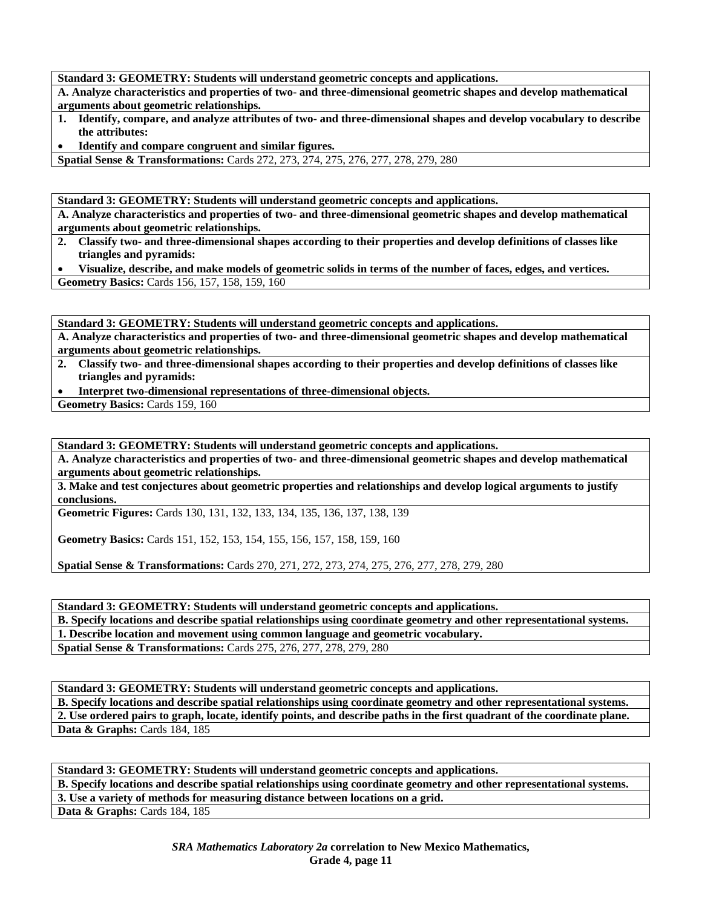**Standard 3: GEOMETRY: Students will understand geometric concepts and applications.**

**A. Analyze characteristics and properties of two- and three-dimensional geometric shapes and develop mathematical arguments about geometric relationships.**

1. **Identify, compare, and analyze attributes of two- and three-dimensional shapes and develop vocabulary to describe the attributes:**

- **Identify and compare congruent and similar figures.**

**Spatial Sense & Transformations:** Cards 272, 273, 274, 275, 276, 277, 278, 279, 280

---

**Standard 3: GEOMETRY: Students will understand geometric concepts and applications.**

**A. Analyze characteristics and properties of two- and three-dimensional geometric shapes and develop mathematical arguments about geometric relationships.**

2. **Classify two- and three-dimensional shapes according to their properties and develop definitions of classes like triangles and pyramids:**

- **Visualize, describe, and make models of geometric solids in terms of the number of faces, edges, and vertices.**

**Geometry Basics:** Cards 156, 157, 158, 159, 160

---

**Standard 3: GEOMETRY: Students will understand geometric concepts and applications.**

**A. Analyze characteristics and properties of two- and three-dimensional geometric shapes and develop mathematical arguments about geometric relationships.**

2. **Classify two- and three-dimensional shapes according to their properties and develop definitions of classes like triangles and pyramids:**

- **Interpret two-dimensional representations of three-dimensional objects.**

**Geometry Basics:** Cards 159, 160

---

**Standard 3: GEOMETRY: Students will understand geometric concepts and applications.**

**A. Analyze characteristics and properties of two- and three-dimensional geometric shapes and develop mathematical arguments about geometric relationships.**

**3. Make and test conjectures about geometric properties and relationships and develop logical arguments to justify conclusions.**

**Geometric Figures:** Cards 130, 131, 132, 133, 134, 135, 136, 137, 138, 139

**Geometry Basics:** Cards 151, 152, 153, 154, 155, 156, 157, 158, 159, 160

**Spatial Sense & Transformations:** Cards 270, 271, 272, 273, 274, 275, 276, 277, 278, 279, 280

---

**Standard 3: GEOMETRY: Students will understand geometric concepts and applications.**

**B. Specify locations and describe spatial relationships using coordinate geometry and other representational systems.**

**1. Describe location and movement using common language and geometric vocabulary.**

**Spatial Sense & Transformations:** Cards 275, 276, 277, 278, 279, 280

---

**Standard 3: GEOMETRY: Students will understand geometric concepts and applications.**

**B. Specify locations and describe spatial relationships using coordinate geometry and other representational systems.**

**2. Use ordered pairs to graph, locate, identify points, and describe paths in the first quadrant of the coordinate plane.**

**Data & Graphs:** Cards 184, 185

---

**Standard 3: GEOMETRY: Students will understand geometric concepts and applications.**

**B. Specify locations and describe spatial relationships using coordinate geometry and other representational systems.**

**3. Use a variety of methods for measuring distance between locations on a grid.**

**Data & Graphs:** Cards 184, 185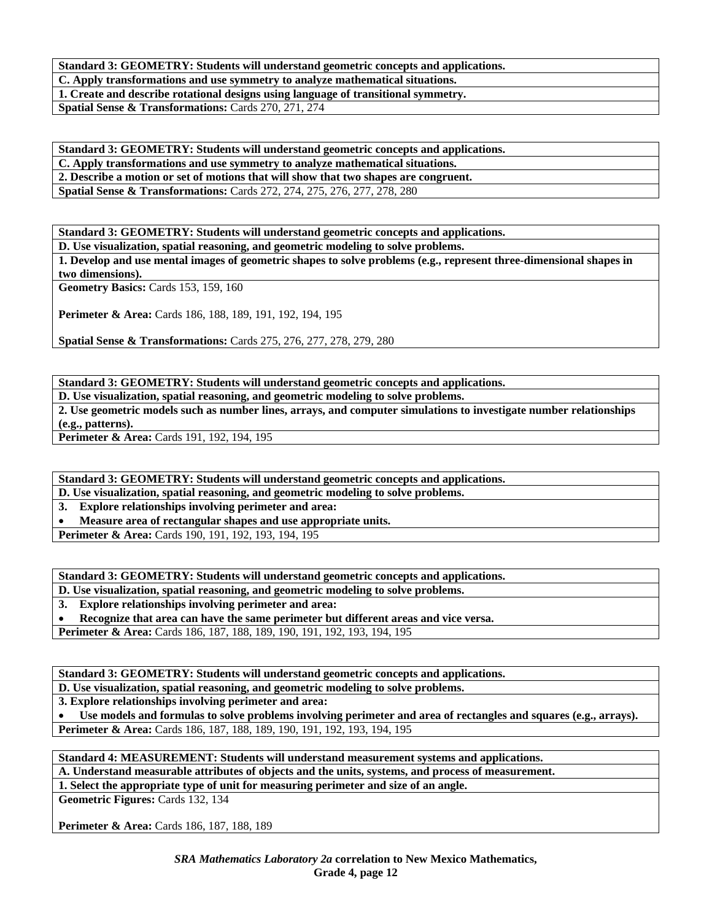**Standard 3: GEOMETRY: Students will understand geometric concepts and applications.**

**C. Apply transformations and use symmetry to analyze mathematical situations.**

**1. Create and describe rotational designs using language of transitional symmetry.**

**Spatial Sense & Transformations:** Cards 270, 271, 274

**Standard 3: GEOMETRY: Students will understand geometric concepts and applications.**

**C. Apply transformations and use symmetry to analyze mathematical situations.**

**2. Describe a motion or set of motions that will show that two shapes are congruent.**

**Spatial Sense & Transformations:** Cards 272, 274, 275, 276, 277, 278, 280

**Standard 3: GEOMETRY: Students will understand geometric concepts and applications.**

**D. Use visualization, spatial reasoning, and geometric modeling to solve problems.**

**1. Develop and use mental images of geometric shapes to solve problems (e.g., represent three-dimensional shapes in two dimensions).**

**Geometry Basics:** Cards 153, 159, 160

**Perimeter & Area:** Cards 186, 188, 189, 191, 192, 194, 195

**Spatial Sense & Transformations:** Cards 275, 276, 277, 278, 279, 280

**Standard 3: GEOMETRY: Students will understand geometric concepts and applications.**

**D. Use visualization, spatial reasoning, and geometric modeling to solve problems.**

**2. Use geometric models such as number lines, arrays, and computer simulations to investigate number relationships (e.g., patterns).**

**Perimeter & Area:** Cards 191, 192, 194, 195

**Standard 3: GEOMETRY: Students will understand geometric concepts and applications.**

**D. Use visualization, spatial reasoning, and geometric modeling to solve problems.**

**3. Explore relationships involving perimeter and area:**

- **Measure area of rectangular shapes and use appropriate units.**

**Perimeter & Area:** Cards 190, 191, 192, 193, 194, 195

**Standard 3: GEOMETRY: Students will understand geometric concepts and applications.**

**D. Use visualization, spatial reasoning, and geometric modeling to solve problems.**

**3. Explore relationships involving perimeter and area:**

- **Recognize that area can have the same perimeter but different areas and vice versa.**

**Perimeter & Area:** Cards 186, 187, 188, 189, 190, 191, 192, 193, 194, 195

**Standard 3: GEOMETRY: Students will understand geometric concepts and applications.**

**D. Use visualization, spatial reasoning, and geometric modeling to solve problems.**

**3. Explore relationships involving perimeter and area:**

- **Use models and formulas to solve problems involving perimeter and area of rectangles and squares (e.g., arrays).**

**Perimeter & Area:** Cards 186, 187, 188, 189, 190, 191, 192, 193, 194, 195

**Standard 4: MEASUREMENT: Students will understand measurement systems and applications.**

**A. Understand measurable attributes of objects and the units, systems, and process of measurement.**

**1. Select the appropriate type of unit for measuring perimeter and size of an angle.**

**Geometric Figures:** Cards 132, 134

**Perimeter & Area:** Cards 186, 187, 188, 189

***SRA Mathematics Laboratory 2a* correlation to New Mexico Mathematics, Grade 4, page 12**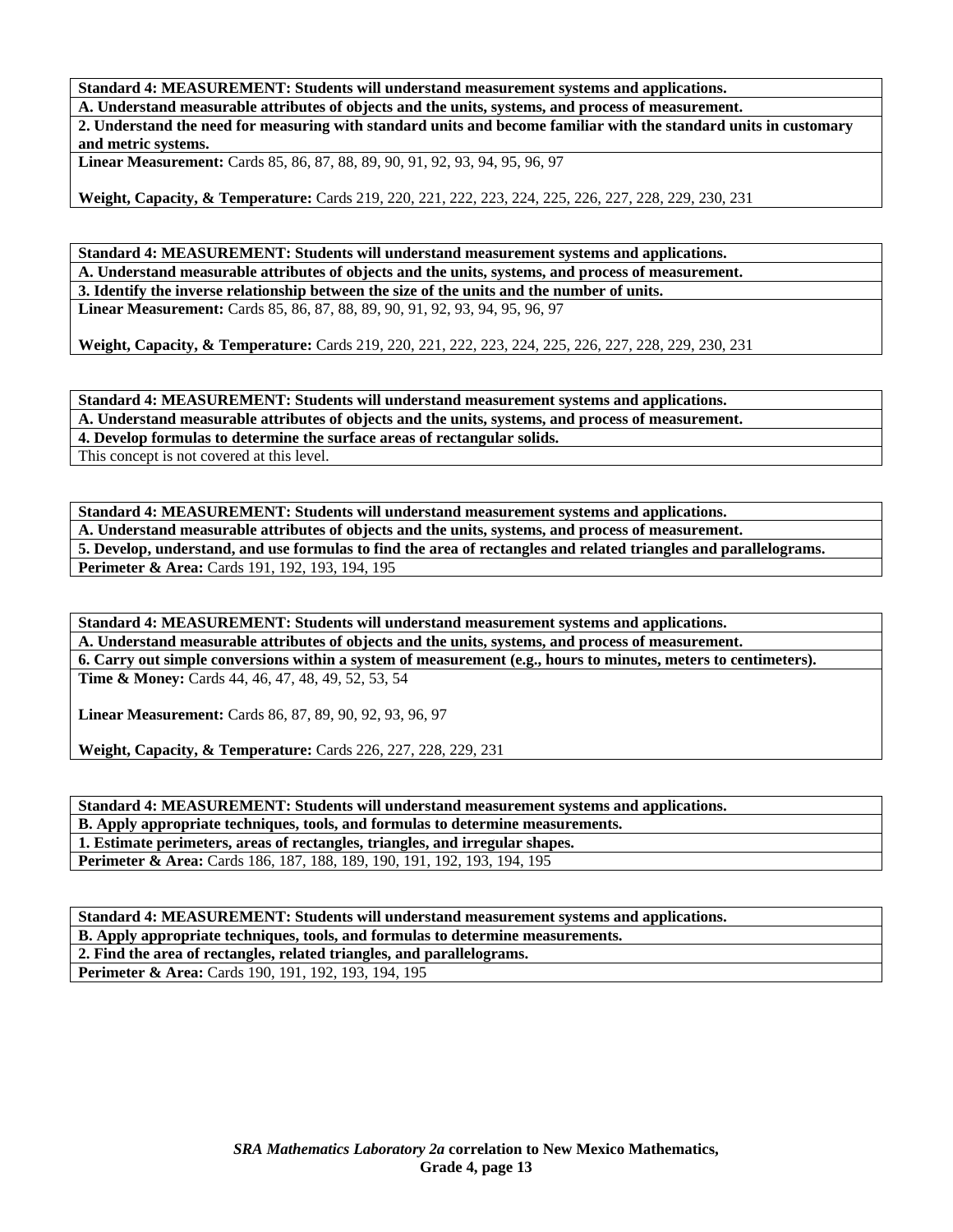**Standard 4: MEASUREMENT: Students will understand measurement systems and applications.**

**A. Understand measurable attributes of objects and the units, systems, and process of measurement.**

**2. Understand the need for measuring with standard units and become familiar with the standard units in customary and metric systems.**

**Linear Measurement:** Cards 85, 86, 87, 88, 89, 90, 91, 92, 93, 94, 95, 96, 97

**Weight, Capacity, & Temperature:** Cards 219, 220, 221, 222, 223, 224, 225, 226, 227, 228, 229, 230, 231

---

**Standard 4: MEASUREMENT: Students will understand measurement systems and applications.**

**A. Understand measurable attributes of objects and the units, systems, and process of measurement.**

**3. Identify the inverse relationship between the size of the units and the number of units.**

**Linear Measurement:** Cards 85, 86, 87, 88, 89, 90, 91, 92, 93, 94, 95, 96, 97

**Weight, Capacity, & Temperature:** Cards 219, 220, 221, 222, 223, 224, 225, 226, 227, 228, 229, 230, 231

---

**Standard 4: MEASUREMENT: Students will understand measurement systems and applications.**

**A. Understand measurable attributes of objects and the units, systems, and process of measurement.**

**4. Develop formulas to determine the surface areas of rectangular solids.**

This concept is not covered at this level.

---

**Standard 4: MEASUREMENT: Students will understand measurement systems and applications.**

**A. Understand measurable attributes of objects and the units, systems, and process of measurement.**

**5. Develop, understand, and use formulas to find the area of rectangles and related triangles and parallelograms.**

**Perimeter & Area:** Cards 191, 192, 193, 194, 195

---

**Standard 4: MEASUREMENT: Students will understand measurement systems and applications.**

**A. Understand measurable attributes of objects and the units, systems, and process of measurement.**

**6. Carry out simple conversions within a system of measurement (e.g., hours to minutes, meters to centimeters).**

**Time & Money:** Cards 44, 46, 47, 48, 49, 52, 53, 54

**Linear Measurement:** Cards 86, 87, 89, 90, 92, 93, 96, 97

**Weight, Capacity, & Temperature:** Cards 226, 227, 228, 229, 231

---

**Standard 4: MEASUREMENT: Students will understand measurement systems and applications.**

**B. Apply appropriate techniques, tools, and formulas to determine measurements.**

**1. Estimate perimeters, areas of rectangles, triangles, and irregular shapes.**

**Perimeter & Area:** Cards 186, 187, 188, 189, 190, 191, 192, 193, 194, 195

---

**Standard 4: MEASUREMENT: Students will understand measurement systems and applications.**

**B. Apply appropriate techniques, tools, and formulas to determine measurements.**

**2. Find the area of rectangles, related triangles, and parallelograms.**

**Perimeter & Area:** Cards 190, 191, 192, 193, 194, 195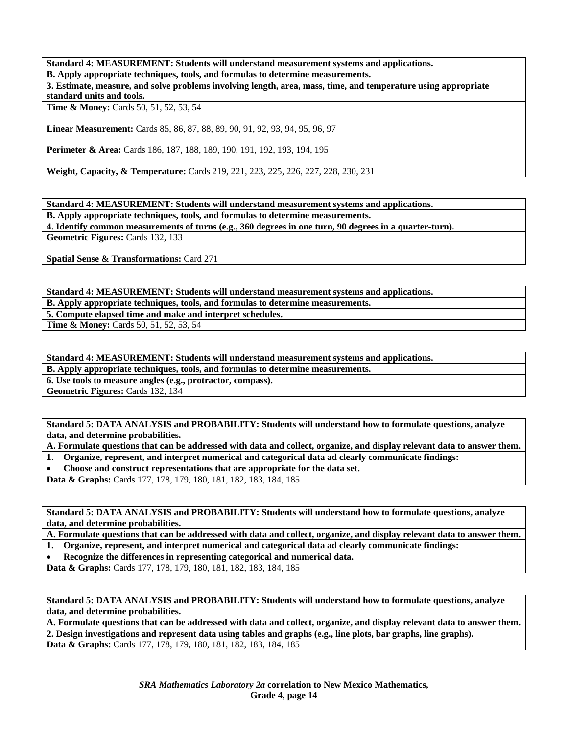**Standard 4: MEASUREMENT: Students will understand measurement systems and applications.**

**B. Apply appropriate techniques, tools, and formulas to determine measurements.**

**3. Estimate, measure, and solve problems involving length, area, mass, time, and temperature using appropriate standard units and tools.**

**Time & Money:** Cards 50, 51, 52, 53, 54

**Linear Measurement:** Cards 85, 86, 87, 88, 89, 90, 91, 92, 93, 94, 95, 96, 97

**Perimeter & Area:** Cards 186, 187, 188, 189, 190, 191, 192, 193, 194, 195

**Weight, Capacity, & Temperature:** Cards 219, 221, 223, 225, 226, 227, 228, 230, 231

**Standard 4: MEASUREMENT: Students will understand measurement systems and applications.**

**B. Apply appropriate techniques, tools, and formulas to determine measurements.**

**4. Identify common measurements of turns (e.g., 360 degrees in one turn, 90 degrees in a quarter-turn).**

**Geometric Figures:** Cards 132, 133

**Spatial Sense & Transformations:** Card 271

**Standard 4: MEASUREMENT: Students will understand measurement systems and applications.**

**B. Apply appropriate techniques, tools, and formulas to determine measurements.**

**5. Compute elapsed time and make and interpret schedules.**

**Time & Money:** Cards 50, 51, 52, 53, 54

**Standard 4: MEASUREMENT: Students will understand measurement systems and applications.**

**B. Apply appropriate techniques, tools, and formulas to determine measurements.**

**6. Use tools to measure angles (e.g., protractor, compass).**

**Geometric Figures:** Cards 132, 134

**Standard 5: DATA ANALYSIS and PROBABILITY: Students will understand how to formulate questions, analyze data, and determine probabilities.**

**A. Formulate questions that can be addressed with data and collect, organize, and display relevant data to answer them.**

**1. Organize, represent, and interpret numerical and categorical data ad clearly communicate findings:**

- **Choose and construct representations that are appropriate for the data set.**

**Data & Graphs:** Cards 177, 178, 179, 180, 181, 182, 183, 184, 185

**Standard 5: DATA ANALYSIS and PROBABILITY: Students will understand how to formulate questions, analyze data, and determine probabilities.**

**A. Formulate questions that can be addressed with data and collect, organize, and display relevant data to answer them.**

**1. Organize, represent, and interpret numerical and categorical data ad clearly communicate findings:**

- **Recognize the differences in representing categorical and numerical data.**

**Data & Graphs:** Cards 177, 178, 179, 180, 181, 182, 183, 184, 185

**Standard 5: DATA ANALYSIS and PROBABILITY: Students will understand how to formulate questions, analyze data, and determine probabilities.**

**A. Formulate questions that can be addressed with data and collect, organize, and display relevant data to answer them.**

**2. Design investigations and represent data using tables and graphs (e.g., line plots, bar graphs, line graphs).**

**Data & Graphs:** Cards 177, 178, 179, 180, 181, 182, 183, 184, 185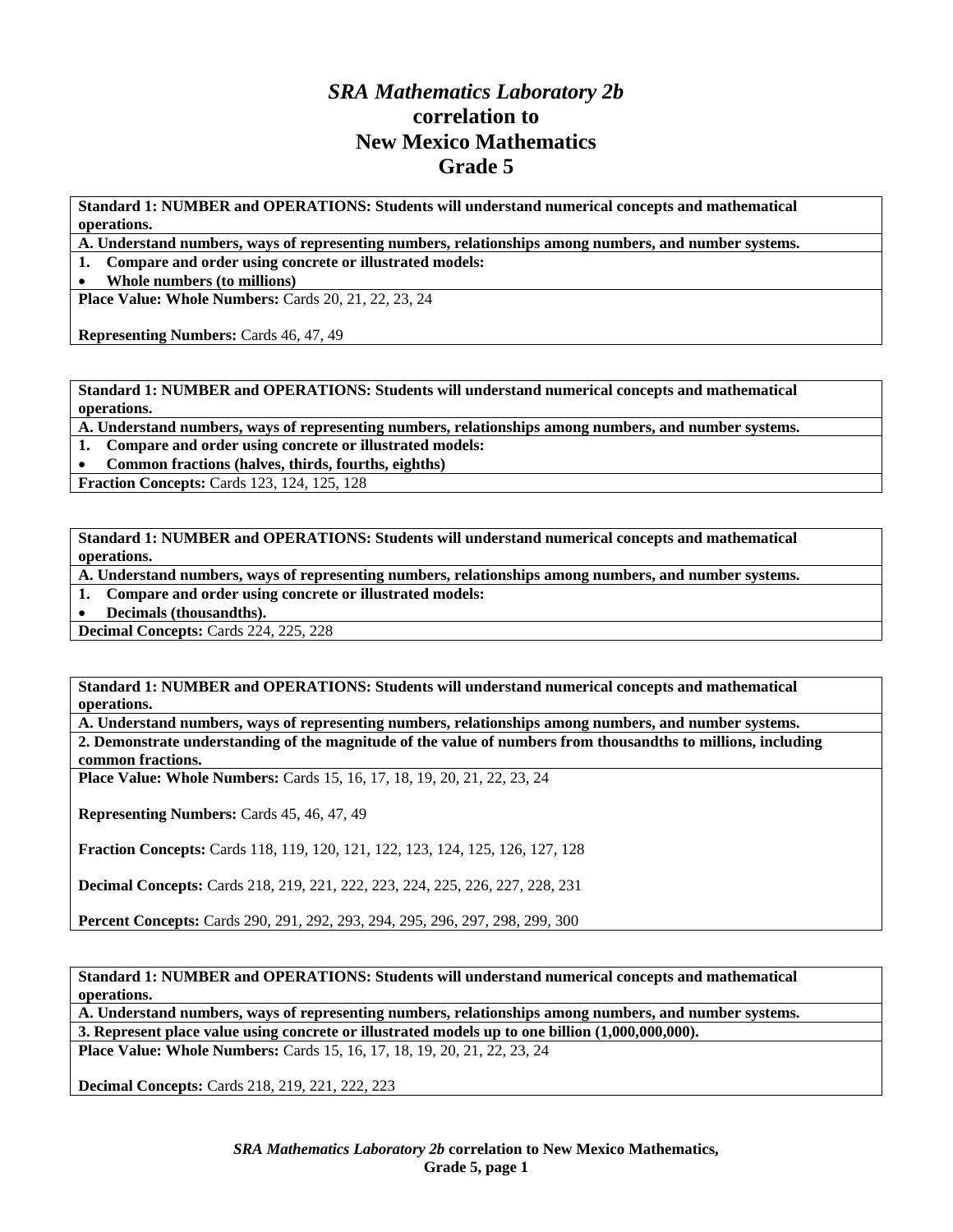# *SRA Mathematics Laboratory 2b* correlation to New Mexico Mathematics Grade 5

| **Standard 1: NUMBER and OPERATIONS: Students will understand numerical concepts and mathematical operations.** |
|---|
| **A. Understand numbers, ways of representing numbers, relationships among numbers, and number systems.** |
| **1. Compare and order using concrete or illustrated models:** |
| • **Whole numbers (to millions)** |
| **Place Value: Whole Numbers:** Cards 20, 21, 22, 23, 24<br><br>**Representing Numbers:** Cards 46, 47, 49 |

| **Standard 1: NUMBER and OPERATIONS: Students will understand numerical concepts and mathematical operations.** |
|---|
| **A. Understand numbers, ways of representing numbers, relationships among numbers, and number systems.** |
| **1. Compare and order using concrete or illustrated models:** |
| • **Common fractions (halves, thirds, fourths, eighths)** |
| **Fraction Concepts:** Cards 123, 124, 125, 128 |

| **Standard 1: NUMBER and OPERATIONS: Students will understand numerical concepts and mathematical operations.** |
|---|
| **A. Understand numbers, ways of representing numbers, relationships among numbers, and number systems.** |
| **1. Compare and order using concrete or illustrated models:** |
| • **Decimals (thousandths).** |
| **Decimal Concepts:** Cards 224, 225, 228 |

| **Standard 1: NUMBER and OPERATIONS: Students will understand numerical concepts and mathematical operations.** |
|---|
| **A. Understand numbers, ways of representing numbers, relationships among numbers, and number systems.** |
| **2. Demonstrate understanding of the magnitude of the value of numbers from thousandths to millions, including common fractions.** |
| **Place Value: Whole Numbers:** Cards 15, 16, 17, 18, 19, 20, 21, 22, 23, 24<br><br>**Representing Numbers:** Cards 45, 46, 47, 49<br><br>**Fraction Concepts:** Cards 118, 119, 120, 121, 122, 123, 124, 125, 126, 127, 128<br><br>**Decimal Concepts:** Cards 218, 219, 221, 222, 223, 224, 225, 226, 227, 228, 231<br><br>**Percent Concepts:** Cards 290, 291, 292, 293, 294, 295, 296, 297, 298, 299, 300 |

| **Standard 1: NUMBER and OPERATIONS: Students will understand numerical concepts and mathematical operations.** |
|---|
| **A. Understand numbers, ways of representing numbers, relationships among numbers, and number systems.** |
| **3. Represent place value using concrete or illustrated models up to one billion (1,000,000,000).** |
| **Place Value: Whole Numbers:** Cards 15, 16, 17, 18, 19, 20, 21, 22, 23, 24<br><br>**Decimal Concepts:** Cards 218, 219, 221, 222, 223 |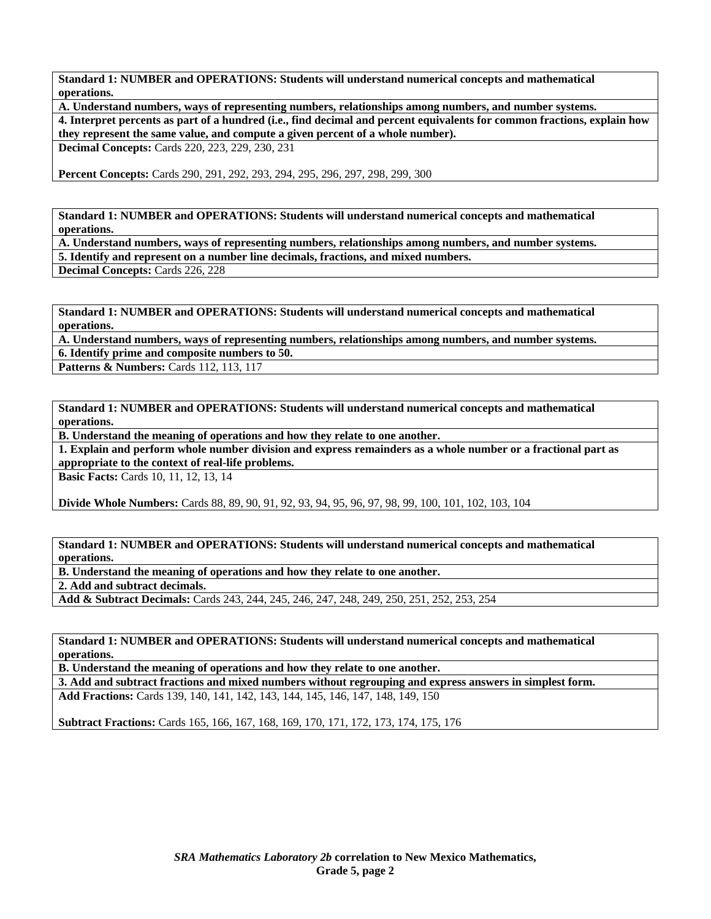**Standard 1: NUMBER and OPERATIONS: Students will understand numerical concepts and mathematical operations.**

**A. Understand numbers, ways of representing numbers, relationships among numbers, and number systems.**

**4. Interpret percents as part of a hundred (i.e., find decimal and percent equivalents for common fractions, explain how they represent the same value, and compute a given percent of a whole number).**

**Decimal Concepts:** Cards 220, 223, 229, 230, 231

**Percent Concepts:** Cards 290, 291, 292, 293, 294, 295, 296, 297, 298, 299, 300

**Standard 1: NUMBER and OPERATIONS: Students will understand numerical concepts and mathematical operations.**

**A. Understand numbers, ways of representing numbers, relationships among numbers, and number systems.**

**5. Identify and represent on a number line decimals, fractions, and mixed numbers.**

**Decimal Concepts:** Cards 226, 228

**Standard 1: NUMBER and OPERATIONS: Students will understand numerical concepts and mathematical operations.**

**A. Understand numbers, ways of representing numbers, relationships among numbers, and number systems.**

**6. Identify prime and composite numbers to 50.**

**Patterns & Numbers:** Cards 112, 113, 117

**Standard 1: NUMBER and OPERATIONS: Students will understand numerical concepts and mathematical operations.**

**B. Understand the meaning of operations and how they relate to one another.**

**1. Explain and perform whole number division and express remainders as a whole number or a fractional part as appropriate to the context of real-life problems.**

**Basic Facts:** Cards 10, 11, 12, 13, 14

**Divide Whole Numbers:** Cards 88, 89, 90, 91, 92, 93, 94, 95, 96, 97, 98, 99, 100, 101, 102, 103, 104

**Standard 1: NUMBER and OPERATIONS: Students will understand numerical concepts and mathematical operations.**

**B. Understand the meaning of operations and how they relate to one another.**

**2. Add and subtract decimals.**

**Add & Subtract Decimals:** Cards 243, 244, 245, 246, 247, 248, 249, 250, 251, 252, 253, 254

**Standard 1: NUMBER and OPERATIONS: Students will understand numerical concepts and mathematical operations.**

**B. Understand the meaning of operations and how they relate to one another.**

**3. Add and subtract fractions and mixed numbers without regrouping and express answers in simplest form.**

**Add Fractions:** Cards 139, 140, 141, 142, 143, 144, 145, 146, 147, 148, 149, 150

**Subtract Fractions:** Cards 165, 166, 167, 168, 169, 170, 171, 172, 173, 174, 175, 176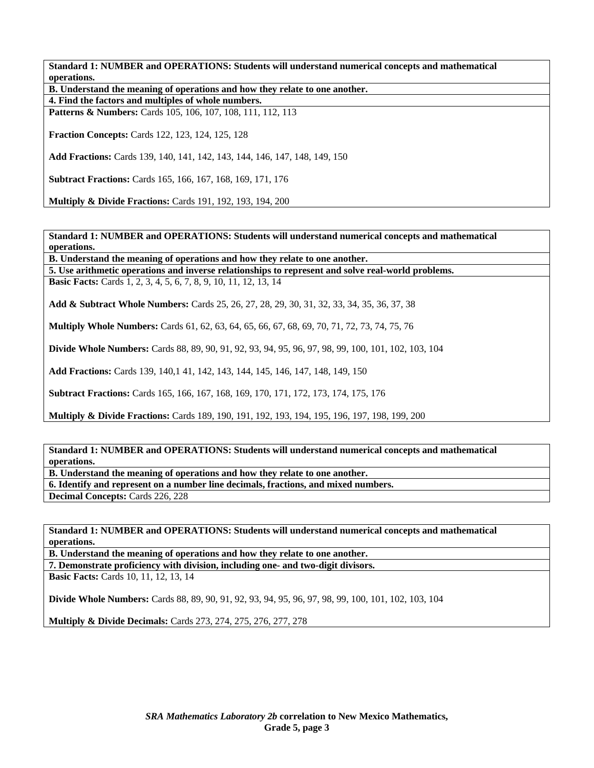**Standard 1: NUMBER and OPERATIONS: Students will understand numerical concepts and mathematical operations.**

**B. Understand the meaning of operations and how they relate to one another.**

**4. Find the factors and multiples of whole numbers.**

**Patterns & Numbers:** Cards 105, 106, 107, 108, 111, 112, 113

**Fraction Concepts:** Cards 122, 123, 124, 125, 128

**Add Fractions:** Cards 139, 140, 141, 142, 143, 144, 146, 147, 148, 149, 150

**Subtract Fractions:** Cards 165, 166, 167, 168, 169, 171, 176

**Multiply & Divide Fractions:** Cards 191, 192, 193, 194, 200

**Standard 1: NUMBER and OPERATIONS: Students will understand numerical concepts and mathematical operations.**

**B. Understand the meaning of operations and how they relate to one another.**

**5. Use arithmetic operations and inverse relationships to represent and solve real-world problems.**

**Basic Facts:** Cards 1, 2, 3, 4, 5, 6, 7, 8, 9, 10, 11, 12, 13, 14

**Add & Subtract Whole Numbers:** Cards 25, 26, 27, 28, 29, 30, 31, 32, 33, 34, 35, 36, 37, 38

**Multiply Whole Numbers:** Cards 61, 62, 63, 64, 65, 66, 67, 68, 69, 70, 71, 72, 73, 74, 75, 76

**Divide Whole Numbers:** Cards 88, 89, 90, 91, 92, 93, 94, 95, 96, 97, 98, 99, 100, 101, 102, 103, 104

**Add Fractions:** Cards 139, 140,1 41, 142, 143, 144, 145, 146, 147, 148, 149, 150

**Subtract Fractions:** Cards 165, 166, 167, 168, 169, 170, 171, 172, 173, 174, 175, 176

**Multiply & Divide Fractions:** Cards 189, 190, 191, 192, 193, 194, 195, 196, 197, 198, 199, 200

**Standard 1: NUMBER and OPERATIONS: Students will understand numerical concepts and mathematical operations.**

**B. Understand the meaning of operations and how they relate to one another.**

**6. Identify and represent on a number line decimals, fractions, and mixed numbers.**

**Decimal Concepts:** Cards 226, 228

**Standard 1: NUMBER and OPERATIONS: Students will understand numerical concepts and mathematical operations.**

**B. Understand the meaning of operations and how they relate to one another.**

**7. Demonstrate proficiency with division, including one- and two-digit divisors.**

**Basic Facts:** Cards 10, 11, 12, 13, 14

**Divide Whole Numbers:** Cards 88, 89, 90, 91, 92, 93, 94, 95, 96, 97, 98, 99, 100, 101, 102, 103, 104

**Multiply & Divide Decimals:** Cards 273, 274, 275, 276, 277, 278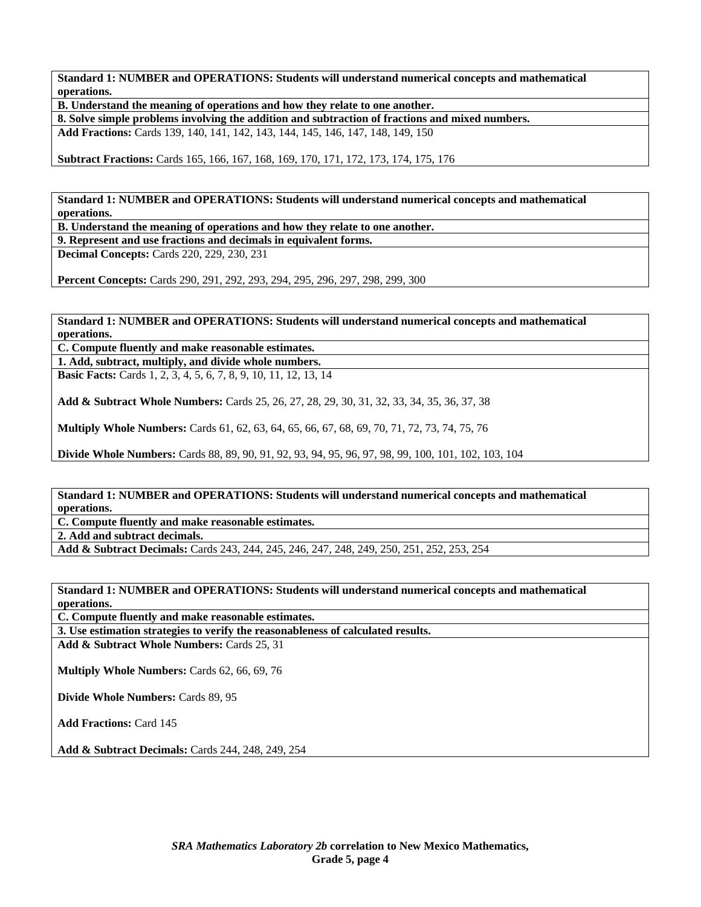| **Standard 1: NUMBER and OPERATIONS: Students will understand numerical concepts and mathematical operations.** |
| --- |
| **B. Understand the meaning of operations and how they relate to one another.** |
| **8. Solve simple problems involving the addition and subtraction of fractions and mixed numbers.** |
| **Add Fractions:** Cards 139, 140, 141, 142, 143, 144, 145, 146, 147, 148, 149, 150<br><br>**Subtract Fractions:** Cards 165, 166, 167, 168, 169, 170, 171, 172, 173, 174, 175, 176 |

| **Standard 1: NUMBER and OPERATIONS: Students will understand numerical concepts and mathematical operations.** |
| --- |
| **B. Understand the meaning of operations and how they relate to one another.** |
| **9. Represent and use fractions and decimals in equivalent forms.** |
| **Decimal Concepts:** Cards 220, 229, 230, 231<br><br>**Percent Concepts:** Cards 290, 291, 292, 293, 294, 295, 296, 297, 298, 299, 300 |

| **Standard 1: NUMBER and OPERATIONS: Students will understand numerical concepts and mathematical operations.** |
| --- |
| **C. Compute fluently and make reasonable estimates.** |
| **1. Add, subtract, multiply, and divide whole numbers.** |
| **Basic Facts:** Cards 1, 2, 3, 4, 5, 6, 7, 8, 9, 10, 11, 12, 13, 14<br><br>**Add & Subtract Whole Numbers:** Cards 25, 26, 27, 28, 29, 30, 31, 32, 33, 34, 35, 36, 37, 38<br><br>**Multiply Whole Numbers:** Cards 61, 62, 63, 64, 65, 66, 67, 68, 69, 70, 71, 72, 73, 74, 75, 76<br><br>**Divide Whole Numbers:** Cards 88, 89, 90, 91, 92, 93, 94, 95, 96, 97, 98, 99, 100, 101, 102, 103, 104 |

| **Standard 1: NUMBER and OPERATIONS: Students will understand numerical concepts and mathematical operations.** |
| --- |
| **C. Compute fluently and make reasonable estimates.** |
| **2. Add and subtract decimals.** |
| **Add & Subtract Decimals:** Cards 243, 244, 245, 246, 247, 248, 249, 250, 251, 252, 253, 254 |

| **Standard 1: NUMBER and OPERATIONS: Students will understand numerical concepts and mathematical operations.** |
| --- |
| **C. Compute fluently and make reasonable estimates.** |
| **3. Use estimation strategies to verify the reasonableness of calculated results.** |
| **Add & Subtract Whole Numbers:** Cards 25, 31<br><br>**Multiply Whole Numbers:** Cards 62, 66, 69, 76<br><br>**Divide Whole Numbers:** Cards 89, 95<br><br>**Add Fractions:** Card 145<br><br>**Add & Subtract Decimals:** Cards 244, 248, 249, 254 |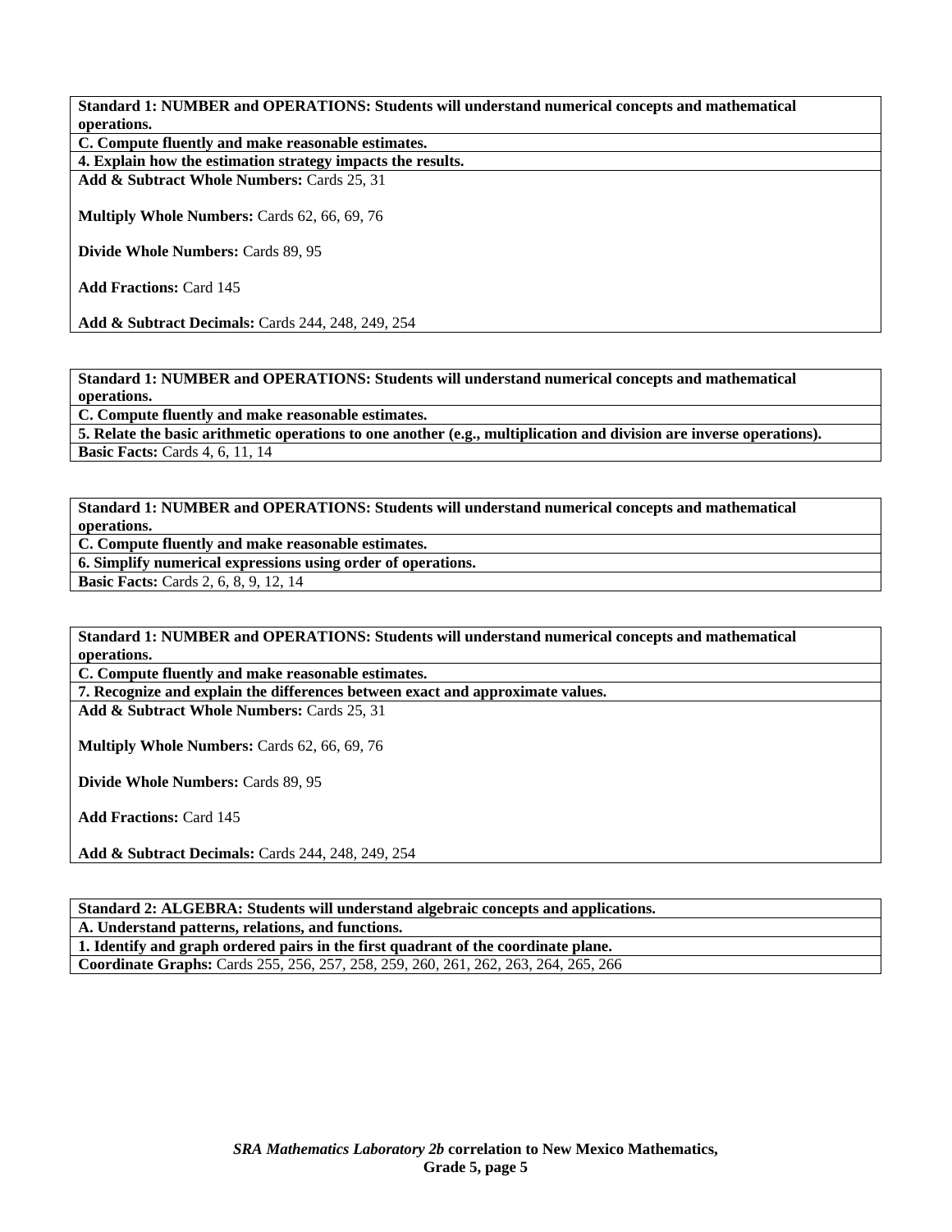**Standard 1: NUMBER and OPERATIONS: Students will understand numerical concepts and mathematical operations.**

**C. Compute fluently and make reasonable estimates.**

**4. Explain how the estimation strategy impacts the results.**

**Add & Subtract Whole Numbers:** Cards 25, 31

**Multiply Whole Numbers:** Cards 62, 66, 69, 76

**Divide Whole Numbers:** Cards 89, 95

**Add Fractions:** Card 145

**Add & Subtract Decimals:** Cards 244, 248, 249, 254

**Standard 1: NUMBER and OPERATIONS: Students will understand numerical concepts and mathematical operations.**

**C. Compute fluently and make reasonable estimates.**

**5. Relate the basic arithmetic operations to one another (e.g., multiplication and division are inverse operations).**

**Basic Facts:** Cards 4, 6, 11, 14

**Standard 1: NUMBER and OPERATIONS: Students will understand numerical concepts and mathematical operations.**

**C. Compute fluently and make reasonable estimates.**

**6. Simplify numerical expressions using order of operations.**

**Basic Facts:** Cards 2, 6, 8, 9, 12, 14

**Standard 1: NUMBER and OPERATIONS: Students will understand numerical concepts and mathematical operations.**

**C. Compute fluently and make reasonable estimates.**

**7. Recognize and explain the differences between exact and approximate values.**

**Add & Subtract Whole Numbers:** Cards 25, 31

**Multiply Whole Numbers:** Cards 62, 66, 69, 76

**Divide Whole Numbers:** Cards 89, 95

**Add Fractions:** Card 145

**Add & Subtract Decimals:** Cards 244, 248, 249, 254

**Standard 2: ALGEBRA: Students will understand algebraic concepts and applications.**

**A. Understand patterns, relations, and functions.**

**1. Identify and graph ordered pairs in the first quadrant of the coordinate plane.**

**Coordinate Graphs:** Cards 255, 256, 257, 258, 259, 260, 261, 262, 263, 264, 265, 266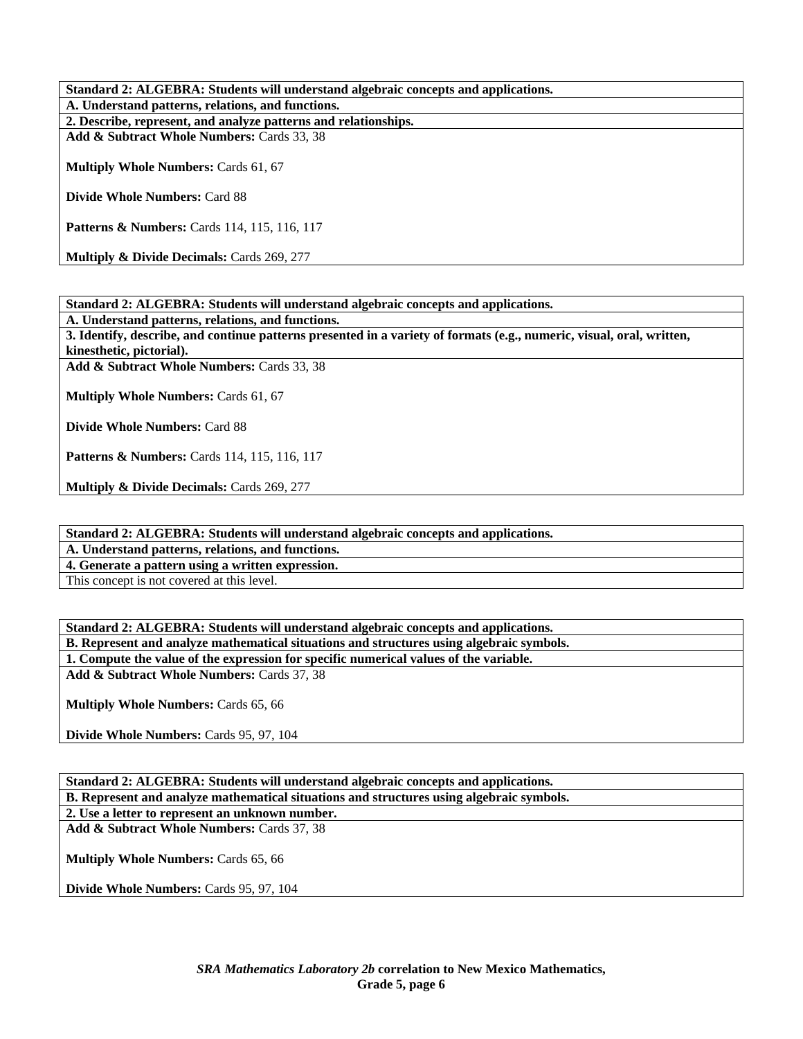| Standard 2: ALGEBRA: Students will understand algebraic concepts and applications. |
|---|
| **A. Understand patterns, relations, and functions.** |
| **2. Describe, represent, and analyze patterns and relationships.** |
| **Add & Subtract Whole Numbers:** Cards 33, 38<br><br>**Multiply Whole Numbers:** Cards 61, 67<br><br>**Divide Whole Numbers:** Card 88<br><br>**Patterns & Numbers:** Cards 114, 115, 116, 117<br><br>**Multiply & Divide Decimals:** Cards 269, 277 |

| Standard 2: ALGEBRA: Students will understand algebraic concepts and applications. |
|---|
| **A. Understand patterns, relations, and functions.** |
| **3. Identify, describe, and continue patterns presented in a variety of formats (e.g., numeric, visual, oral, written, kinesthetic, pictorial).** |
| **Add & Subtract Whole Numbers:** Cards 33, 38<br><br>**Multiply Whole Numbers:** Cards 61, 67<br><br>**Divide Whole Numbers:** Card 88<br><br>**Patterns & Numbers:** Cards 114, 115, 116, 117<br><br>**Multiply & Divide Decimals:** Cards 269, 277 |

| Standard 2: ALGEBRA: Students will understand algebraic concepts and applications. |
|---|
| **A. Understand patterns, relations, and functions.** |
| **4. Generate a pattern using a written expression.** |
| This concept is not covered at this level. |

| Standard 2: ALGEBRA: Students will understand algebraic concepts and applications. |
|---|
| **B. Represent and analyze mathematical situations and structures using algebraic symbols.** |
| **1. Compute the value of the expression for specific numerical values of the variable.** |
| **Add & Subtract Whole Numbers:** Cards 37, 38<br><br>**Multiply Whole Numbers:** Cards 65, 66<br><br>**Divide Whole Numbers:** Cards 95, 97, 104 |

| Standard 2: ALGEBRA: Students will understand algebraic concepts and applications. |
|---|
| **B. Represent and analyze mathematical situations and structures using algebraic symbols.** |
| **2. Use a letter to represent an unknown number.** |
| **Add & Subtract Whole Numbers:** Cards 37, 38<br><br>**Multiply Whole Numbers:** Cards 65, 66<br><br>**Divide Whole Numbers:** Cards 95, 97, 104 |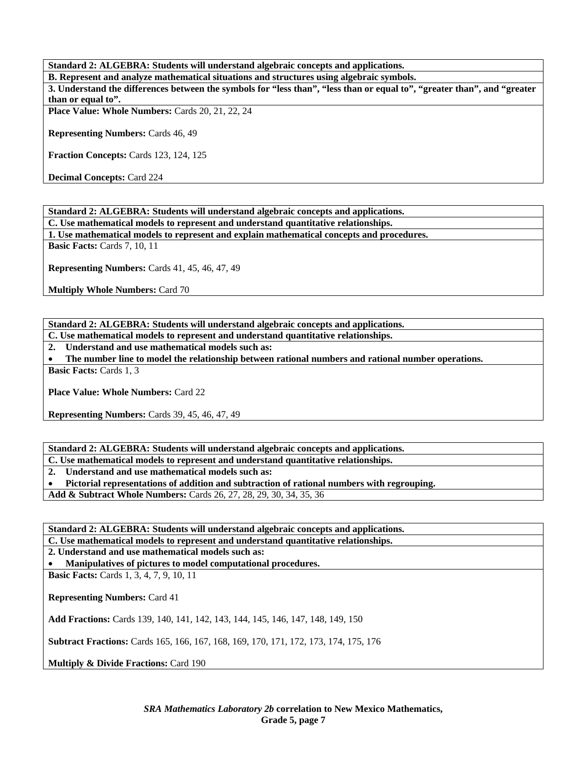**Standard 2: ALGEBRA: Students will understand algebraic concepts and applications.**

**B. Represent and analyze mathematical situations and structures using algebraic symbols.**

**3. Understand the differences between the symbols for “less than”, “less than or equal to”, “greater than”, and “greater than or equal to”.**

**Place Value: Whole Numbers:** Cards 20, 21, 22, 24

**Representing Numbers:** Cards 46, 49

**Fraction Concepts:** Cards 123, 124, 125

**Decimal Concepts:** Card 224

**Standard 2: ALGEBRA: Students will understand algebraic concepts and applications.**

**C. Use mathematical models to represent and understand quantitative relationships.**

**1. Use mathematical models to represent and explain mathematical concepts and procedures.**

**Basic Facts:** Cards 7, 10, 11

**Representing Numbers:** Cards 41, 45, 46, 47, 49

**Multiply Whole Numbers:** Card 70

**Standard 2: ALGEBRA: Students will understand algebraic concepts and applications.**

**C. Use mathematical models to represent and understand quantitative relationships.**

**2. Understand and use mathematical models such as:**

- **The number line to model the relationship between rational numbers and rational number operations.**

**Basic Facts:** Cards 1, 3

**Place Value: Whole Numbers:** Card 22

**Representing Numbers:** Cards 39, 45, 46, 47, 49

**Standard 2: ALGEBRA: Students will understand algebraic concepts and applications.**

**C. Use mathematical models to represent and understand quantitative relationships.**

**2. Understand and use mathematical models such as:**

- **Pictorial representations of addition and subtraction of rational numbers with regrouping.**

**Add & Subtract Whole Numbers:** Cards 26, 27, 28, 29, 30, 34, 35, 36

**Standard 2: ALGEBRA: Students will understand algebraic concepts and applications.**

**C. Use mathematical models to represent and understand quantitative relationships.**

**2. Understand and use mathematical models such as:**

- **Manipulatives of pictures to model computational procedures.**

**Basic Facts:** Cards 1, 3, 4, 7, 9, 10, 11

**Representing Numbers:** Card 41

**Add Fractions:** Cards 139, 140, 141, 142, 143, 144, 145, 146, 147, 148, 149, 150

**Subtract Fractions:** Cards 165, 166, 167, 168, 169, 170, 171, 172, 173, 174, 175, 176

**Multiply & Divide Fractions:** Card 190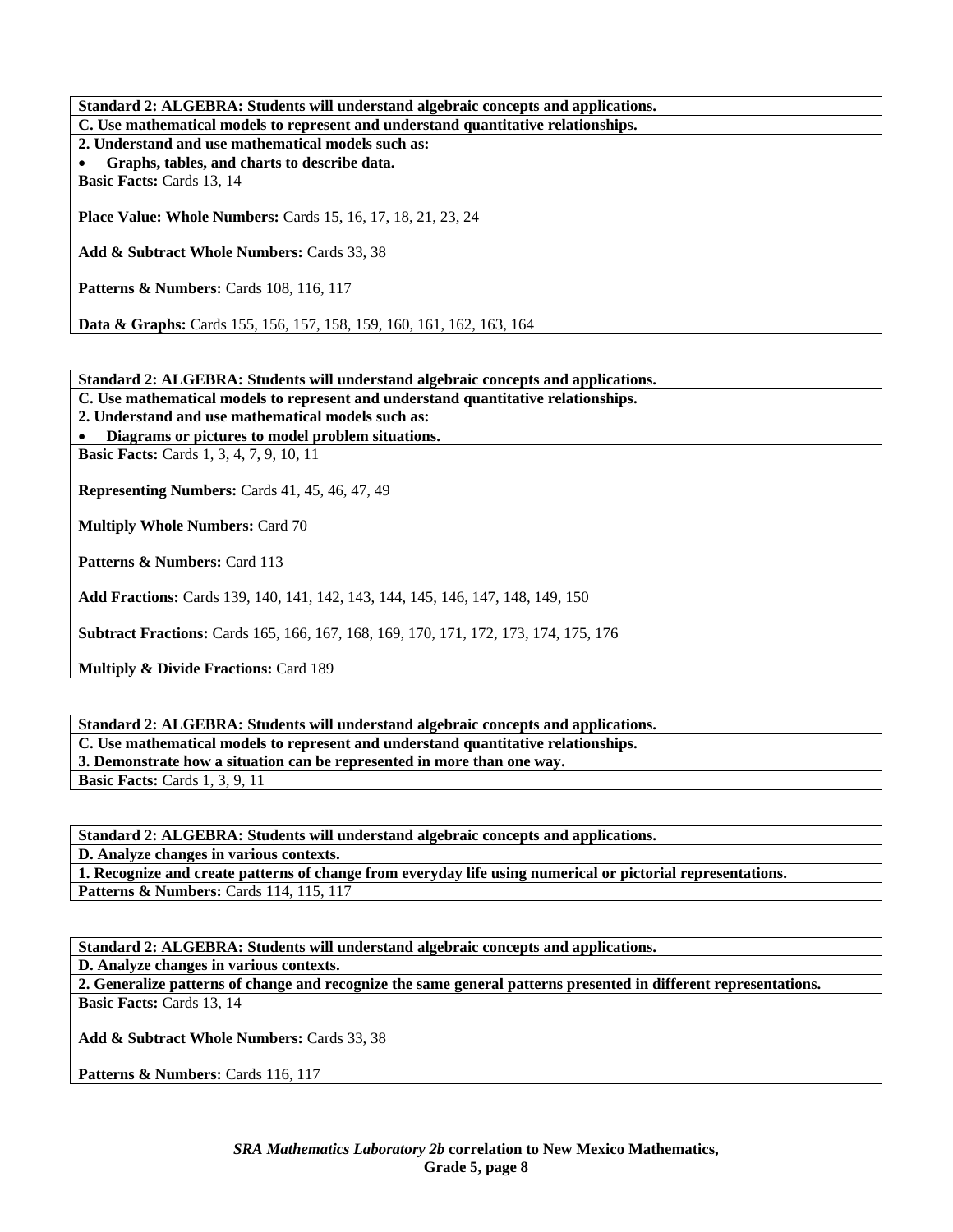**Standard 2: ALGEBRA: Students will understand algebraic concepts and applications.**

**C. Use mathematical models to represent and understand quantitative relationships.**

**2. Understand and use mathematical models such as:**

- **Graphs, tables, and charts to describe data.**

**Basic Facts:** Cards 13, 14

**Place Value: Whole Numbers:** Cards 15, 16, 17, 18, 21, 23, 24

**Add & Subtract Whole Numbers:** Cards 33, 38

**Patterns & Numbers:** Cards 108, 116, 117

**Data & Graphs:** Cards 155, 156, 157, 158, 159, 160, 161, 162, 163, 164

**Standard 2: ALGEBRA: Students will understand algebraic concepts and applications.**

**C. Use mathematical models to represent and understand quantitative relationships.**

**2. Understand and use mathematical models such as:**

- **Diagrams or pictures to model problem situations.**

**Basic Facts:** Cards 1, 3, 4, 7, 9, 10, 11

**Representing Numbers:** Cards 41, 45, 46, 47, 49

**Multiply Whole Numbers:** Card 70

**Patterns & Numbers:** Card 113

**Add Fractions:** Cards 139, 140, 141, 142, 143, 144, 145, 146, 147, 148, 149, 150

**Subtract Fractions:** Cards 165, 166, 167, 168, 169, 170, 171, 172, 173, 174, 175, 176

**Multiply & Divide Fractions:** Card 189

**Standard 2: ALGEBRA: Students will understand algebraic concepts and applications.**

**C. Use mathematical models to represent and understand quantitative relationships.**

**3. Demonstrate how a situation can be represented in more than one way.**

**Basic Facts:** Cards 1, 3, 9, 11

**Standard 2: ALGEBRA: Students will understand algebraic concepts and applications.**

**D. Analyze changes in various contexts.**

**1. Recognize and create patterns of change from everyday life using numerical or pictorial representations.**

**Patterns & Numbers:** Cards 114, 115, 117

**Standard 2: ALGEBRA: Students will understand algebraic concepts and applications.**

**D. Analyze changes in various contexts.**

**2. Generalize patterns of change and recognize the same general patterns presented in different representations.**

**Basic Facts:** Cards 13, 14

**Add & Subtract Whole Numbers:** Cards 33, 38

**Patterns & Numbers:** Cards 116, 117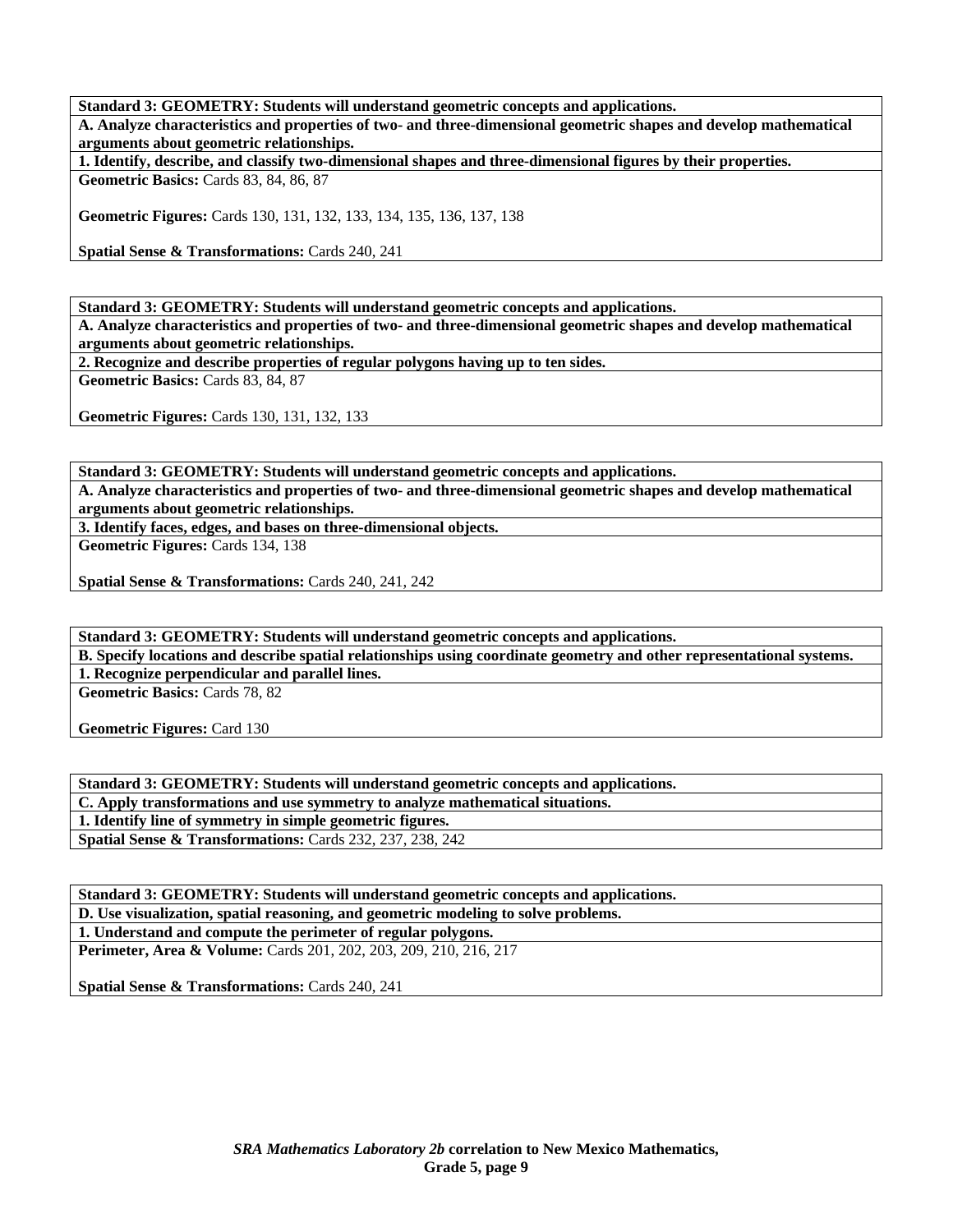**Standard 3: GEOMETRY: Students will understand geometric concepts and applications.**

**A. Analyze characteristics and properties of two- and three-dimensional geometric shapes and develop mathematical arguments about geometric relationships.**

**1. Identify, describe, and classify two-dimensional shapes and three-dimensional figures by their properties.**

**Geometric Basics:** Cards 83, 84, 86, 87

**Geometric Figures:** Cards 130, 131, 132, 133, 134, 135, 136, 137, 138

**Spatial Sense & Transformations:** Cards 240, 241

---

**Standard 3: GEOMETRY: Students will understand geometric concepts and applications.**

**A. Analyze characteristics and properties of two- and three-dimensional geometric shapes and develop mathematical arguments about geometric relationships.**

**2. Recognize and describe properties of regular polygons having up to ten sides.**

**Geometric Basics:** Cards 83, 84, 87

**Geometric Figures:** Cards 130, 131, 132, 133

---

**Standard 3: GEOMETRY: Students will understand geometric concepts and applications.**

**A. Analyze characteristics and properties of two- and three-dimensional geometric shapes and develop mathematical arguments about geometric relationships.**

**3. Identify faces, edges, and bases on three-dimensional objects.**

**Geometric Figures:** Cards 134, 138

**Spatial Sense & Transformations:** Cards 240, 241, 242

---

**Standard 3: GEOMETRY: Students will understand geometric concepts and applications.**

**B. Specify locations and describe spatial relationships using coordinate geometry and other representational systems.**

**1. Recognize perpendicular and parallel lines.**

**Geometric Basics:** Cards 78, 82

**Geometric Figures:** Card 130

---

**Standard 3: GEOMETRY: Students will understand geometric concepts and applications.**

**C. Apply transformations and use symmetry to analyze mathematical situations.**

**1. Identify line of symmetry in simple geometric figures.**

**Spatial Sense & Transformations:** Cards 232, 237, 238, 242

---

**Standard 3: GEOMETRY: Students will understand geometric concepts and applications.**

**D. Use visualization, spatial reasoning, and geometric modeling to solve problems.**

**1. Understand and compute the perimeter of regular polygons.**

**Perimeter, Area & Volume:** Cards 201, 202, 203, 209, 210, 216, 217

**Spatial Sense & Transformations:** Cards 240, 241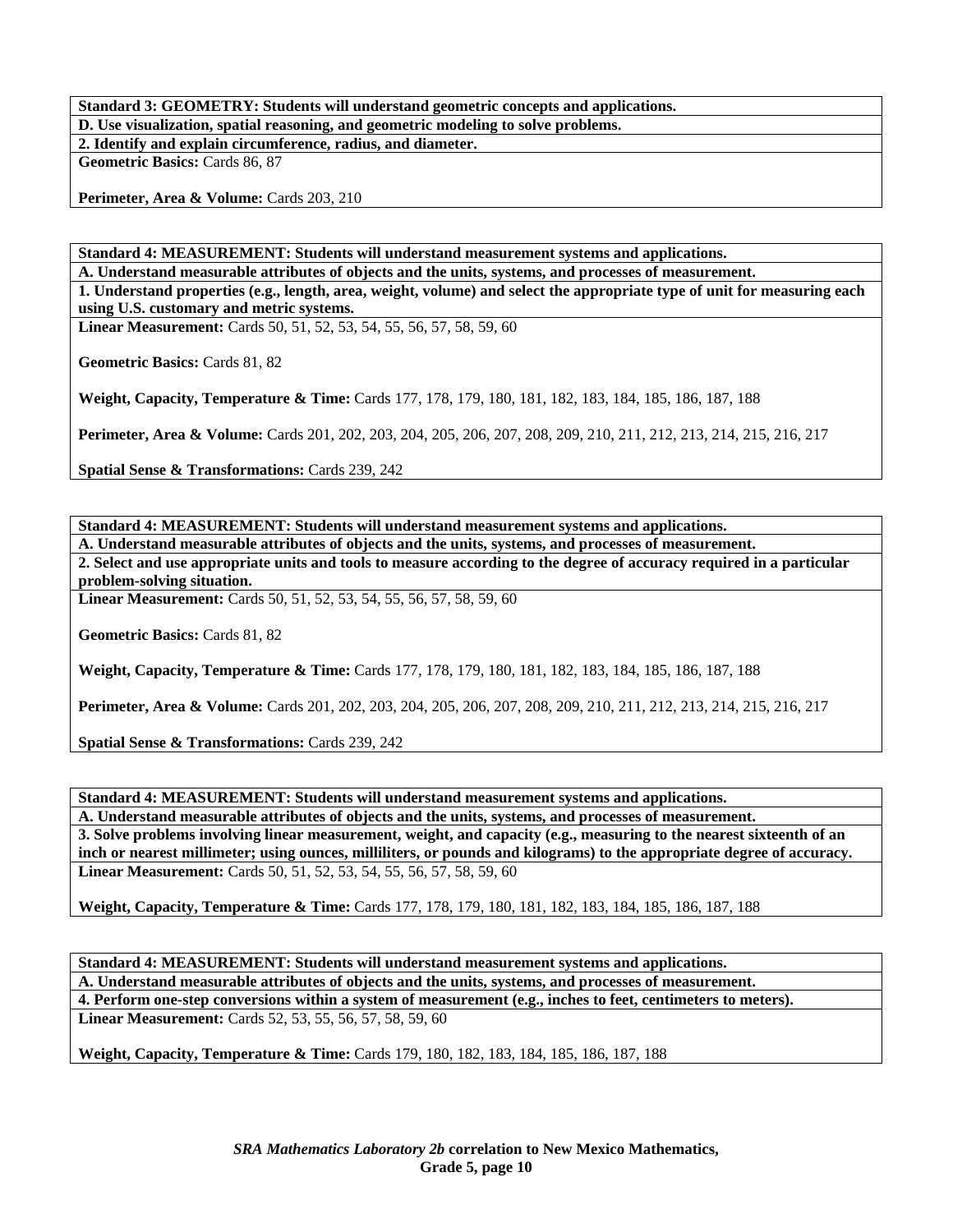**Standard 3: GEOMETRY: Students will understand geometric concepts and applications.**

**D. Use visualization, spatial reasoning, and geometric modeling to solve problems.**

**2. Identify and explain circumference, radius, and diameter.**

**Geometric Basics:** Cards 86, 87

**Perimeter, Area & Volume:** Cards 203, 210

---

**Standard 4: MEASUREMENT: Students will understand measurement systems and applications.**

**A. Understand measurable attributes of objects and the units, systems, and processes of measurement.**

**1. Understand properties (e.g., length, area, weight, volume) and select the appropriate type of unit for measuring each using U.S. customary and metric systems.**

**Linear Measurement:** Cards 50, 51, 52, 53, 54, 55, 56, 57, 58, 59, 60

**Geometric Basics:** Cards 81, 82

**Weight, Capacity, Temperature & Time:** Cards 177, 178, 179, 180, 181, 182, 183, 184, 185, 186, 187, 188

**Perimeter, Area & Volume:** Cards 201, 202, 203, 204, 205, 206, 207, 208, 209, 210, 211, 212, 213, 214, 215, 216, 217

**Spatial Sense & Transformations:** Cards 239, 242

---

**Standard 4: MEASUREMENT: Students will understand measurement systems and applications.**

**A. Understand measurable attributes of objects and the units, systems, and processes of measurement.**

**2. Select and use appropriate units and tools to measure according to the degree of accuracy required in a particular problem-solving situation.**

**Linear Measurement:** Cards 50, 51, 52, 53, 54, 55, 56, 57, 58, 59, 60

**Geometric Basics:** Cards 81, 82

**Weight, Capacity, Temperature & Time:** Cards 177, 178, 179, 180, 181, 182, 183, 184, 185, 186, 187, 188

**Perimeter, Area & Volume:** Cards 201, 202, 203, 204, 205, 206, 207, 208, 209, 210, 211, 212, 213, 214, 215, 216, 217

**Spatial Sense & Transformations:** Cards 239, 242

---

**Standard 4: MEASUREMENT: Students will understand measurement systems and applications.**

**A. Understand measurable attributes of objects and the units, systems, and processes of measurement.**

**3. Solve problems involving linear measurement, weight, and capacity (e.g., measuring to the nearest sixteenth of an inch or nearest millimeter; using ounces, milliliters, or pounds and kilograms) to the appropriate degree of accuracy.**

**Linear Measurement:** Cards 50, 51, 52, 53, 54, 55, 56, 57, 58, 59, 60

**Weight, Capacity, Temperature & Time:** Cards 177, 178, 179, 180, 181, 182, 183, 184, 185, 186, 187, 188

---

**Standard 4: MEASUREMENT: Students will understand measurement systems and applications.**

**A. Understand measurable attributes of objects and the units, systems, and processes of measurement.**

**4. Perform one-step conversions within a system of measurement (e.g., inches to feet, centimeters to meters).**

**Linear Measurement:** Cards 52, 53, 55, 56, 57, 58, 59, 60

**Weight, Capacity, Temperature & Time:** Cards 179, 180, 182, 183, 184, 185, 186, 187, 188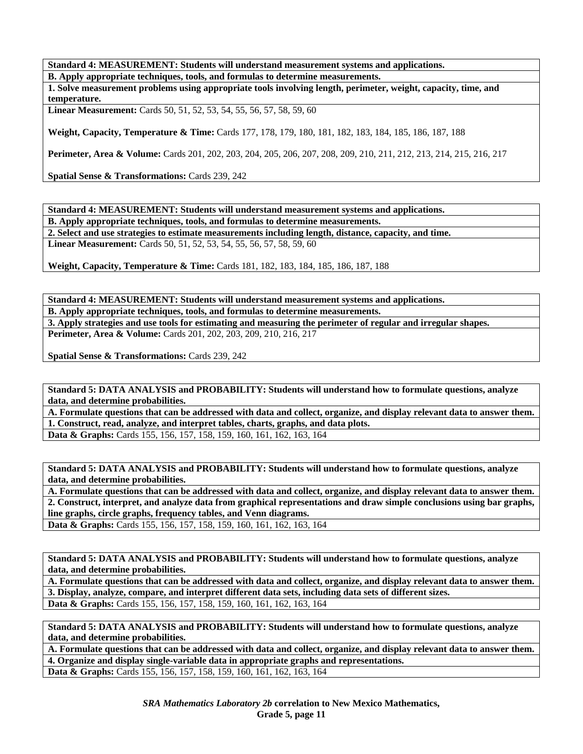**Standard 4: MEASUREMENT: Students will understand measurement systems and applications.**

**B. Apply appropriate techniques, tools, and formulas to determine measurements.**

**1. Solve measurement problems using appropriate tools involving length, perimeter, weight, capacity, time, and temperature.**

**Linear Measurement:** Cards 50, 51, 52, 53, 54, 55, 56, 57, 58, 59, 60

**Weight, Capacity, Temperature & Time:** Cards 177, 178, 179, 180, 181, 182, 183, 184, 185, 186, 187, 188

**Perimeter, Area & Volume:** Cards 201, 202, 203, 204, 205, 206, 207, 208, 209, 210, 211, 212, 213, 214, 215, 216, 217

**Spatial Sense & Transformations:** Cards 239, 242

**Standard 4: MEASUREMENT: Students will understand measurement systems and applications.**

**B. Apply appropriate techniques, tools, and formulas to determine measurements.**

**2. Select and use strategies to estimate measurements including length, distance, capacity, and time.**

**Linear Measurement:** Cards 50, 51, 52, 53, 54, 55, 56, 57, 58, 59, 60

**Weight, Capacity, Temperature & Time:** Cards 181, 182, 183, 184, 185, 186, 187, 188

**Standard 4: MEASUREMENT: Students will understand measurement systems and applications.**

**B. Apply appropriate techniques, tools, and formulas to determine measurements.**

**3. Apply strategies and use tools for estimating and measuring the perimeter of regular and irregular shapes.**

**Perimeter, Area & Volume:** Cards 201, 202, 203, 209, 210, 216, 217

**Spatial Sense & Transformations:** Cards 239, 242

**Standard 5: DATA ANALYSIS and PROBABILITY: Students will understand how to formulate questions, analyze data, and determine probabilities.**

**A. Formulate questions that can be addressed with data and collect, organize, and display relevant data to answer them.**

**1. Construct, read, analyze, and interpret tables, charts, graphs, and data plots.**

**Data & Graphs:** Cards 155, 156, 157, 158, 159, 160, 161, 162, 163, 164

**Standard 5: DATA ANALYSIS and PROBABILITY: Students will understand how to formulate questions, analyze data, and determine probabilities.**

**A. Formulate questions that can be addressed with data and collect, organize, and display relevant data to answer them.**

**2. Construct, interpret, and analyze data from graphical representations and draw simple conclusions using bar graphs, line graphs, circle graphs, frequency tables, and Venn diagrams.**

**Data & Graphs:** Cards 155, 156, 157, 158, 159, 160, 161, 162, 163, 164

**Standard 5: DATA ANALYSIS and PROBABILITY: Students will understand how to formulate questions, analyze data, and determine probabilities.**

**A. Formulate questions that can be addressed with data and collect, organize, and display relevant data to answer them.**

**3. Display, analyze, compare, and interpret different data sets, including data sets of different sizes.**

**Data & Graphs:** Cards 155, 156, 157, 158, 159, 160, 161, 162, 163, 164

**Standard 5: DATA ANALYSIS and PROBABILITY: Students will understand how to formulate questions, analyze data, and determine probabilities.**

**A. Formulate questions that can be addressed with data and collect, organize, and display relevant data to answer them.**

**4. Organize and display single-variable data in appropriate graphs and representations.**

**Data & Graphs:** Cards 155, 156, 157, 158, 159, 160, 161, 162, 163, 164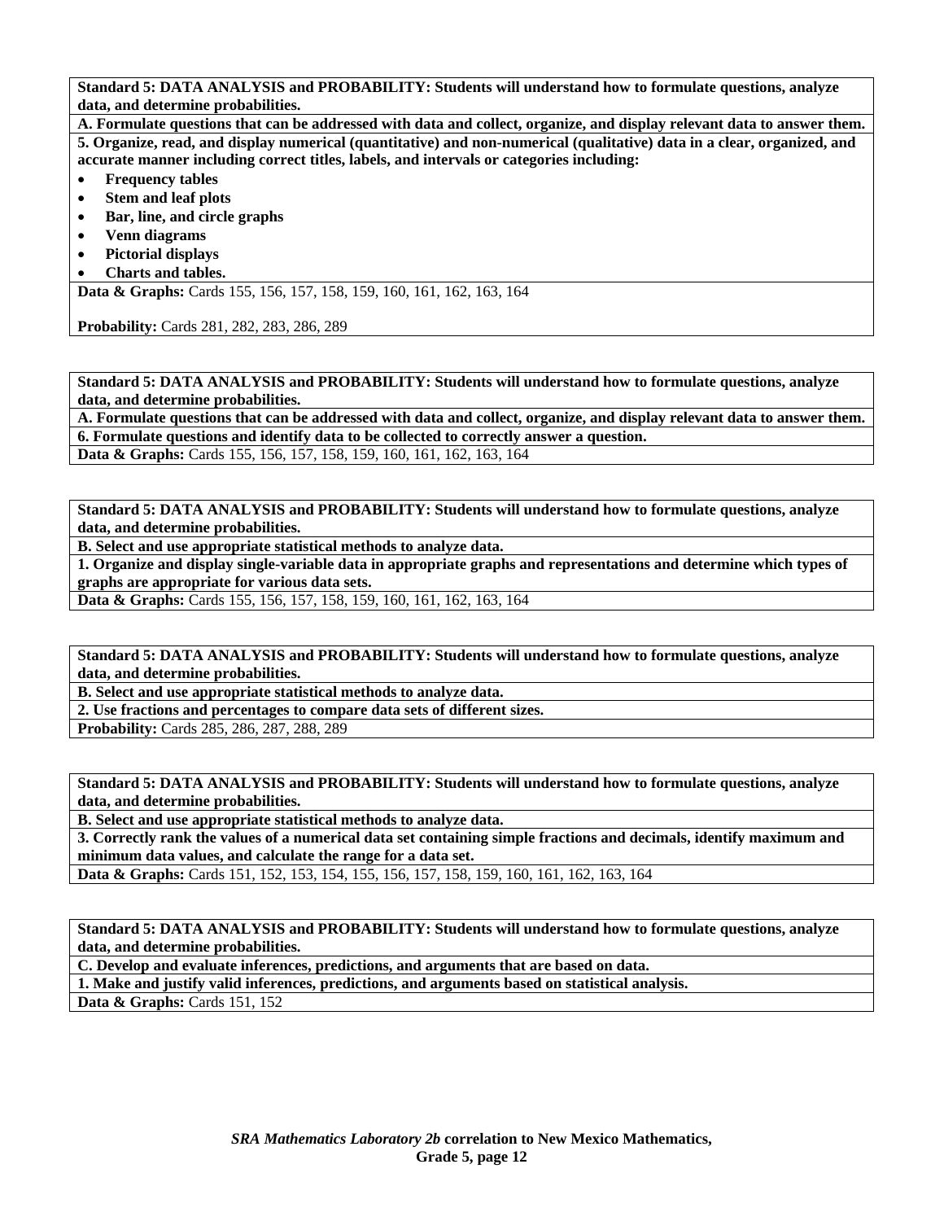**Standard 5: DATA ANALYSIS and PROBABILITY: Students will understand how to formulate questions, analyze data, and determine probabilities.**

**A. Formulate questions that can be addressed with data and collect, organize, and display relevant data to answer them.**

**5. Organize, read, and display numerical (quantitative) and non-numerical (qualitative) data in a clear, organized, and accurate manner including correct titles, labels, and intervals or categories including:**

- **Frequency tables**
- **Stem and leaf plots**
- **Bar, line, and circle graphs**
- **Venn diagrams**
- **Pictorial displays**
- **Charts and tables.**

**Data & Graphs:** Cards 155, 156, 157, 158, 159, 160, 161, 162, 163, 164

**Probability:** Cards 281, 282, 283, 286, 289

---

**Standard 5: DATA ANALYSIS and PROBABILITY: Students will understand how to formulate questions, analyze data, and determine probabilities.**

**A. Formulate questions that can be addressed with data and collect, organize, and display relevant data to answer them.**

**6. Formulate questions and identify data to be collected to correctly answer a question.**

**Data & Graphs:** Cards 155, 156, 157, 158, 159, 160, 161, 162, 163, 164

---

**Standard 5: DATA ANALYSIS and PROBABILITY: Students will understand how to formulate questions, analyze data, and determine probabilities.**

**B. Select and use appropriate statistical methods to analyze data.**

**1. Organize and display single-variable data in appropriate graphs and representations and determine which types of graphs are appropriate for various data sets.**

**Data & Graphs:** Cards 155, 156, 157, 158, 159, 160, 161, 162, 163, 164

---

**Standard 5: DATA ANALYSIS and PROBABILITY: Students will understand how to formulate questions, analyze data, and determine probabilities.**

**B. Select and use appropriate statistical methods to analyze data.**

**2. Use fractions and percentages to compare data sets of different sizes.**

**Probability:** Cards 285, 286, 287, 288, 289

---

**Standard 5: DATA ANALYSIS and PROBABILITY: Students will understand how to formulate questions, analyze data, and determine probabilities.**

**B. Select and use appropriate statistical methods to analyze data.**

**3. Correctly rank the values of a numerical data set containing simple fractions and decimals, identify maximum and minimum data values, and calculate the range for a data set.**

**Data & Graphs:** Cards 151, 152, 153, 154, 155, 156, 157, 158, 159, 160, 161, 162, 163, 164

---

**Standard 5: DATA ANALYSIS and PROBABILITY: Students will understand how to formulate questions, analyze data, and determine probabilities.**

**C. Develop and evaluate inferences, predictions, and arguments that are based on data.**

**1. Make and justify valid inferences, predictions, and arguments based on statistical analysis.**

**Data & Graphs:** Cards 151, 152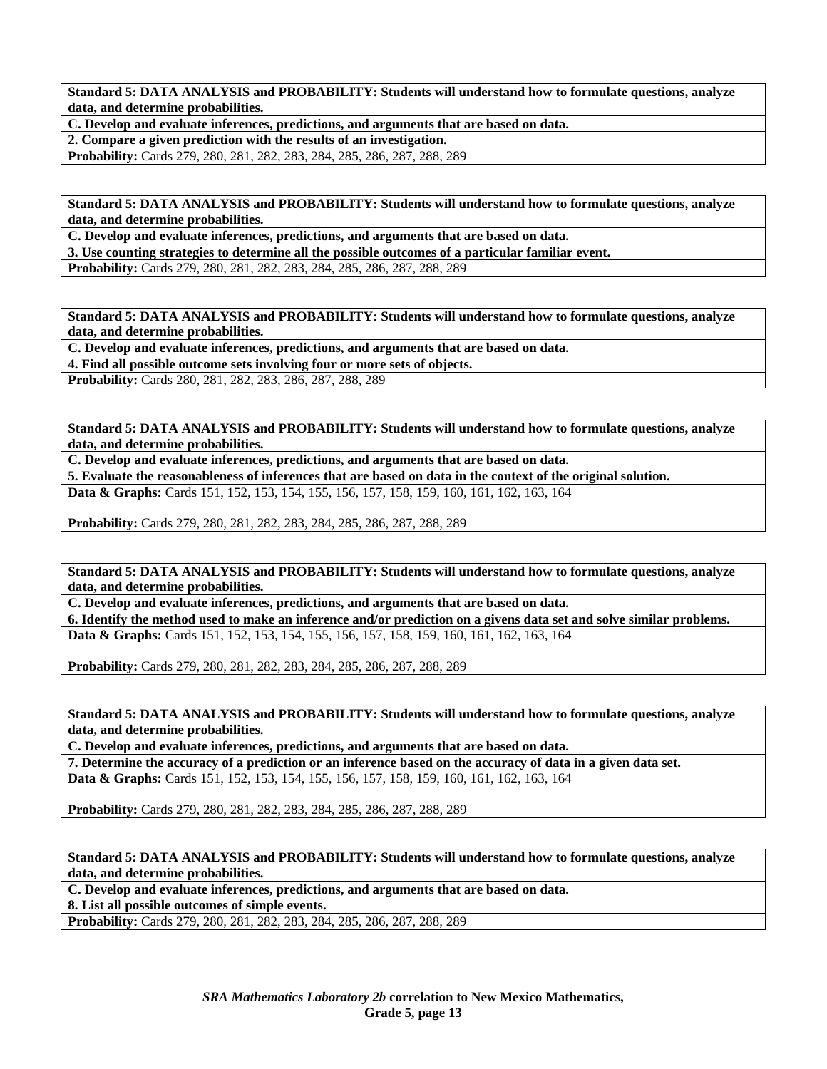**Standard 5: DATA ANALYSIS and PROBABILITY: Students will understand how to formulate questions, analyze data, and determine probabilities.**

**C. Develop and evaluate inferences, predictions, and arguments that are based on data.**

**2. Compare a given prediction with the results of an investigation.**

**Probability:** Cards 279, 280, 281, 282, 283, 284, 285, 286, 287, 288, 289

**Standard 5: DATA ANALYSIS and PROBABILITY: Students will understand how to formulate questions, analyze data, and determine probabilities.**

**C. Develop and evaluate inferences, predictions, and arguments that are based on data.**

**3. Use counting strategies to determine all the possible outcomes of a particular familiar event.**

**Probability:** Cards 279, 280, 281, 282, 283, 284, 285, 286, 287, 288, 289

**Standard 5: DATA ANALYSIS and PROBABILITY: Students will understand how to formulate questions, analyze data, and determine probabilities.**

**C. Develop and evaluate inferences, predictions, and arguments that are based on data.**

**4. Find all possible outcome sets involving four or more sets of objects.**

**Probability:** Cards 280, 281, 282, 283, 286, 287, 288, 289

**Standard 5: DATA ANALYSIS and PROBABILITY: Students will understand how to formulate questions, analyze data, and determine probabilities.**

**C. Develop and evaluate inferences, predictions, and arguments that are based on data.**

**5. Evaluate the reasonableness of inferences that are based on data in the context of the original solution.**

**Data & Graphs:** Cards 151, 152, 153, 154, 155, 156, 157, 158, 159, 160, 161, 162, 163, 164

**Probability:** Cards 279, 280, 281, 282, 283, 284, 285, 286, 287, 288, 289

**Standard 5: DATA ANALYSIS and PROBABILITY: Students will understand how to formulate questions, analyze data, and determine probabilities.**

**C. Develop and evaluate inferences, predictions, and arguments that are based on data.**

**6. Identify the method used to make an inference and/or prediction on a givens data set and solve similar problems.**

**Data & Graphs:** Cards 151, 152, 153, 154, 155, 156, 157, 158, 159, 160, 161, 162, 163, 164

**Probability:** Cards 279, 280, 281, 282, 283, 284, 285, 286, 287, 288, 289

**Standard 5: DATA ANALYSIS and PROBABILITY: Students will understand how to formulate questions, analyze data, and determine probabilities.**

**C. Develop and evaluate inferences, predictions, and arguments that are based on data.**

**7. Determine the accuracy of a prediction or an inference based on the accuracy of data in a given data set.**

**Data & Graphs:** Cards 151, 152, 153, 154, 155, 156, 157, 158, 159, 160, 161, 162, 163, 164

**Probability:** Cards 279, 280, 281, 282, 283, 284, 285, 286, 287, 288, 289

**Standard 5: DATA ANALYSIS and PROBABILITY: Students will understand how to formulate questions, analyze data, and determine probabilities.**

**C. Develop and evaluate inferences, predictions, and arguments that are based on data.**

**8. List all possible outcomes of simple events.**

**Probability:** Cards 279, 280, 281, 282, 283, 284, 285, 286, 287, 288, 289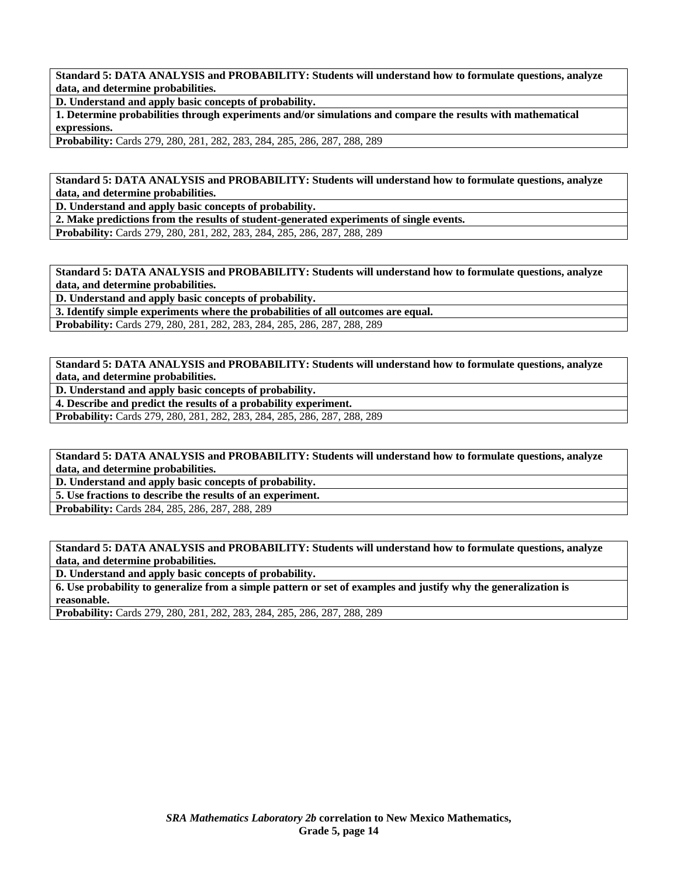**Standard 5: DATA ANALYSIS and PROBABILITY: Students will understand how to formulate questions, analyze data, and determine probabilities.**

**D. Understand and apply basic concepts of probability.**

**1. Determine probabilities through experiments and/or simulations and compare the results with mathematical expressions.**

**Probability:** Cards 279, 280, 281, 282, 283, 284, 285, 286, 287, 288, 289

**Standard 5: DATA ANALYSIS and PROBABILITY: Students will understand how to formulate questions, analyze data, and determine probabilities.**

**D. Understand and apply basic concepts of probability.**

**2. Make predictions from the results of student-generated experiments of single events.**

**Probability:** Cards 279, 280, 281, 282, 283, 284, 285, 286, 287, 288, 289

**Standard 5: DATA ANALYSIS and PROBABILITY: Students will understand how to formulate questions, analyze data, and determine probabilities.**

**D. Understand and apply basic concepts of probability.**

**3. Identify simple experiments where the probabilities of all outcomes are equal.**

**Probability:** Cards 279, 280, 281, 282, 283, 284, 285, 286, 287, 288, 289

**Standard 5: DATA ANALYSIS and PROBABILITY: Students will understand how to formulate questions, analyze data, and determine probabilities.**

**D. Understand and apply basic concepts of probability.**

**4. Describe and predict the results of a probability experiment.**

**Probability:** Cards 279, 280, 281, 282, 283, 284, 285, 286, 287, 288, 289

**Standard 5: DATA ANALYSIS and PROBABILITY: Students will understand how to formulate questions, analyze data, and determine probabilities.**

**D. Understand and apply basic concepts of probability.**

**5. Use fractions to describe the results of an experiment.**

**Probability:** Cards 284, 285, 286, 287, 288, 289

**Standard 5: DATA ANALYSIS and PROBABILITY: Students will understand how to formulate questions, analyze data, and determine probabilities.**

**D. Understand and apply basic concepts of probability.**

**6. Use probability to generalize from a simple pattern or set of examples and justify why the generalization is reasonable.**

**Probability:** Cards 279, 280, 281, 282, 283, 284, 285, 286, 287, 288, 289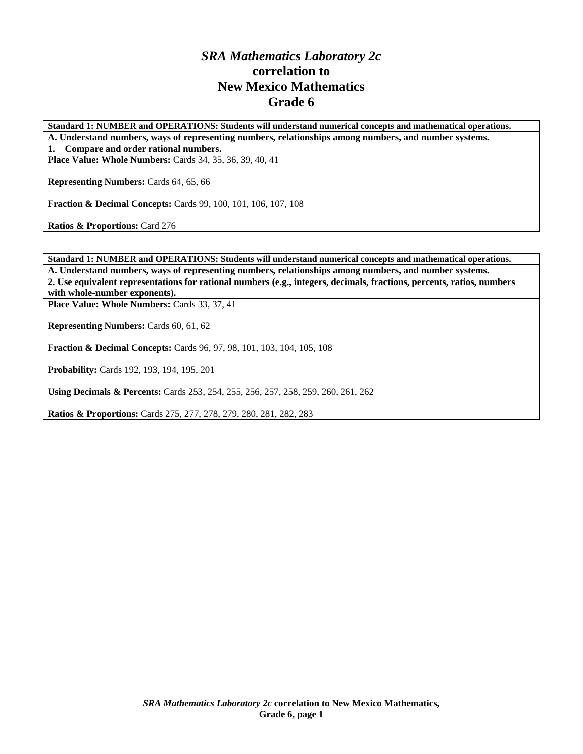# *SRA Mathematics Laboratory 2c* correlation to New Mexico Mathematics Grade 6

| **Standard 1: NUMBER and OPERATIONS: Students will understand numerical concepts and mathematical operations.** |
|---|
| **A. Understand numbers, ways of representing numbers, relationships among numbers, and number systems.** |
| **1. Compare and order rational numbers.** |
| **Place Value: Whole Numbers:** Cards 34, 35, 36, 39, 40, 41<br><br>**Representing Numbers:** Cards 64, 65, 66<br><br>**Fraction & Decimal Concepts:** Cards 99, 100, 101, 106, 107, 108<br><br>**Ratios & Proportions:** Card 276 |

| **Standard 1: NUMBER and OPERATIONS: Students will understand numerical concepts and mathematical operations.** |
|---|
| **A. Understand numbers, ways of representing numbers, relationships among numbers, and number systems.** |
| **2. Use equivalent representations for rational numbers (e.g., integers, decimals, fractions, percents, ratios, numbers with whole-number exponents).** |
| **Place Value: Whole Numbers:** Cards 33, 37, 41<br><br>**Representing Numbers:** Cards 60, 61, 62<br><br>**Fraction & Decimal Concepts:** Cards 96, 97, 98, 101, 103, 104, 105, 108<br><br>**Probability:** Cards 192, 193, 194, 195, 201<br><br>**Using Decimals & Percents:** Cards 253, 254, 255, 256, 257, 258, 259, 260, 261, 262<br><br>**Ratios & Proportions:** Cards 275, 277, 278, 279, 280, 281, 282, 283 |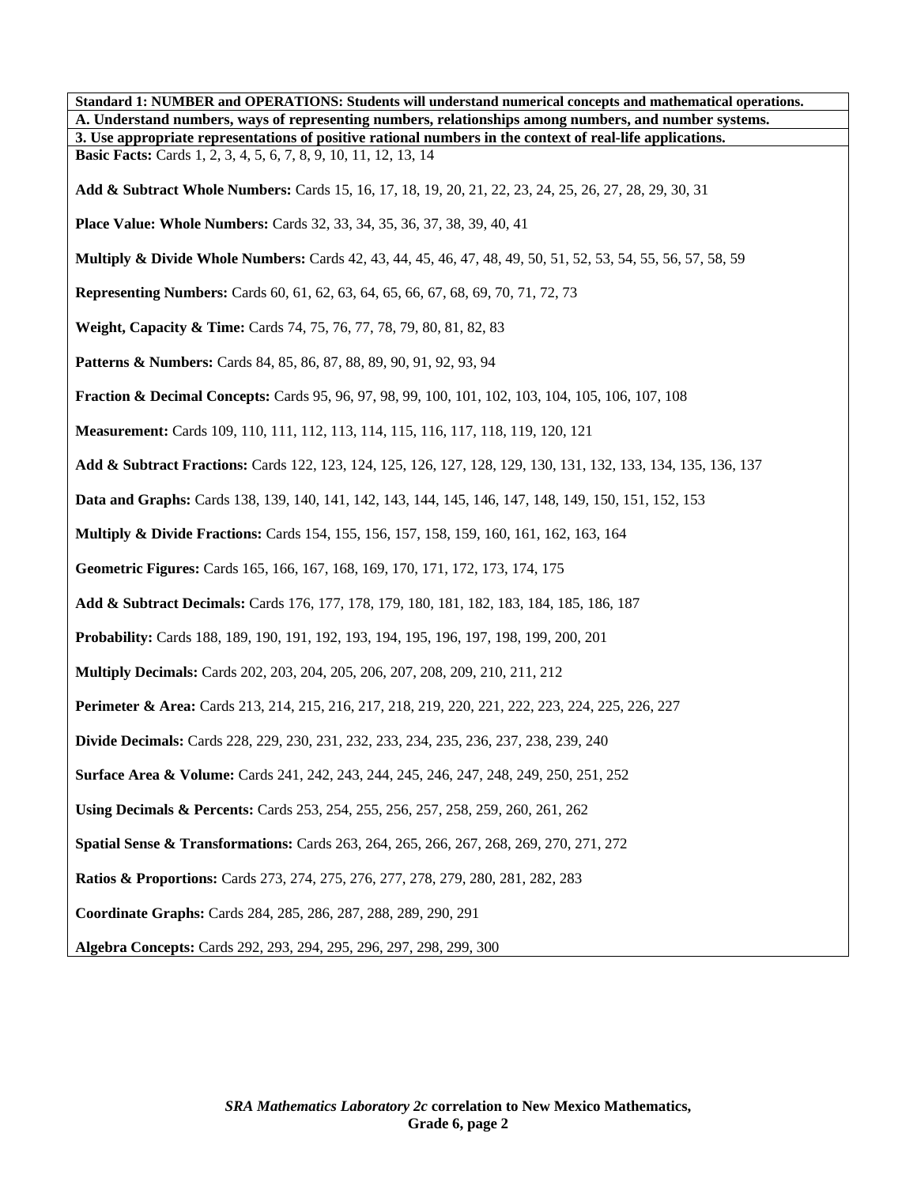**Standard 1: NUMBER and OPERATIONS: Students will understand numerical concepts and mathematical operations.**

**A. Understand numbers, ways of representing numbers, relationships among numbers, and number systems.**

**3. Use appropriate representations of positive rational numbers in the context of real-life applications.**

**Basic Facts:** Cards 1, 2, 3, 4, 5, 6, 7, 8, 9, 10, 11, 12, 13, 14

**Add & Subtract Whole Numbers:** Cards 15, 16, 17, 18, 19, 20, 21, 22, 23, 24, 25, 26, 27, 28, 29, 30, 31

**Place Value: Whole Numbers:** Cards 32, 33, 34, 35, 36, 37, 38, 39, 40, 41

**Multiply & Divide Whole Numbers:** Cards 42, 43, 44, 45, 46, 47, 48, 49, 50, 51, 52, 53, 54, 55, 56, 57, 58, 59

**Representing Numbers:** Cards 60, 61, 62, 63, 64, 65, 66, 67, 68, 69, 70, 71, 72, 73

**Weight, Capacity & Time:** Cards 74, 75, 76, 77, 78, 79, 80, 81, 82, 83

**Patterns & Numbers:** Cards 84, 85, 86, 87, 88, 89, 90, 91, 92, 93, 94

**Fraction & Decimal Concepts:** Cards 95, 96, 97, 98, 99, 100, 101, 102, 103, 104, 105, 106, 107, 108

**Measurement:** Cards 109, 110, 111, 112, 113, 114, 115, 116, 117, 118, 119, 120, 121

**Add & Subtract Fractions:** Cards 122, 123, 124, 125, 126, 127, 128, 129, 130, 131, 132, 133, 134, 135, 136, 137

**Data and Graphs:** Cards 138, 139, 140, 141, 142, 143, 144, 145, 146, 147, 148, 149, 150, 151, 152, 153

**Multiply & Divide Fractions:** Cards 154, 155, 156, 157, 158, 159, 160, 161, 162, 163, 164

**Geometric Figures:** Cards 165, 166, 167, 168, 169, 170, 171, 172, 173, 174, 175

**Add & Subtract Decimals:** Cards 176, 177, 178, 179, 180, 181, 182, 183, 184, 185, 186, 187

**Probability:** Cards 188, 189, 190, 191, 192, 193, 194, 195, 196, 197, 198, 199, 200, 201

**Multiply Decimals:** Cards 202, 203, 204, 205, 206, 207, 208, 209, 210, 211, 212

**Perimeter & Area:** Cards 213, 214, 215, 216, 217, 218, 219, 220, 221, 222, 223, 224, 225, 226, 227

**Divide Decimals:** Cards 228, 229, 230, 231, 232, 233, 234, 235, 236, 237, 238, 239, 240

**Surface Area & Volume:** Cards 241, 242, 243, 244, 245, 246, 247, 248, 249, 250, 251, 252

**Using Decimals & Percents:** Cards 253, 254, 255, 256, 257, 258, 259, 260, 261, 262

**Spatial Sense & Transformations:** Cards 263, 264, 265, 266, 267, 268, 269, 270, 271, 272

**Ratios & Proportions:** Cards 273, 274, 275, 276, 277, 278, 279, 280, 281, 282, 283

**Coordinate Graphs:** Cards 284, 285, 286, 287, 288, 289, 290, 291

**Algebra Concepts:** Cards 292, 293, 294, 295, 296, 297, 298, 299, 300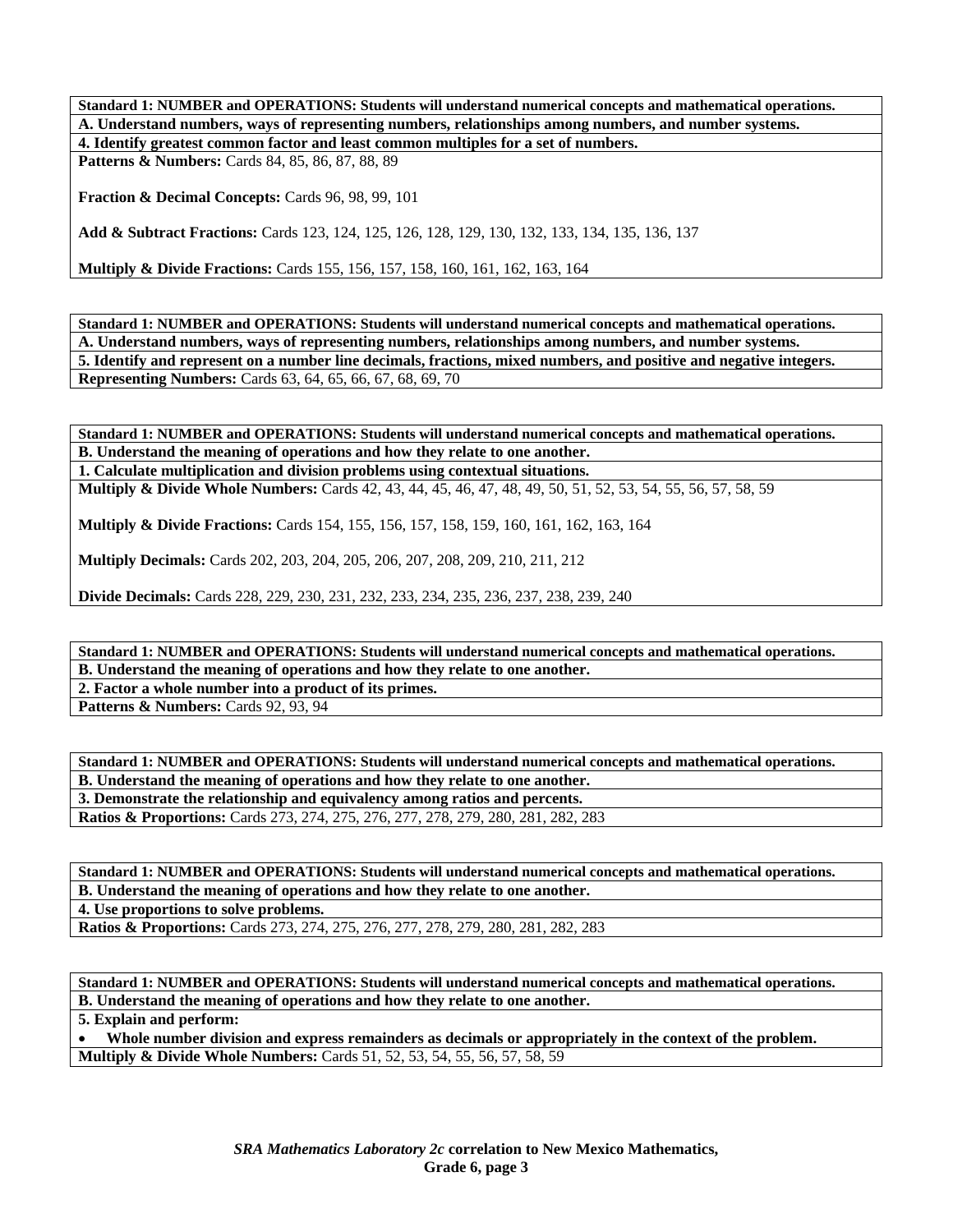**Standard 1: NUMBER and OPERATIONS: Students will understand numerical concepts and mathematical operations.**

**A. Understand numbers, ways of representing numbers, relationships among numbers, and number systems.**

**4. Identify greatest common factor and least common multiples for a set of numbers.**

**Patterns & Numbers:** Cards 84, 85, 86, 87, 88, 89

**Fraction & Decimal Concepts:** Cards 96, 98, 99, 101

**Add & Subtract Fractions:** Cards 123, 124, 125, 126, 128, 129, 130, 132, 133, 134, 135, 136, 137

**Multiply & Divide Fractions:** Cards 155, 156, 157, 158, 160, 161, 162, 163, 164

**Standard 1: NUMBER and OPERATIONS: Students will understand numerical concepts and mathematical operations.**

**A. Understand numbers, ways of representing numbers, relationships among numbers, and number systems.**

**5. Identify and represent on a number line decimals, fractions, mixed numbers, and positive and negative integers.**

**Representing Numbers:** Cards 63, 64, 65, 66, 67, 68, 69, 70

**Standard 1: NUMBER and OPERATIONS: Students will understand numerical concepts and mathematical operations.**

**B. Understand the meaning of operations and how they relate to one another.**

**1. Calculate multiplication and division problems using contextual situations.**

**Multiply & Divide Whole Numbers:** Cards 42, 43, 44, 45, 46, 47, 48, 49, 50, 51, 52, 53, 54, 55, 56, 57, 58, 59

**Multiply & Divide Fractions:** Cards 154, 155, 156, 157, 158, 159, 160, 161, 162, 163, 164

**Multiply Decimals:** Cards 202, 203, 204, 205, 206, 207, 208, 209, 210, 211, 212

**Divide Decimals:** Cards 228, 229, 230, 231, 232, 233, 234, 235, 236, 237, 238, 239, 240

**Standard 1: NUMBER and OPERATIONS: Students will understand numerical concepts and mathematical operations.**

**B. Understand the meaning of operations and how they relate to one another.**

**2. Factor a whole number into a product of its primes.**

**Patterns & Numbers:** Cards 92, 93, 94

**Standard 1: NUMBER and OPERATIONS: Students will understand numerical concepts and mathematical operations.**

**B. Understand the meaning of operations and how they relate to one another.**

**3. Demonstrate the relationship and equivalency among ratios and percents.**

**Ratios & Proportions:** Cards 273, 274, 275, 276, 277, 278, 279, 280, 281, 282, 283

**Standard 1: NUMBER and OPERATIONS: Students will understand numerical concepts and mathematical operations.**

**B. Understand the meaning of operations and how they relate to one another.**

**4. Use proportions to solve problems.**

**Ratios & Proportions:** Cards 273, 274, 275, 276, 277, 278, 279, 280, 281, 282, 283

**Standard 1: NUMBER and OPERATIONS: Students will understand numerical concepts and mathematical operations.**

**B. Understand the meaning of operations and how they relate to one another.**

**5. Explain and perform:**

- **Whole number division and express remainders as decimals or appropriately in the context of the problem.**

**Multiply & Divide Whole Numbers:** Cards 51, 52, 53, 54, 55, 56, 57, 58, 59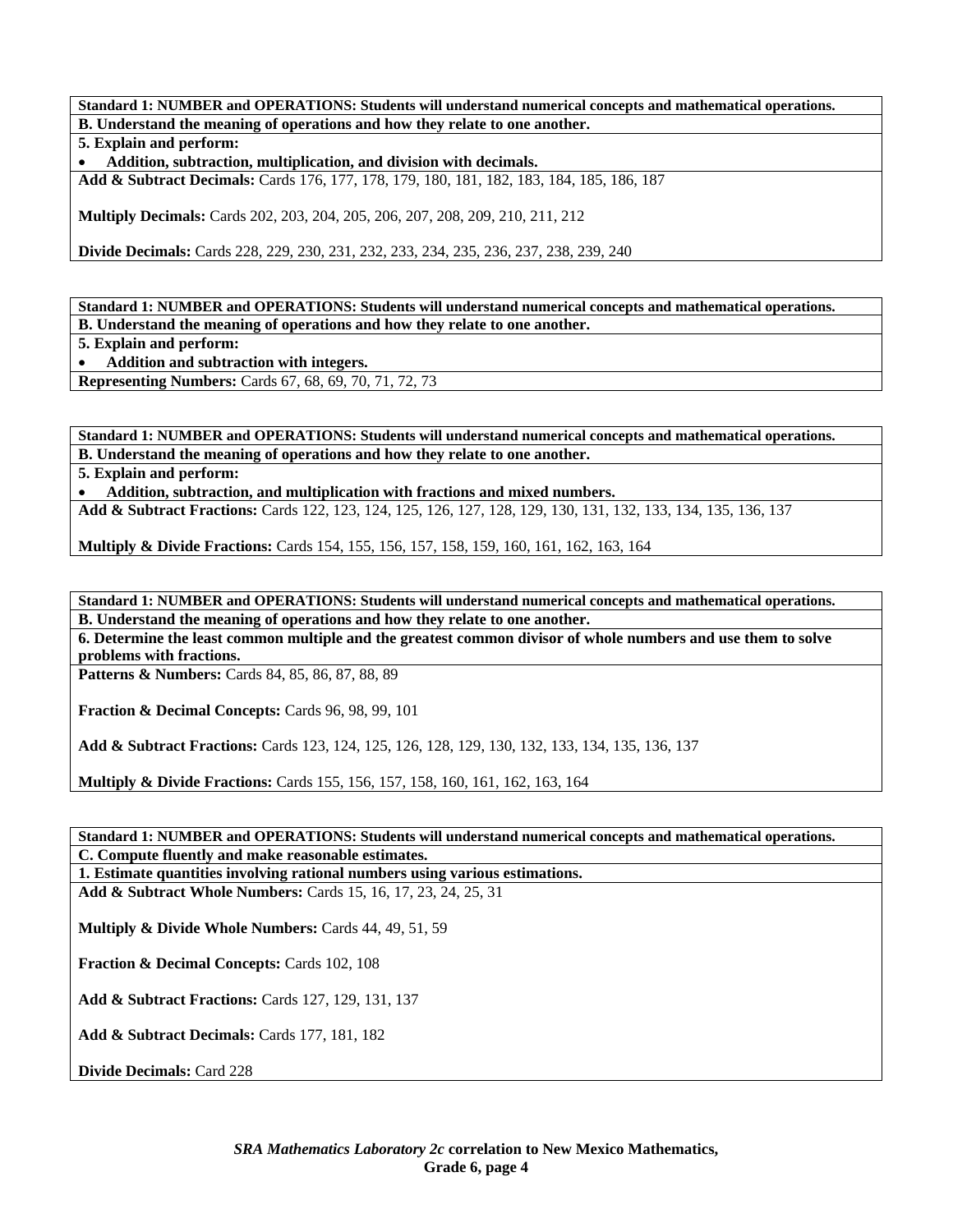**Standard 1: NUMBER and OPERATIONS: Students will understand numerical concepts and mathematical operations.**

**B. Understand the meaning of operations and how they relate to one another.**

**5. Explain and perform:**

- **Addition, subtraction, multiplication, and division with decimals.**

**Add & Subtract Decimals:** Cards 176, 177, 178, 179, 180, 181, 182, 183, 184, 185, 186, 187

**Multiply Decimals:** Cards 202, 203, 204, 205, 206, 207, 208, 209, 210, 211, 212

**Divide Decimals:** Cards 228, 229, 230, 231, 232, 233, 234, 235, 236, 237, 238, 239, 240

**Standard 1: NUMBER and OPERATIONS: Students will understand numerical concepts and mathematical operations.**

**B. Understand the meaning of operations and how they relate to one another.**

**5. Explain and perform:**

- **Addition and subtraction with integers.**

**Representing Numbers:** Cards 67, 68, 69, 70, 71, 72, 73

**Standard 1: NUMBER and OPERATIONS: Students will understand numerical concepts and mathematical operations.**

**B. Understand the meaning of operations and how they relate to one another.**

**5. Explain and perform:**

- **Addition, subtraction, and multiplication with fractions and mixed numbers.**

**Add & Subtract Fractions:** Cards 122, 123, 124, 125, 126, 127, 128, 129, 130, 131, 132, 133, 134, 135, 136, 137

**Multiply & Divide Fractions:** Cards 154, 155, 156, 157, 158, 159, 160, 161, 162, 163, 164

**Standard 1: NUMBER and OPERATIONS: Students will understand numerical concepts and mathematical operations.**

**B. Understand the meaning of operations and how they relate to one another.**

**6. Determine the least common multiple and the greatest common divisor of whole numbers and use them to solve problems with fractions.**

**Patterns & Numbers:** Cards 84, 85, 86, 87, 88, 89

**Fraction & Decimal Concepts:** Cards 96, 98, 99, 101

**Add & Subtract Fractions:** Cards 123, 124, 125, 126, 128, 129, 130, 132, 133, 134, 135, 136, 137

**Multiply & Divide Fractions:** Cards 155, 156, 157, 158, 160, 161, 162, 163, 164

**Standard 1: NUMBER and OPERATIONS: Students will understand numerical concepts and mathematical operations.**

**C. Compute fluently and make reasonable estimates.**

**1. Estimate quantities involving rational numbers using various estimations.**

**Add & Subtract Whole Numbers:** Cards 15, 16, 17, 23, 24, 25, 31

**Multiply & Divide Whole Numbers:** Cards 44, 49, 51, 59

**Fraction & Decimal Concepts:** Cards 102, 108

**Add & Subtract Fractions:** Cards 127, 129, 131, 137

**Add & Subtract Decimals:** Cards 177, 181, 182

**Divide Decimals:** Card 228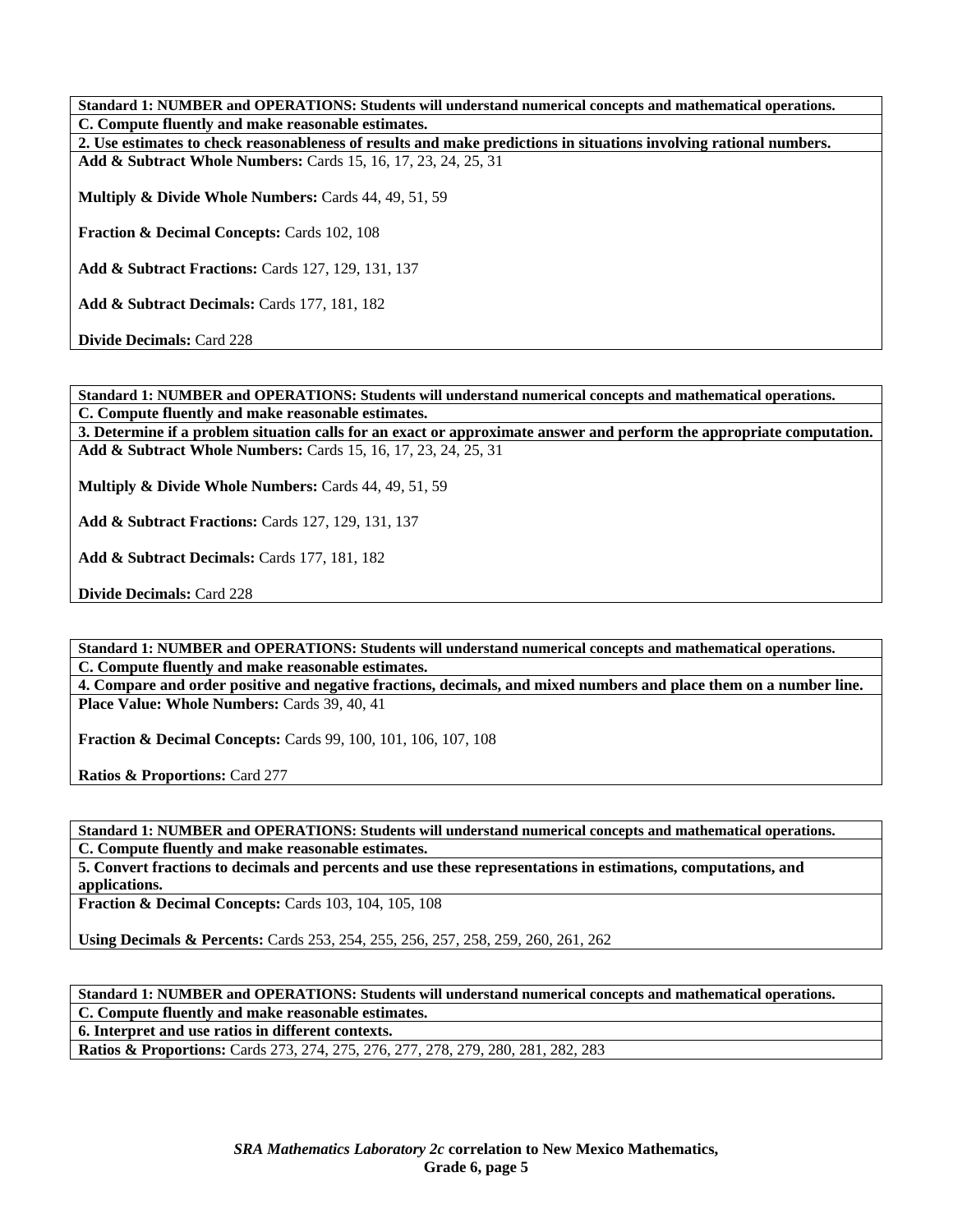**Standard 1: NUMBER and OPERATIONS: Students will understand numerical concepts and mathematical operations.**

**C. Compute fluently and make reasonable estimates.**

**2. Use estimates to check reasonableness of results and make predictions in situations involving rational numbers.**

**Add & Subtract Whole Numbers:** Cards 15, 16, 17, 23, 24, 25, 31

**Multiply & Divide Whole Numbers:** Cards 44, 49, 51, 59

**Fraction & Decimal Concepts:** Cards 102, 108

**Add & Subtract Fractions:** Cards 127, 129, 131, 137

**Add & Subtract Decimals:** Cards 177, 181, 182

**Divide Decimals:** Card 228

**Standard 1: NUMBER and OPERATIONS: Students will understand numerical concepts and mathematical operations.**

**C. Compute fluently and make reasonable estimates.**

**3. Determine if a problem situation calls for an exact or approximate answer and perform the appropriate computation.**

**Add & Subtract Whole Numbers:** Cards 15, 16, 17, 23, 24, 25, 31

**Multiply & Divide Whole Numbers:** Cards 44, 49, 51, 59

**Add & Subtract Fractions:** Cards 127, 129, 131, 137

**Add & Subtract Decimals:** Cards 177, 181, 182

**Divide Decimals:** Card 228

**Standard 1: NUMBER and OPERATIONS: Students will understand numerical concepts and mathematical operations.**

**C. Compute fluently and make reasonable estimates.**

**4. Compare and order positive and negative fractions, decimals, and mixed numbers and place them on a number line.**

**Place Value: Whole Numbers:** Cards 39, 40, 41

**Fraction & Decimal Concepts:** Cards 99, 100, 101, 106, 107, 108

**Ratios & Proportions:** Card 277

**Standard 1: NUMBER and OPERATIONS: Students will understand numerical concepts and mathematical operations.**

**C. Compute fluently and make reasonable estimates.**

**5. Convert fractions to decimals and percents and use these representations in estimations, computations, and applications.**

**Fraction & Decimal Concepts:** Cards 103, 104, 105, 108

**Using Decimals & Percents:** Cards 253, 254, 255, 256, 257, 258, 259, 260, 261, 262

**Standard 1: NUMBER and OPERATIONS: Students will understand numerical concepts and mathematical operations.**

**C. Compute fluently and make reasonable estimates.**

**6. Interpret and use ratios in different contexts.**

**Ratios & Proportions:** Cards 273, 274, 275, 276, 277, 278, 279, 280, 281, 282, 283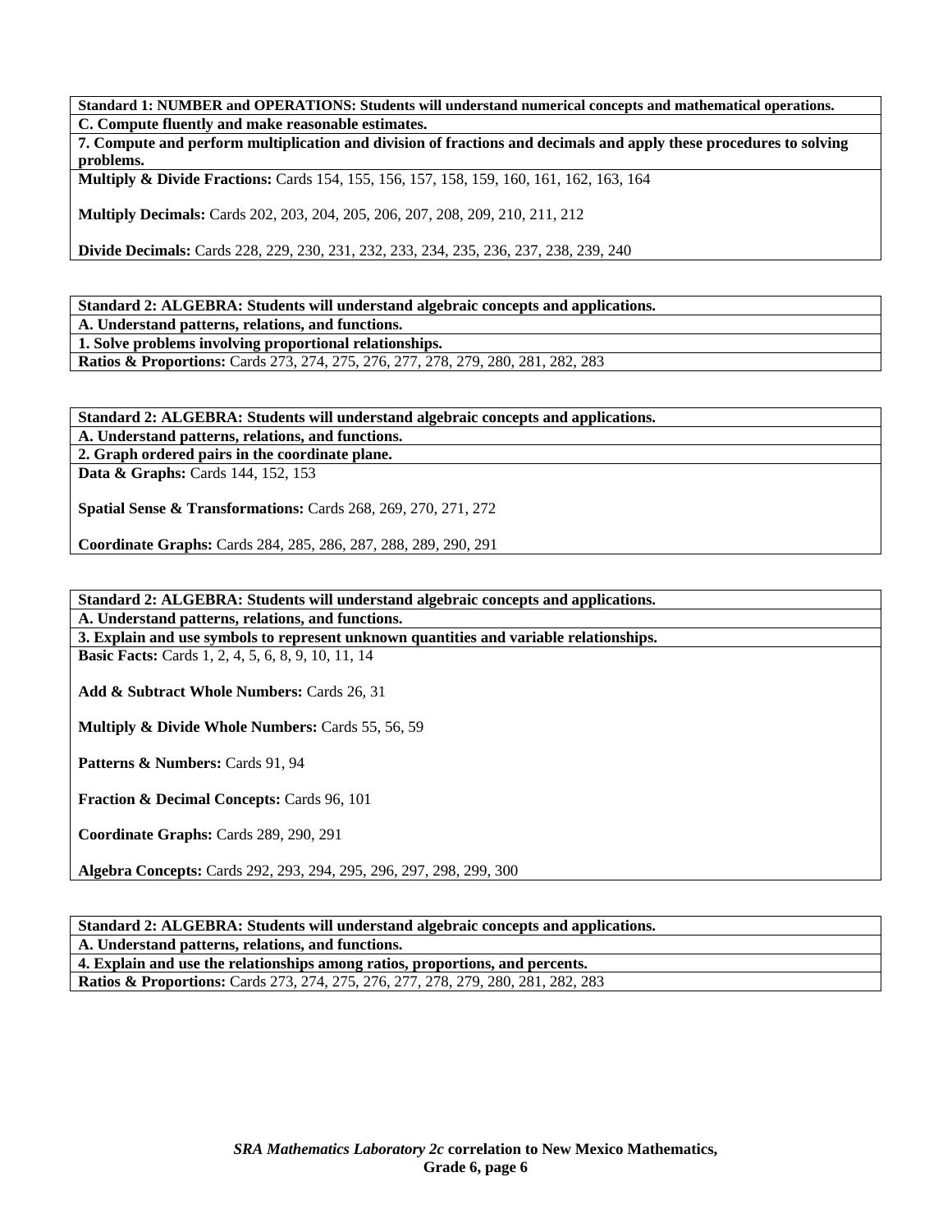| **Standard 1: NUMBER and OPERATIONS: Students will understand numerical concepts and mathematical operations.** |
| --- |
| **C. Compute fluently and make reasonable estimates.** |
| **7. Compute and perform multiplication and division of fractions and decimals and apply these procedures to solving problems.** |
| **Multiply & Divide Fractions:** Cards 154, 155, 156, 157, 158, 159, 160, 161, 162, 163, 164<br><br>**Multiply Decimals:** Cards 202, 203, 204, 205, 206, 207, 208, 209, 210, 211, 212<br><br>**Divide Decimals:** Cards 228, 229, 230, 231, 232, 233, 234, 235, 236, 237, 238, 239, 240 |

| **Standard 2: ALGEBRA: Students will understand algebraic concepts and applications.** |
| --- |
| **A. Understand patterns, relations, and functions.** |
| **1. Solve problems involving proportional relationships.** |
| **Ratios & Proportions:** Cards 273, 274, 275, 276, 277, 278, 279, 280, 281, 282, 283 |

| **Standard 2: ALGEBRA: Students will understand algebraic concepts and applications.** |
| --- |
| **A. Understand patterns, relations, and functions.** |
| **2. Graph ordered pairs in the coordinate plane.** |
| **Data & Graphs:** Cards 144, 152, 153<br><br>**Spatial Sense & Transformations:** Cards 268, 269, 270, 271, 272<br><br>**Coordinate Graphs:** Cards 284, 285, 286, 287, 288, 289, 290, 291 |

| **Standard 2: ALGEBRA: Students will understand algebraic concepts and applications.** |
| --- |
| **A. Understand patterns, relations, and functions.** |
| **3. Explain and use symbols to represent unknown quantities and variable relationships.** |
| **Basic Facts:** Cards 1, 2, 4, 5, 6, 8, 9, 10, 11, 14<br><br>**Add & Subtract Whole Numbers:** Cards 26, 31<br><br>**Multiply & Divide Whole Numbers:** Cards 55, 56, 59<br><br>**Patterns & Numbers:** Cards 91, 94<br><br>**Fraction & Decimal Concepts:** Cards 96, 101<br><br>**Coordinate Graphs:** Cards 289, 290, 291<br><br>**Algebra Concepts:** Cards 292, 293, 294, 295, 296, 297, 298, 299, 300 |

| **Standard 2: ALGEBRA: Students will understand algebraic concepts and applications.** |
| --- |
| **A. Understand patterns, relations, and functions.** |
| **4. Explain and use the relationships among ratios, proportions, and percents.** |
| **Ratios & Proportions:** Cards 273, 274, 275, 276, 277, 278, 279, 280, 281, 282, 283 |

***SRA Mathematics Laboratory 2c*** **correlation to New Mexico Mathematics, Grade 6, page 6**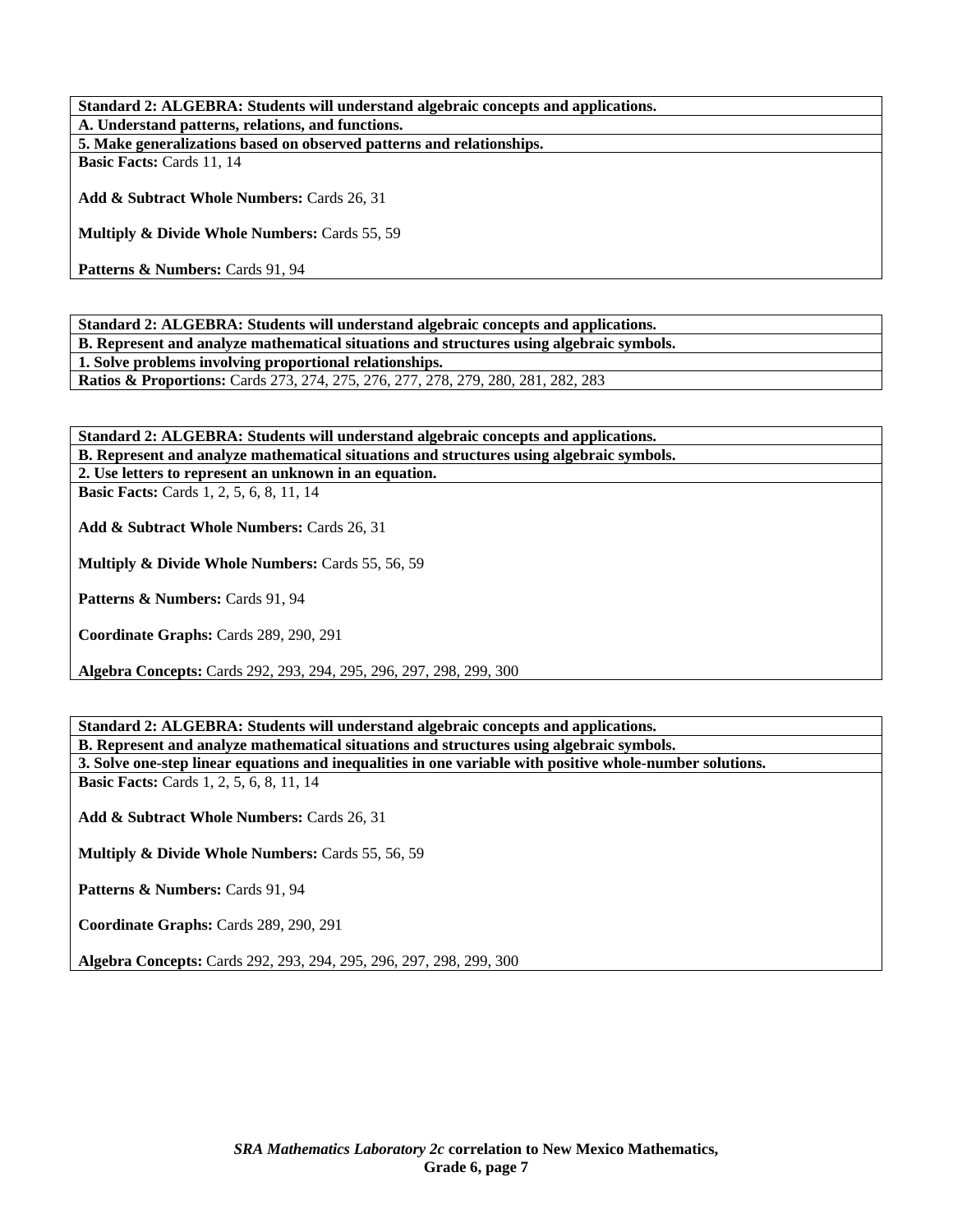**Standard 2: ALGEBRA: Students will understand algebraic concepts and applications.**

**A. Understand patterns, relations, and functions.**

**5. Make generalizations based on observed patterns and relationships.**

**Basic Facts:** Cards 11, 14

**Add & Subtract Whole Numbers:** Cards 26, 31

**Multiply & Divide Whole Numbers:** Cards 55, 59

**Patterns & Numbers:** Cards 91, 94

---

**Standard 2: ALGEBRA: Students will understand algebraic concepts and applications.**

**B. Represent and analyze mathematical situations and structures using algebraic symbols.**

**1. Solve problems involving proportional relationships.**

**Ratios & Proportions:** Cards 273, 274, 275, 276, 277, 278, 279, 280, 281, 282, 283

---

**Standard 2: ALGEBRA: Students will understand algebraic concepts and applications.**

**B. Represent and analyze mathematical situations and structures using algebraic symbols.**

**2. Use letters to represent an unknown in an equation.**

**Basic Facts:** Cards 1, 2, 5, 6, 8, 11, 14

**Add & Subtract Whole Numbers:** Cards 26, 31

**Multiply & Divide Whole Numbers:** Cards 55, 56, 59

**Patterns & Numbers:** Cards 91, 94

**Coordinate Graphs:** Cards 289, 290, 291

**Algebra Concepts:** Cards 292, 293, 294, 295, 296, 297, 298, 299, 300

---

**Standard 2: ALGEBRA: Students will understand algebraic concepts and applications.**

**B. Represent and analyze mathematical situations and structures using algebraic symbols.**

**3. Solve one-step linear equations and inequalities in one variable with positive whole-number solutions.**

**Basic Facts:** Cards 1, 2, 5, 6, 8, 11, 14

**Add & Subtract Whole Numbers:** Cards 26, 31

**Multiply & Divide Whole Numbers:** Cards 55, 56, 59

**Patterns & Numbers:** Cards 91, 94

**Coordinate Graphs:** Cards 289, 290, 291

**Algebra Concepts:** Cards 292, 293, 294, 295, 296, 297, 298, 299, 300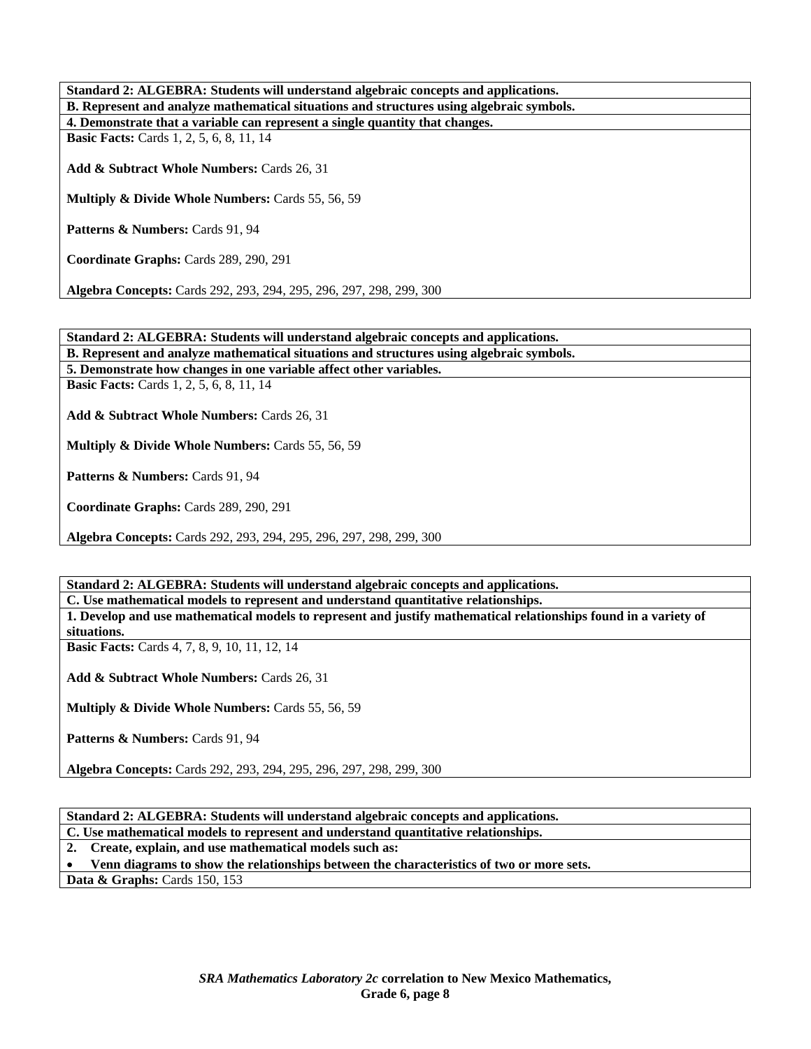**Standard 2: ALGEBRA: Students will understand algebraic concepts and applications.**

**B. Represent and analyze mathematical situations and structures using algebraic symbols.**

**4. Demonstrate that a variable can represent a single quantity that changes.**

**Basic Facts:** Cards 1, 2, 5, 6, 8, 11, 14

**Add & Subtract Whole Numbers:** Cards 26, 31

**Multiply & Divide Whole Numbers:** Cards 55, 56, 59

**Patterns & Numbers:** Cards 91, 94

**Coordinate Graphs:** Cards 289, 290, 291

**Algebra Concepts:** Cards 292, 293, 294, 295, 296, 297, 298, 299, 300

**Standard 2: ALGEBRA: Students will understand algebraic concepts and applications.**

**B. Represent and analyze mathematical situations and structures using algebraic symbols.**

**5. Demonstrate how changes in one variable affect other variables.**

**Basic Facts:** Cards 1, 2, 5, 6, 8, 11, 14

**Add & Subtract Whole Numbers:** Cards 26, 31

**Multiply & Divide Whole Numbers:** Cards 55, 56, 59

**Patterns & Numbers:** Cards 91, 94

**Coordinate Graphs:** Cards 289, 290, 291

**Algebra Concepts:** Cards 292, 293, 294, 295, 296, 297, 298, 299, 300

**Standard 2: ALGEBRA: Students will understand algebraic concepts and applications.**

**C. Use mathematical models to represent and understand quantitative relationships.**

**1. Develop and use mathematical models to represent and justify mathematical relationships found in a variety of situations.**

**Basic Facts:** Cards 4, 7, 8, 9, 10, 11, 12, 14

**Add & Subtract Whole Numbers:** Cards 26, 31

**Multiply & Divide Whole Numbers:** Cards 55, 56, 59

**Patterns & Numbers:** Cards 91, 94

**Algebra Concepts:** Cards 292, 293, 294, 295, 296, 297, 298, 299, 300

**Standard 2: ALGEBRA: Students will understand algebraic concepts and applications.**

**C. Use mathematical models to represent and understand quantitative relationships.**

**2. Create, explain, and use mathematical models such as:**

- **Venn diagrams to show the relationships between the characteristics of two or more sets.**

**Data & Graphs:** Cards 150, 153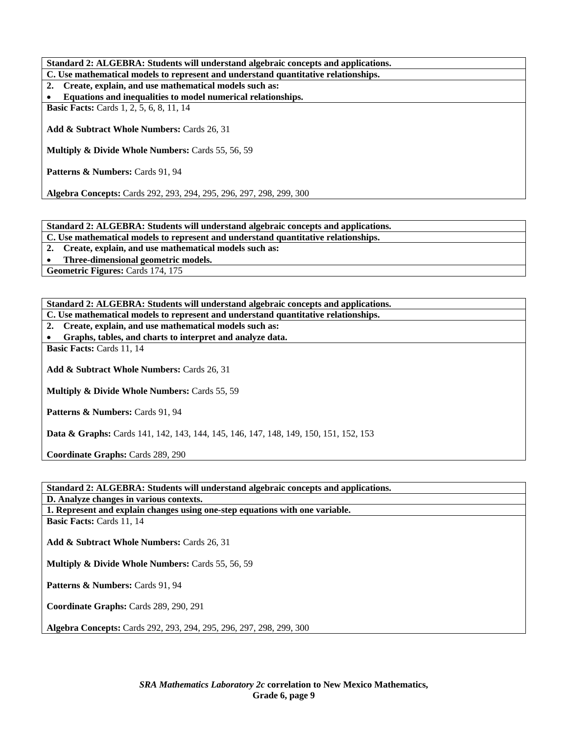**Standard 2: ALGEBRA: Students will understand algebraic concepts and applications.**

**C. Use mathematical models to represent and understand quantitative relationships.**

**2. Create, explain, and use mathematical models such as:**

- **Equations and inequalities to model numerical relationships.**

**Basic Facts:** Cards 1, 2, 5, 6, 8, 11, 14

**Add & Subtract Whole Numbers:** Cards 26, 31

**Multiply & Divide Whole Numbers:** Cards 55, 56, 59

**Patterns & Numbers:** Cards 91, 94

**Algebra Concepts:** Cards 292, 293, 294, 295, 296, 297, 298, 299, 300

---

**Standard 2: ALGEBRA: Students will understand algebraic concepts and applications.**

**C. Use mathematical models to represent and understand quantitative relationships.**

**2. Create, explain, and use mathematical models such as:**

- **Three-dimensional geometric models.**

**Geometric Figures:** Cards 174, 175

---

**Standard 2: ALGEBRA: Students will understand algebraic concepts and applications.**

**C. Use mathematical models to represent and understand quantitative relationships.**

**2. Create, explain, and use mathematical models such as:**

- **Graphs, tables, and charts to interpret and analyze data.**

**Basic Facts:** Cards 11, 14

**Add & Subtract Whole Numbers:** Cards 26, 31

**Multiply & Divide Whole Numbers:** Cards 55, 59

**Patterns & Numbers:** Cards 91, 94

**Data & Graphs:** Cards 141, 142, 143, 144, 145, 146, 147, 148, 149, 150, 151, 152, 153

**Coordinate Graphs:** Cards 289, 290

---

**Standard 2: ALGEBRA: Students will understand algebraic concepts and applications.**

**D. Analyze changes in various contexts.**

**1. Represent and explain changes using one-step equations with one variable.**

**Basic Facts:** Cards 11, 14

**Add & Subtract Whole Numbers:** Cards 26, 31

**Multiply & Divide Whole Numbers:** Cards 55, 56, 59

**Patterns & Numbers:** Cards 91, 94

**Coordinate Graphs:** Cards 289, 290, 291

**Algebra Concepts:** Cards 292, 293, 294, 295, 296, 297, 298, 299, 300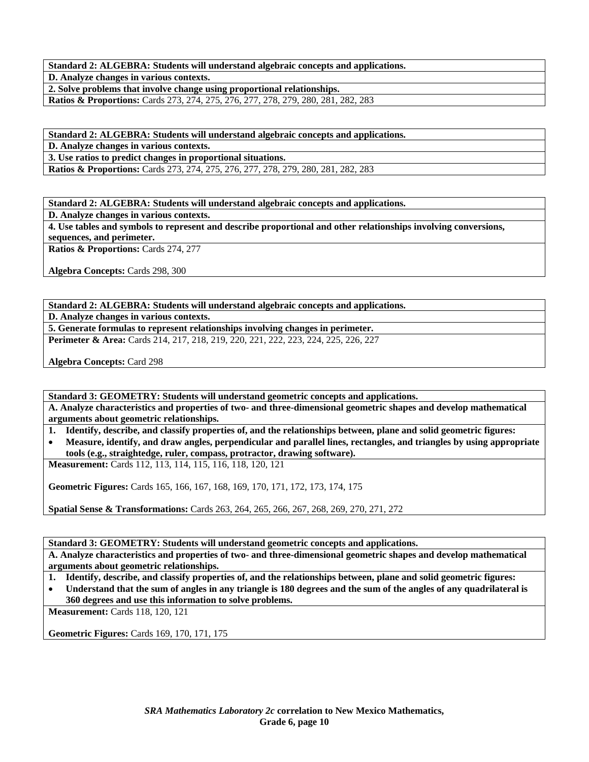**Standard 2: ALGEBRA: Students will understand algebraic concepts and applications.**

**D. Analyze changes in various contexts.**

**2. Solve problems that involve change using proportional relationships.**

**Ratios & Proportions:** Cards 273, 274, 275, 276, 277, 278, 279, 280, 281, 282, 283

**Standard 2: ALGEBRA: Students will understand algebraic concepts and applications.**

**D. Analyze changes in various contexts.**

**3. Use ratios to predict changes in proportional situations.**

**Ratios & Proportions:** Cards 273, 274, 275, 276, 277, 278, 279, 280, 281, 282, 283

**Standard 2: ALGEBRA: Students will understand algebraic concepts and applications.**

**D. Analyze changes in various contexts.**

**4. Use tables and symbols to represent and describe proportional and other relationships involving conversions, sequences, and perimeter.**

**Ratios & Proportions:** Cards 274, 277

**Algebra Concepts:** Cards 298, 300

**Standard 2: ALGEBRA: Students will understand algebraic concepts and applications.**

**D. Analyze changes in various contexts.**

**5. Generate formulas to represent relationships involving changes in perimeter.**

**Perimeter & Area:** Cards 214, 217, 218, 219, 220, 221, 222, 223, 224, 225, 226, 227

**Algebra Concepts:** Card 298

**Standard 3: GEOMETRY: Students will understand geometric concepts and applications.**

**A. Analyze characteristics and properties of two- and three-dimensional geometric shapes and develop mathematical arguments about geometric relationships.**

1. **Identify, describe, and classify properties of, and the relationships between, plane and solid geometric figures:**
- **Measure, identify, and draw angles, perpendicular and parallel lines, rectangles, and triangles by using appropriate tools (e.g., straightedge, ruler, compass, protractor, drawing software).**

**Measurement:** Cards 112, 113, 114, 115, 116, 118, 120, 121

**Geometric Figures:** Cards 165, 166, 167, 168, 169, 170, 171, 172, 173, 174, 175

**Spatial Sense & Transformations:** Cards 263, 264, 265, 266, 267, 268, 269, 270, 271, 272

**Standard 3: GEOMETRY: Students will understand geometric concepts and applications.**

**A. Analyze characteristics and properties of two- and three-dimensional geometric shapes and develop mathematical arguments about geometric relationships.**

1. **Identify, describe, and classify properties of, and the relationships between, plane and solid geometric figures:**
- **Understand that the sum of angles in any triangle is 180 degrees and the sum of the angles of any quadrilateral is 360 degrees and use this information to solve problems.**

**Measurement:** Cards 118, 120, 121

**Geometric Figures:** Cards 169, 170, 171, 175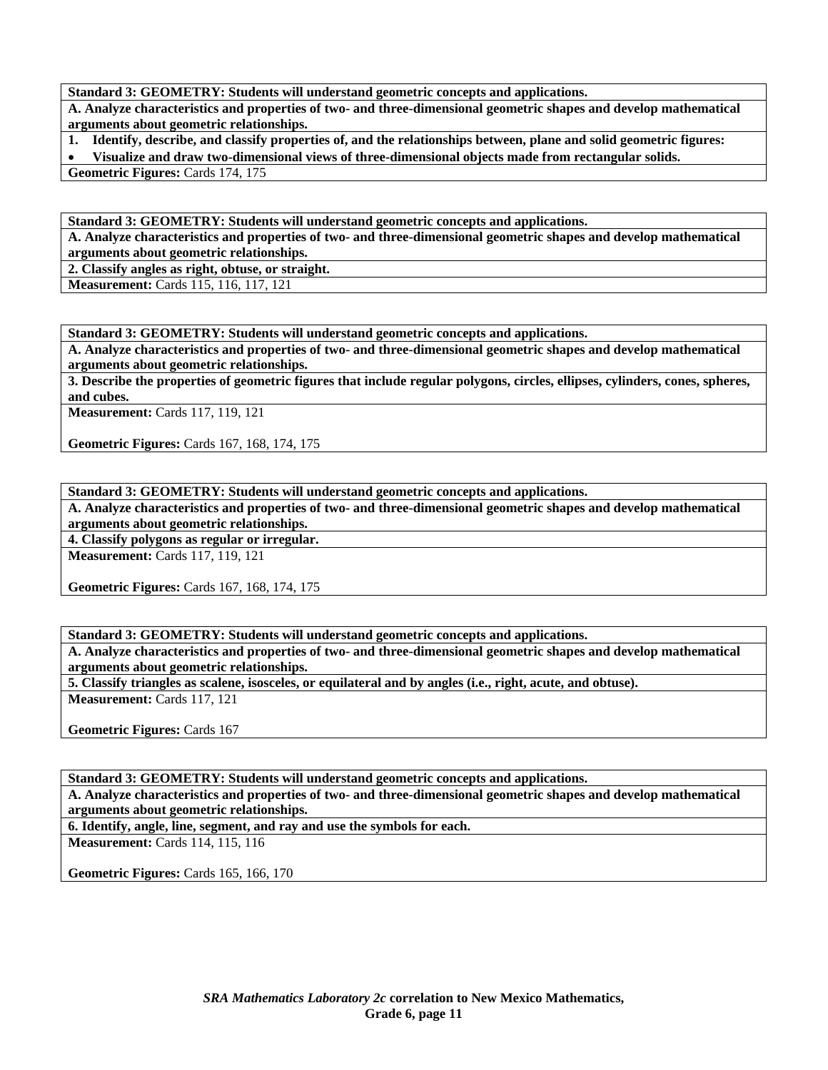**Standard 3: GEOMETRY: Students will understand geometric concepts and applications.**

**A. Analyze characteristics and properties of two- and three-dimensional geometric shapes and develop mathematical arguments about geometric relationships.**

**1. Identify, describe, and classify properties of, and the relationships between, plane and solid geometric figures:**

- **Visualize and draw two-dimensional views of three-dimensional objects made from rectangular solids.**

**Geometric Figures:** Cards 174, 175

---

**Standard 3: GEOMETRY: Students will understand geometric concepts and applications.**

**A. Analyze characteristics and properties of two- and three-dimensional geometric shapes and develop mathematical arguments about geometric relationships.**

**2. Classify angles as right, obtuse, or straight.**

**Measurement:** Cards 115, 116, 117, 121

---

**Standard 3: GEOMETRY: Students will understand geometric concepts and applications.**

**A. Analyze characteristics and properties of two- and three-dimensional geometric shapes and develop mathematical arguments about geometric relationships.**

**3. Describe the properties of geometric figures that include regular polygons, circles, ellipses, cylinders, cones, spheres, and cubes.**

**Measurement:** Cards 117, 119, 121

**Geometric Figures:** Cards 167, 168, 174, 175

---

**Standard 3: GEOMETRY: Students will understand geometric concepts and applications.**

**A. Analyze characteristics and properties of two- and three-dimensional geometric shapes and develop mathematical arguments about geometric relationships.**

**4. Classify polygons as regular or irregular.**

**Measurement:** Cards 117, 119, 121

**Geometric Figures:** Cards 167, 168, 174, 175

---

**Standard 3: GEOMETRY: Students will understand geometric concepts and applications.**

**A. Analyze characteristics and properties of two- and three-dimensional geometric shapes and develop mathematical arguments about geometric relationships.**

**5. Classify triangles as scalene, isosceles, or equilateral and by angles (i.e., right, acute, and obtuse).**

**Measurement:** Cards 117, 121

**Geometric Figures:** Cards 167

---

**Standard 3: GEOMETRY: Students will understand geometric concepts and applications.**

**A. Analyze characteristics and properties of two- and three-dimensional geometric shapes and develop mathematical arguments about geometric relationships.**

**6. Identify, angle, line, segment, and ray and use the symbols for each.**

**Measurement:** Cards 114, 115, 116

**Geometric Figures:** Cards 165, 166, 170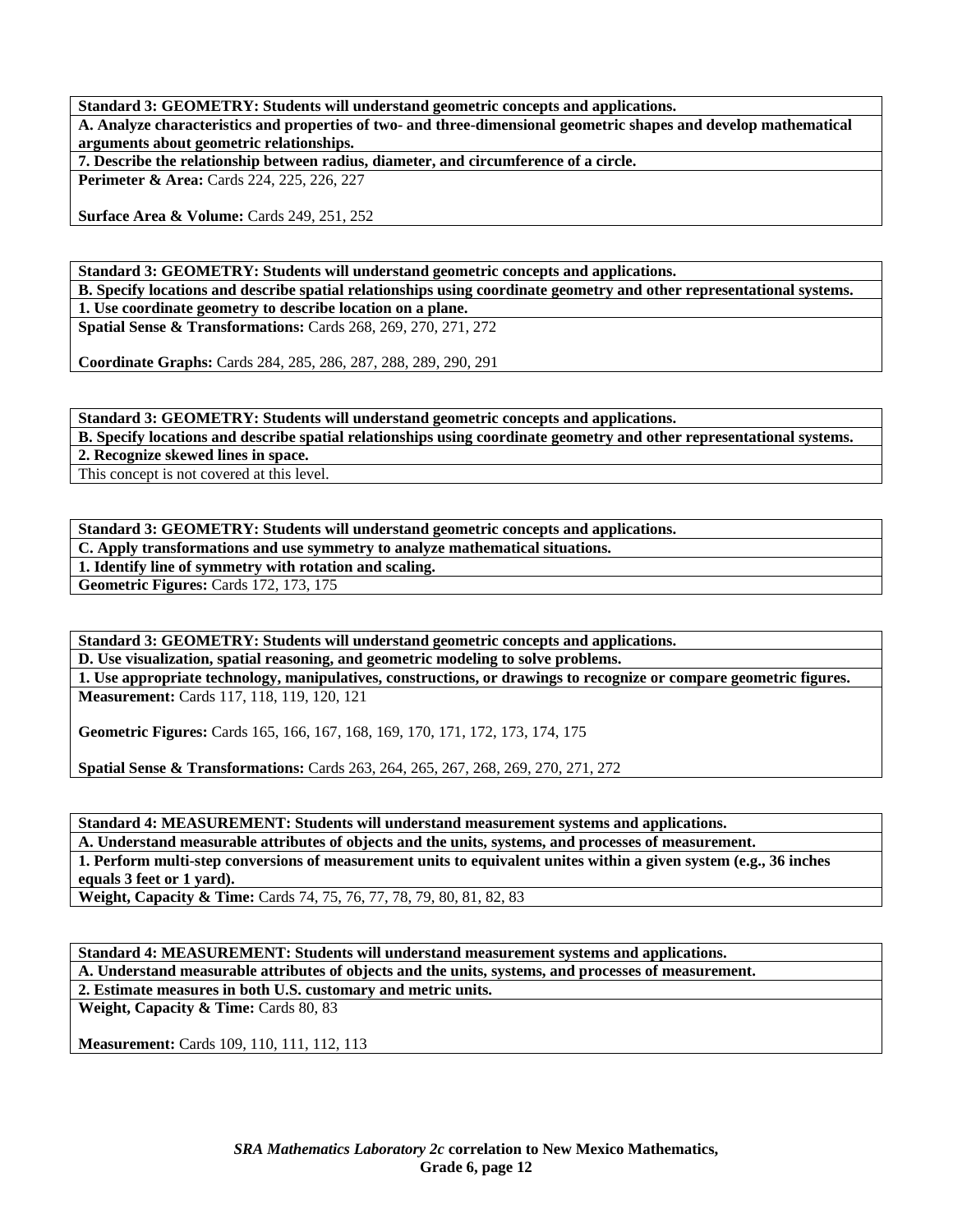**Standard 3: GEOMETRY: Students will understand geometric concepts and applications.**

**A. Analyze characteristics and properties of two- and three-dimensional geometric shapes and develop mathematical arguments about geometric relationships.**

**7. Describe the relationship between radius, diameter, and circumference of a circle.**

**Perimeter & Area:** Cards 224, 225, 226, 227

**Surface Area & Volume:** Cards 249, 251, 252

**Standard 3: GEOMETRY: Students will understand geometric concepts and applications.**

**B. Specify locations and describe spatial relationships using coordinate geometry and other representational systems.**

**1. Use coordinate geometry to describe location on a plane.**

**Spatial Sense & Transformations:** Cards 268, 269, 270, 271, 272

**Coordinate Graphs:** Cards 284, 285, 286, 287, 288, 289, 290, 291

**Standard 3: GEOMETRY: Students will understand geometric concepts and applications.**

**B. Specify locations and describe spatial relationships using coordinate geometry and other representational systems.**

**2. Recognize skewed lines in space.**

This concept is not covered at this level.

**Standard 3: GEOMETRY: Students will understand geometric concepts and applications.**

**C. Apply transformations and use symmetry to analyze mathematical situations.**

**1. Identify line of symmetry with rotation and scaling.**

**Geometric Figures:** Cards 172, 173, 175

**Standard 3: GEOMETRY: Students will understand geometric concepts and applications.**

**D. Use visualization, spatial reasoning, and geometric modeling to solve problems.**

**1. Use appropriate technology, manipulatives, constructions, or drawings to recognize or compare geometric figures.**

**Measurement:** Cards 117, 118, 119, 120, 121

**Geometric Figures:** Cards 165, 166, 167, 168, 169, 170, 171, 172, 173, 174, 175

**Spatial Sense & Transformations:** Cards 263, 264, 265, 267, 268, 269, 270, 271, 272

**Standard 4: MEASUREMENT: Students will understand measurement systems and applications.**

**A. Understand measurable attributes of objects and the units, systems, and processes of measurement.**

**1. Perform multi-step conversions of measurement units to equivalent unites within a given system (e.g., 36 inches equals 3 feet or 1 yard).**

**Weight, Capacity & Time:** Cards 74, 75, 76, 77, 78, 79, 80, 81, 82, 83

**Standard 4: MEASUREMENT: Students will understand measurement systems and applications.**

**A. Understand measurable attributes of objects and the units, systems, and processes of measurement.**

**2. Estimate measures in both U.S. customary and metric units.**

**Weight, Capacity & Time:** Cards 80, 83

**Measurement:** Cards 109, 110, 111, 112, 113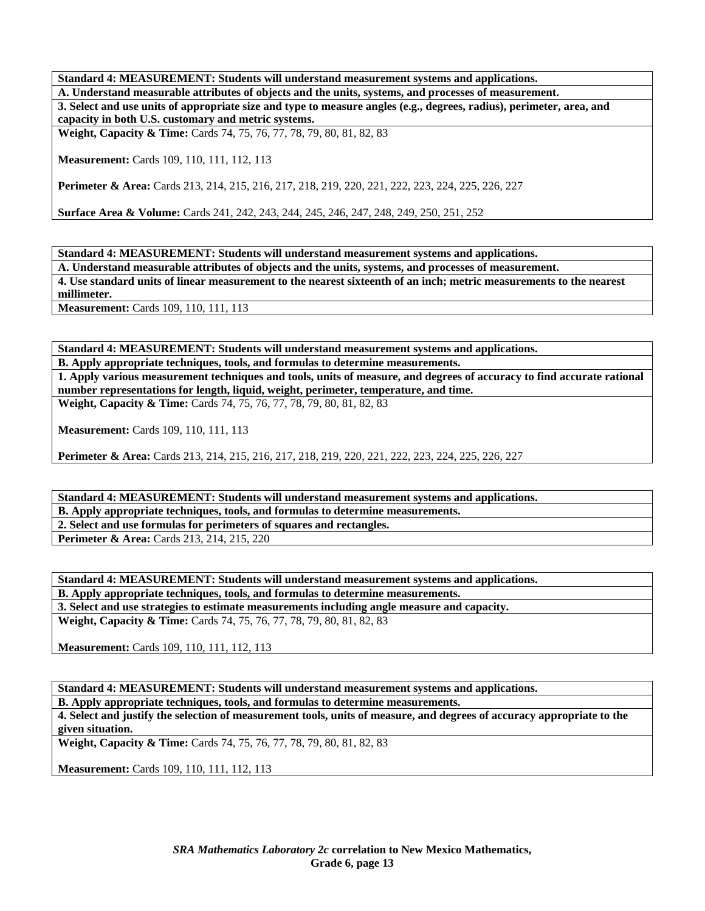**Standard 4: MEASUREMENT: Students will understand measurement systems and applications.**

**A. Understand measurable attributes of objects and the units, systems, and processes of measurement.**

**3. Select and use units of appropriate size and type to measure angles (e.g., degrees, radius), perimeter, area, and capacity in both U.S. customary and metric systems.**

**Weight, Capacity & Time:** Cards 74, 75, 76, 77, 78, 79, 80, 81, 82, 83

**Measurement:** Cards 109, 110, 111, 112, 113

**Perimeter & Area:** Cards 213, 214, 215, 216, 217, 218, 219, 220, 221, 222, 223, 224, 225, 226, 227

**Surface Area & Volume:** Cards 241, 242, 243, 244, 245, 246, 247, 248, 249, 250, 251, 252

---

**Standard 4: MEASUREMENT: Students will understand measurement systems and applications.**

**A. Understand measurable attributes of objects and the units, systems, and processes of measurement.**

**4. Use standard units of linear measurement to the nearest sixteenth of an inch; metric measurements to the nearest millimeter.**

**Measurement:** Cards 109, 110, 111, 113

---

**Standard 4: MEASUREMENT: Students will understand measurement systems and applications.**

**B. Apply appropriate techniques, tools, and formulas to determine measurements.**

**1. Apply various measurement techniques and tools, units of measure, and degrees of accuracy to find accurate rational number representations for length, liquid, weight, perimeter, temperature, and time.**

**Weight, Capacity & Time:** Cards 74, 75, 76, 77, 78, 79, 80, 81, 82, 83

**Measurement:** Cards 109, 110, 111, 113

**Perimeter & Area:** Cards 213, 214, 215, 216, 217, 218, 219, 220, 221, 222, 223, 224, 225, 226, 227

---

**Standard 4: MEASUREMENT: Students will understand measurement systems and applications.**

**B. Apply appropriate techniques, tools, and formulas to determine measurements.**

**2. Select and use formulas for perimeters of squares and rectangles.**

**Perimeter & Area:** Cards 213, 214, 215, 220

---

**Standard 4: MEASUREMENT: Students will understand measurement systems and applications.**

**B. Apply appropriate techniques, tools, and formulas to determine measurements.**

**3. Select and use strategies to estimate measurements including angle measure and capacity.**

**Weight, Capacity & Time:** Cards 74, 75, 76, 77, 78, 79, 80, 81, 82, 83

**Measurement:** Cards 109, 110, 111, 112, 113

---

**Standard 4: MEASUREMENT: Students will understand measurement systems and applications.**

**B. Apply appropriate techniques, tools, and formulas to determine measurements.**

**4. Select and justify the selection of measurement tools, units of measure, and degrees of accuracy appropriate to the given situation.**

**Weight, Capacity & Time:** Cards 74, 75, 76, 77, 78, 79, 80, 81, 82, 83

**Measurement:** Cards 109, 110, 111, 112, 113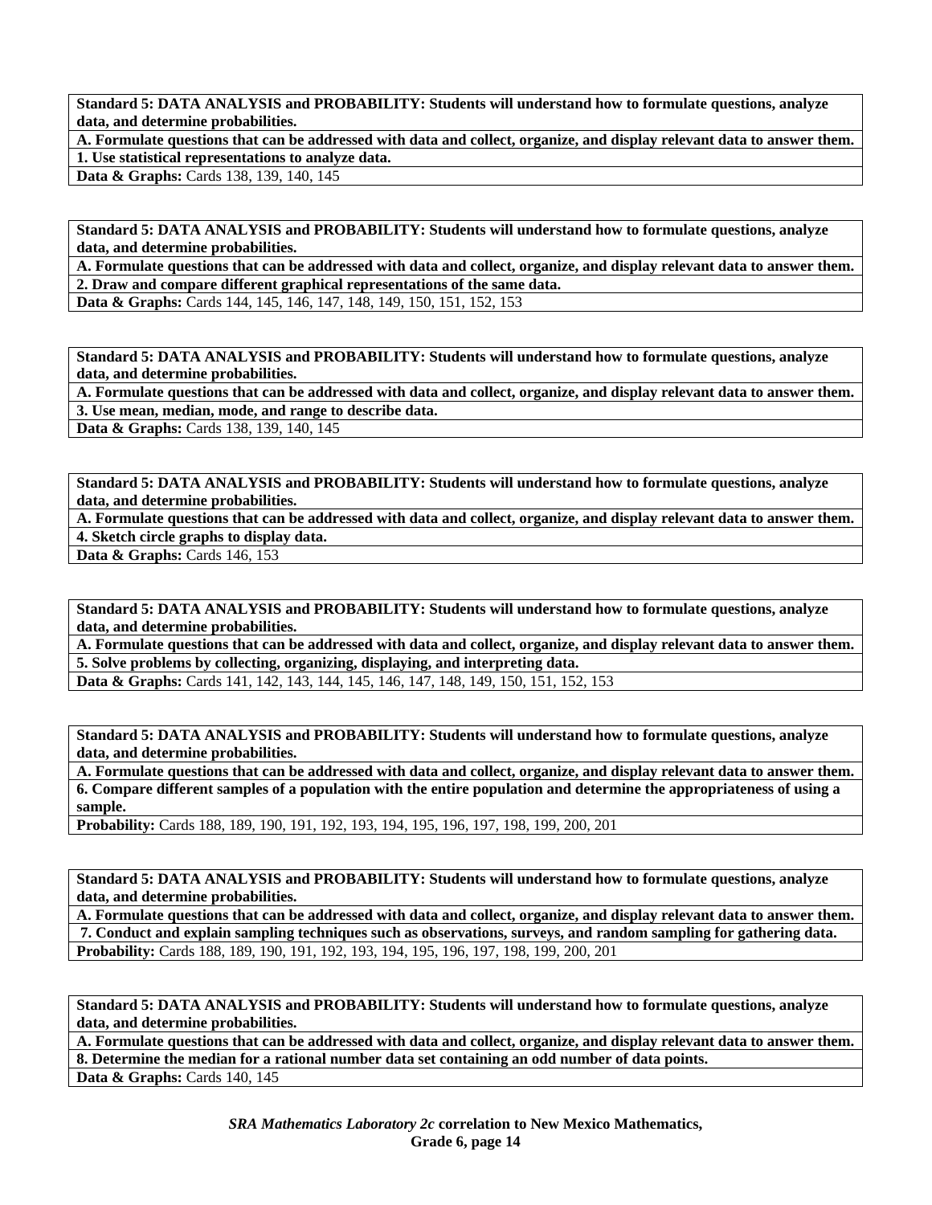| **Standard 5: DATA ANALYSIS and PROBABILITY: Students will understand how to formulate questions, analyze data, and determine probabilities.** |
|---|
| **A. Formulate questions that can be addressed with data and collect, organize, and display relevant data to answer them.** |
| **1. Use statistical representations to analyze data.** |
| **Data & Graphs:** Cards 138, 139, 140, 145 |

| **Standard 5: DATA ANALYSIS and PROBABILITY: Students will understand how to formulate questions, analyze data, and determine probabilities.** |
|---|
| **A. Formulate questions that can be addressed with data and collect, organize, and display relevant data to answer them.** |
| **2. Draw and compare different graphical representations of the same data.** |
| **Data & Graphs:** Cards 144, 145, 146, 147, 148, 149, 150, 151, 152, 153 |

| **Standard 5: DATA ANALYSIS and PROBABILITY: Students will understand how to formulate questions, analyze data, and determine probabilities.** |
|---|
| **A. Formulate questions that can be addressed with data and collect, organize, and display relevant data to answer them.** |
| **3. Use mean, median, mode, and range to describe data.** |
| **Data & Graphs:** Cards 138, 139, 140, 145 |

| **Standard 5: DATA ANALYSIS and PROBABILITY: Students will understand how to formulate questions, analyze data, and determine probabilities.** |
|---|
| **A. Formulate questions that can be addressed with data and collect, organize, and display relevant data to answer them.** |
| **4. Sketch circle graphs to display data.** |
| **Data & Graphs:** Cards 146, 153 |

| **Standard 5: DATA ANALYSIS and PROBABILITY: Students will understand how to formulate questions, analyze data, and determine probabilities.** |
|---|
| **A. Formulate questions that can be addressed with data and collect, organize, and display relevant data to answer them.** |
| **5. Solve problems by collecting, organizing, displaying, and interpreting data.** |
| **Data & Graphs:** Cards 141, 142, 143, 144, 145, 146, 147, 148, 149, 150, 151, 152, 153 |

| **Standard 5: DATA ANALYSIS and PROBABILITY: Students will understand how to formulate questions, analyze data, and determine probabilities.** |
|---|
| **A. Formulate questions that can be addressed with data and collect, organize, and display relevant data to answer them.** |
| **6. Compare different samples of a population with the entire population and determine the appropriateness of using a sample.** |
| **Probability:** Cards 188, 189, 190, 191, 192, 193, 194, 195, 196, 197, 198, 199, 200, 201 |

| **Standard 5: DATA ANALYSIS and PROBABILITY: Students will understand how to formulate questions, analyze data, and determine probabilities.** |
|---|
| **A. Formulate questions that can be addressed with data and collect, organize, and display relevant data to answer them.** |
| **7. Conduct and explain sampling techniques such as observations, surveys, and random sampling for gathering data.** |
| **Probability:** Cards 188, 189, 190, 191, 192, 193, 194, 195, 196, 197, 198, 199, 200, 201 |

| **Standard 5: DATA ANALYSIS and PROBABILITY: Students will understand how to formulate questions, analyze data, and determine probabilities.** |
|---|
| **A. Formulate questions that can be addressed with data and collect, organize, and display relevant data to answer them.** |
| **8. Determine the median for a rational number data set containing an odd number of data points.** |
| **Data & Graphs:** Cards 140, 145 |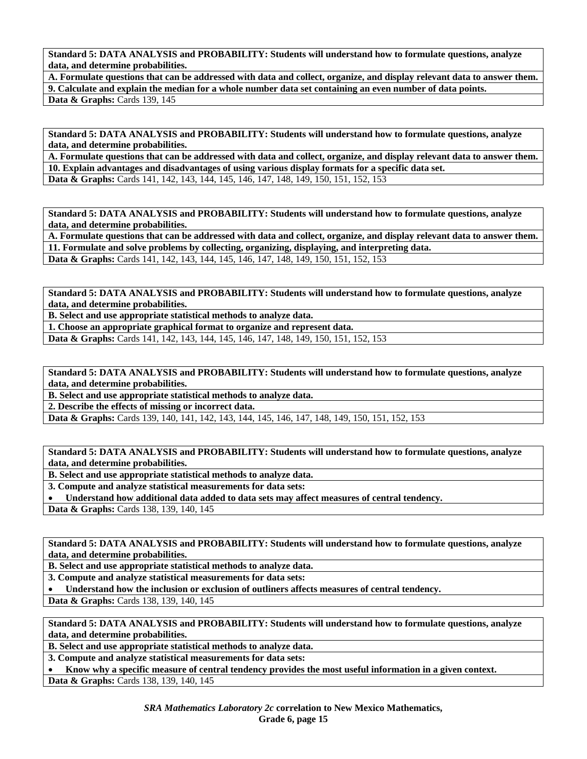**Standard 5: DATA ANALYSIS and PROBABILITY: Students will understand how to formulate questions, analyze data, and determine probabilities.**

**A. Formulate questions that can be addressed with data and collect, organize, and display relevant data to answer them.**

**9. Calculate and explain the median for a whole number data set containing an even number of data points.**

**Data & Graphs:** Cards 139, 145

**Standard 5: DATA ANALYSIS and PROBABILITY: Students will understand how to formulate questions, analyze data, and determine probabilities.**

**A. Formulate questions that can be addressed with data and collect, organize, and display relevant data to answer them.**

**10. Explain advantages and disadvantages of using various display formats for a specific data set.**

**Data & Graphs:** Cards 141, 142, 143, 144, 145, 146, 147, 148, 149, 150, 151, 152, 153

**Standard 5: DATA ANALYSIS and PROBABILITY: Students will understand how to formulate questions, analyze data, and determine probabilities.**

**A. Formulate questions that can be addressed with data and collect, organize, and display relevant data to answer them.**

**11. Formulate and solve problems by collecting, organizing, displaying, and interpreting data.**

**Data & Graphs:** Cards 141, 142, 143, 144, 145, 146, 147, 148, 149, 150, 151, 152, 153

**Standard 5: DATA ANALYSIS and PROBABILITY: Students will understand how to formulate questions, analyze data, and determine probabilities.**

**B. Select and use appropriate statistical methods to analyze data.**

**1. Choose an appropriate graphical format to organize and represent data.**

**Data & Graphs:** Cards 141, 142, 143, 144, 145, 146, 147, 148, 149, 150, 151, 152, 153

**Standard 5: DATA ANALYSIS and PROBABILITY: Students will understand how to formulate questions, analyze data, and determine probabilities.**

**B. Select and use appropriate statistical methods to analyze data.**

**2. Describe the effects of missing or incorrect data.**

**Data & Graphs:** Cards 139, 140, 141, 142, 143, 144, 145, 146, 147, 148, 149, 150, 151, 152, 153

**Standard 5: DATA ANALYSIS and PROBABILITY: Students will understand how to formulate questions, analyze data, and determine probabilities.**

**B. Select and use appropriate statistical methods to analyze data.**

**3. Compute and analyze statistical measurements for data sets:**

- **Understand how additional data added to data sets may affect measures of central tendency.**

**Data & Graphs:** Cards 138, 139, 140, 145

**Standard 5: DATA ANALYSIS and PROBABILITY: Students will understand how to formulate questions, analyze data, and determine probabilities.**

**B. Select and use appropriate statistical methods to analyze data.**

**3. Compute and analyze statistical measurements for data sets:**

- **Understand how the inclusion or exclusion of outliners affects measures of central tendency.**

**Data & Graphs:** Cards 138, 139, 140, 145

**Standard 5: DATA ANALYSIS and PROBABILITY: Students will understand how to formulate questions, analyze data, and determine probabilities.**

**B. Select and use appropriate statistical methods to analyze data.**

**3. Compute and analyze statistical measurements for data sets:**

- **Know why a specific measure of central tendency provides the most useful information in a given context.**

**Data & Graphs:** Cards 138, 139, 140, 145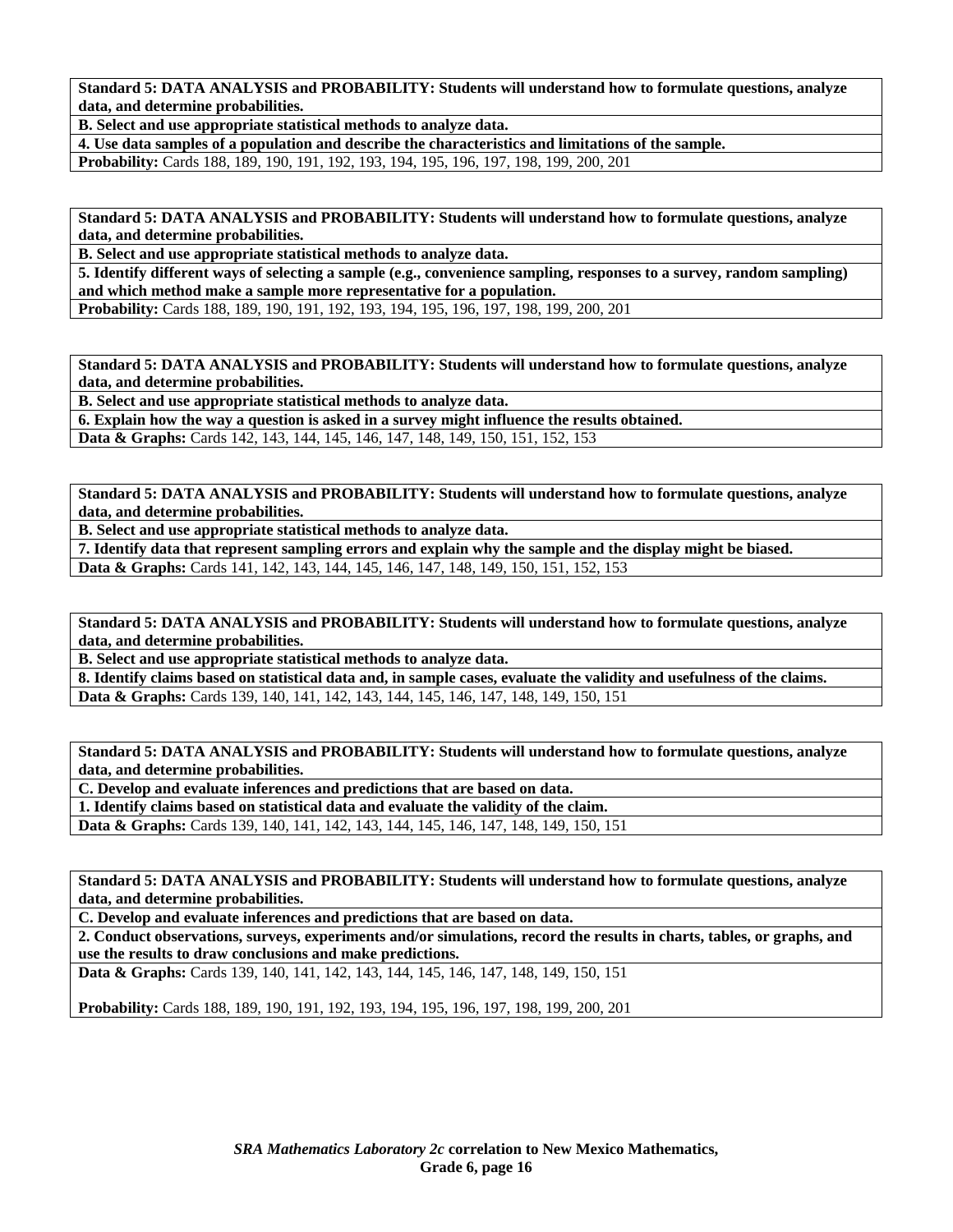**Standard 5: DATA ANALYSIS and PROBABILITY: Students will understand how to formulate questions, analyze data, and determine probabilities.**

**B. Select and use appropriate statistical methods to analyze data.**

**4. Use data samples of a population and describe the characteristics and limitations of the sample.**

**Probability:** Cards 188, 189, 190, 191, 192, 193, 194, 195, 196, 197, 198, 199, 200, 201

**Standard 5: DATA ANALYSIS and PROBABILITY: Students will understand how to formulate questions, analyze data, and determine probabilities.**

**B. Select and use appropriate statistical methods to analyze data.**

**5. Identify different ways of selecting a sample (e.g., convenience sampling, responses to a survey, random sampling) and which method make a sample more representative for a population.**

**Probability:** Cards 188, 189, 190, 191, 192, 193, 194, 195, 196, 197, 198, 199, 200, 201

**Standard 5: DATA ANALYSIS and PROBABILITY: Students will understand how to formulate questions, analyze data, and determine probabilities.**

**B. Select and use appropriate statistical methods to analyze data.**

**6. Explain how the way a question is asked in a survey might influence the results obtained.**

**Data & Graphs:** Cards 142, 143, 144, 145, 146, 147, 148, 149, 150, 151, 152, 153

**Standard 5: DATA ANALYSIS and PROBABILITY: Students will understand how to formulate questions, analyze data, and determine probabilities.**

**B. Select and use appropriate statistical methods to analyze data.**

**7. Identify data that represent sampling errors and explain why the sample and the display might be biased.**

**Data & Graphs:** Cards 141, 142, 143, 144, 145, 146, 147, 148, 149, 150, 151, 152, 153

**Standard 5: DATA ANALYSIS and PROBABILITY: Students will understand how to formulate questions, analyze data, and determine probabilities.**

**B. Select and use appropriate statistical methods to analyze data.**

**8. Identify claims based on statistical data and, in sample cases, evaluate the validity and usefulness of the claims.**

**Data & Graphs:** Cards 139, 140, 141, 142, 143, 144, 145, 146, 147, 148, 149, 150, 151

**Standard 5: DATA ANALYSIS and PROBABILITY: Students will understand how to formulate questions, analyze data, and determine probabilities.**

**C. Develop and evaluate inferences and predictions that are based on data.**

**1. Identify claims based on statistical data and evaluate the validity of the claim.**

**Data & Graphs:** Cards 139, 140, 141, 142, 143, 144, 145, 146, 147, 148, 149, 150, 151

**Standard 5: DATA ANALYSIS and PROBABILITY: Students will understand how to formulate questions, analyze data, and determine probabilities.**

**C. Develop and evaluate inferences and predictions that are based on data.**

**2. Conduct observations, surveys, experiments and/or simulations, record the results in charts, tables, or graphs, and use the results to draw conclusions and make predictions.**

**Data & Graphs:** Cards 139, 140, 141, 142, 143, 144, 145, 146, 147, 148, 149, 150, 151

**Probability:** Cards 188, 189, 190, 191, 192, 193, 194, 195, 196, 197, 198, 199, 200, 201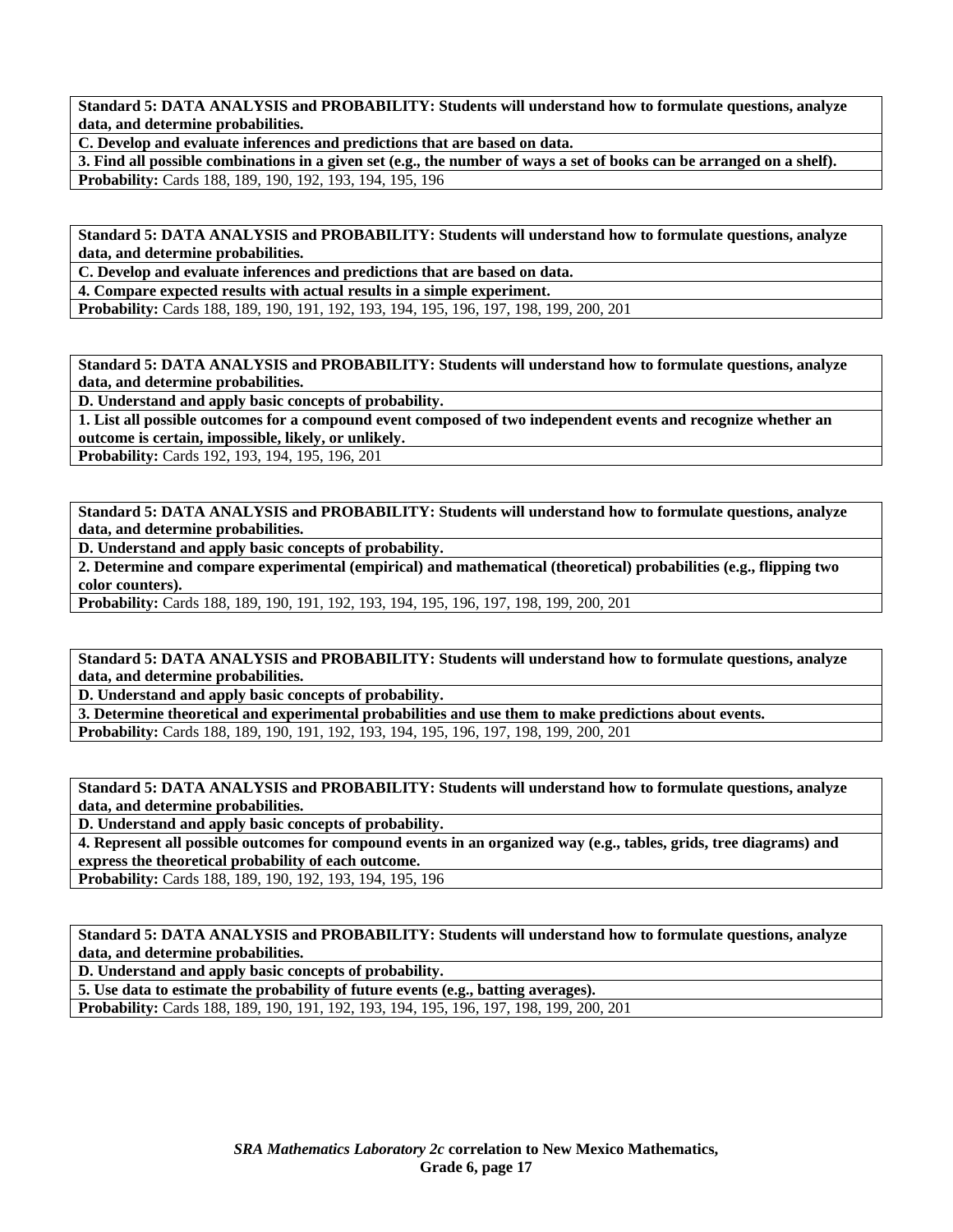| **Standard 5: DATA ANALYSIS and PROBABILITY: Students will understand how to formulate questions, analyze data, and determine probabilities.** |
|---|
| **C. Develop and evaluate inferences and predictions that are based on data.** |
| **3. Find all possible combinations in a given set (e.g., the number of ways a set of books can be arranged on a shelf).** |
| **Probability:** Cards 188, 189, 190, 192, 193, 194, 195, 196 |

| **Standard 5: DATA ANALYSIS and PROBABILITY: Students will understand how to formulate questions, analyze data, and determine probabilities.** |
|---|
| **C. Develop and evaluate inferences and predictions that are based on data.** |
| **4. Compare expected results with actual results in a simple experiment.** |
| **Probability:** Cards 188, 189, 190, 191, 192, 193, 194, 195, 196, 197, 198, 199, 200, 201 |

| **Standard 5: DATA ANALYSIS and PROBABILITY: Students will understand how to formulate questions, analyze data, and determine probabilities.** |
|---|
| **D. Understand and apply basic concepts of probability.** |
| **1. List all possible outcomes for a compound event composed of two independent events and recognize whether an outcome is certain, impossible, likely, or unlikely.** |
| **Probability:** Cards 192, 193, 194, 195, 196, 201 |

| **Standard 5: DATA ANALYSIS and PROBABILITY: Students will understand how to formulate questions, analyze data, and determine probabilities.** |
|---|
| **D. Understand and apply basic concepts of probability.** |
| **2. Determine and compare experimental (empirical) and mathematical (theoretical) probabilities (e.g., flipping two color counters).** |
| **Probability:** Cards 188, 189, 190, 191, 192, 193, 194, 195, 196, 197, 198, 199, 200, 201 |

| **Standard 5: DATA ANALYSIS and PROBABILITY: Students will understand how to formulate questions, analyze data, and determine probabilities.** |
|---|
| **D. Understand and apply basic concepts of probability.** |
| **3. Determine theoretical and experimental probabilities and use them to make predictions about events.** |
| **Probability:** Cards 188, 189, 190, 191, 192, 193, 194, 195, 196, 197, 198, 199, 200, 201 |

| **Standard 5: DATA ANALYSIS and PROBABILITY: Students will understand how to formulate questions, analyze data, and determine probabilities.** |
|---|
| **D. Understand and apply basic concepts of probability.** |
| **4. Represent all possible outcomes for compound events in an organized way (e.g., tables, grids, tree diagrams) and express the theoretical probability of each outcome.** |
| **Probability:** Cards 188, 189, 190, 192, 193, 194, 195, 196 |

| **Standard 5: DATA ANALYSIS and PROBABILITY: Students will understand how to formulate questions, analyze data, and determine probabilities.** |
|---|
| **D. Understand and apply basic concepts of probability.** |
| **5. Use data to estimate the probability of future events (e.g., batting averages).** |
| **Probability:** Cards 188, 189, 190, 191, 192, 193, 194, 195, 196, 197, 198, 199, 200, 201 |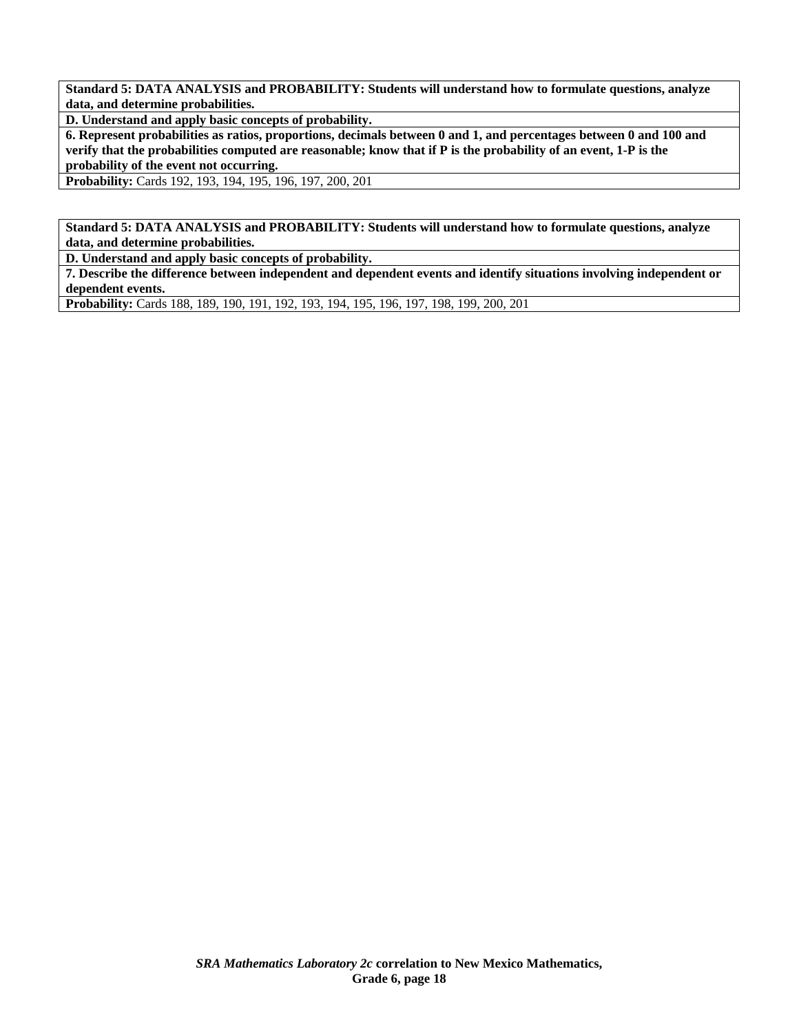**Standard 5: DATA ANALYSIS and PROBABILITY: Students will understand how to formulate questions, analyze data, and determine probabilities.**

**D. Understand and apply basic concepts of probability.**

**6. Represent probabilities as ratios, proportions, decimals between 0 and 1, and percentages between 0 and 100 and verify that the probabilities computed are reasonable; know that if P is the probability of an event, 1-P is the probability of the event not occurring.**

**Probability:** Cards 192, 193, 194, 195, 196, 197, 200, 201

**Standard 5: DATA ANALYSIS and PROBABILITY: Students will understand how to formulate questions, analyze data, and determine probabilities.**

**D. Understand and apply basic concepts of probability.**

**7. Describe the difference between independent and dependent events and identify situations involving independent or dependent events.**

**Probability:** Cards 188, 189, 190, 191, 192, 193, 194, 195, 196, 197, 198, 199, 200, 201